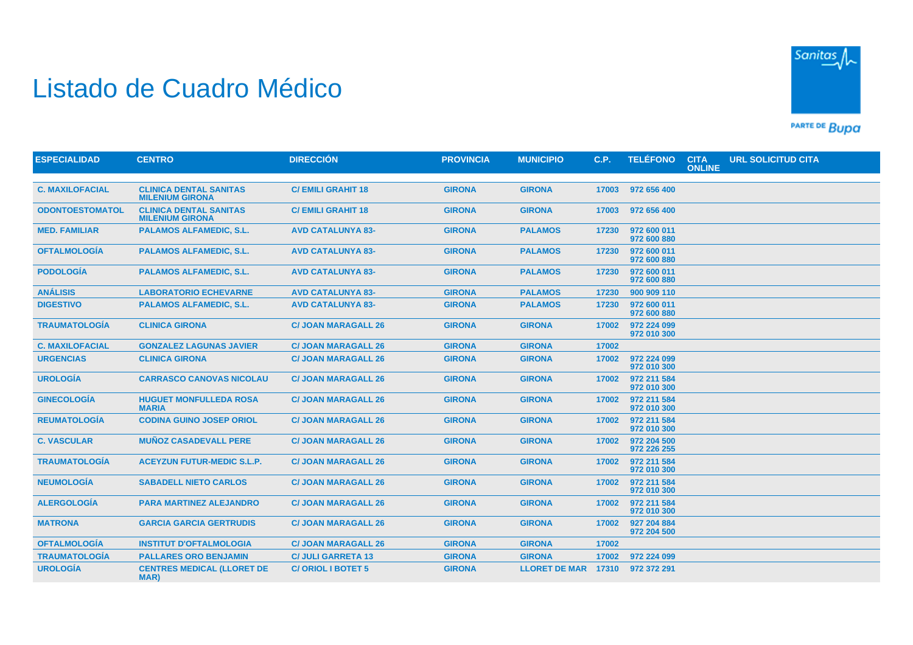# Listado de Cuadro Médico

| ESPECIALIDAD | CENTRO | DIRECCIÓN | PROVINCIA | MUNICIPIO | C.P. | TELÉFONO | CITA ONLINE | URL SOLICITUD CITA |
|---|---|---|---|---|---|---|---|---|
| C. MAXILOFACIAL | CLINICA DENTAL SANITAS MILENIUM GIRONA | C/ EMILI GRAHIT 18 | GIRONA | GIRONA | 17003 | 972 656 400 | | |
| ODONTOESTOMATOL | CLINICA DENTAL SANITAS MILENIUM GIRONA | C/ EMILI GRAHIT 18 | GIRONA | GIRONA | 17003 | 972 656 400 | | |
| MED. FAMILIAR | PALAMOS ALFAMEDIC, S.L. | AVD CATALUNYA 83- | GIRONA | PALAMOS | 17230 | 972 600 011 972 600 880 | | |
| OFTALMOLOGÍA | PALAMOS ALFAMEDIC, S.L. | AVD CATALUNYA 83- | GIRONA | PALAMOS | 17230 | 972 600 011 972 600 880 | | |
| PODOLOGÍA | PALAMOS ALFAMEDIC, S.L. | AVD CATALUNYA 83- | GIRONA | PALAMOS | 17230 | 972 600 011 972 600 880 | | |
| ANÁLISIS | LABORATORIO ECHEVARNE | AVD CATALUNYA 83- | GIRONA | PALAMOS | 17230 | 900 909 110 | | |
| DIGESTIVO | PALAMOS ALFAMEDIC, S.L. | AVD CATALUNYA 83- | GIRONA | PALAMOS | 17230 | 972 600 011 972 600 880 | | |
| TRAUMATOLOGÍA | CLINICA GIRONA | C/ JOAN MARAGALL 26 | GIRONA | GIRONA | 17002 | 972 224 099 972 010 300 | | |
| C. MAXILOFACIAL | GONZALEZ LAGUNAS JAVIER | C/ JOAN MARAGALL 26 | GIRONA | GIRONA | 17002 | | | |
| URGENCIAS | CLINICA GIRONA | C/ JOAN MARAGALL 26 | GIRONA | GIRONA | 17002 | 972 224 099 972 010 300 | | |
| UROLOGÍA | CARRASCO CANOVAS NICOLAU | C/ JOAN MARAGALL 26 | GIRONA | GIRONA | 17002 | 972 211 584 972 010 300 | | |
| GINECOLOGÍA | HUGUET MONFULLEDA ROSA MARIA | C/ JOAN MARAGALL 26 | GIRONA | GIRONA | 17002 | 972 211 584 972 010 300 | | |
| REUMATOLOGÍA | CODINA GUINO JOSEP ORIOL | C/ JOAN MARAGALL 26 | GIRONA | GIRONA | 17002 | 972 211 584 972 010 300 | | |
| C. VASCULAR | MUÑOZ CASADEVALL PERE | C/ JOAN MARAGALL 26 | GIRONA | GIRONA | 17002 | 972 204 500 972 226 255 | | |
| TRAUMATOLOGÍA | ACEYZUN FUTUR-MEDIC S.L.P. | C/ JOAN MARAGALL 26 | GIRONA | GIRONA | 17002 | 972 211 584 972 010 300 | | |
| NEUMOLOGÍA | SABADELL NIETO CARLOS | C/ JOAN MARAGALL 26 | GIRONA | GIRONA | 17002 | 972 211 584 972 010 300 | | |
| ALERGOLOGÍA | PARA MARTINEZ ALEJANDRO | C/ JOAN MARAGALL 26 | GIRONA | GIRONA | 17002 | 972 211 584 972 010 300 | | |
| MATRONA | GARCIA GARCIA GERTRUDIS | C/ JOAN MARAGALL 26 | GIRONA | GIRONA | 17002 | 927 204 884 972 204 500 | | |
| OFTALMOLOGÍA | INSTITUT D'OFTALMOLOGIA | C/ JOAN MARAGALL 26 | GIRONA | GIRONA | 17002 | | | |
| TRAUMATOLOGÍA | PALLARES ORO BENJAMIN | C/ JULI GARRETA 13 | GIRONA | GIRONA | 17002 | 972 224 099 | | |
| UROLOGÍA | CENTRES MEDICAL (LLORET DE MAR) | C/ ORIOL I BOTET 5 | GIRONA | LLORET DE MAR | 17310 | 972 372 291 | | |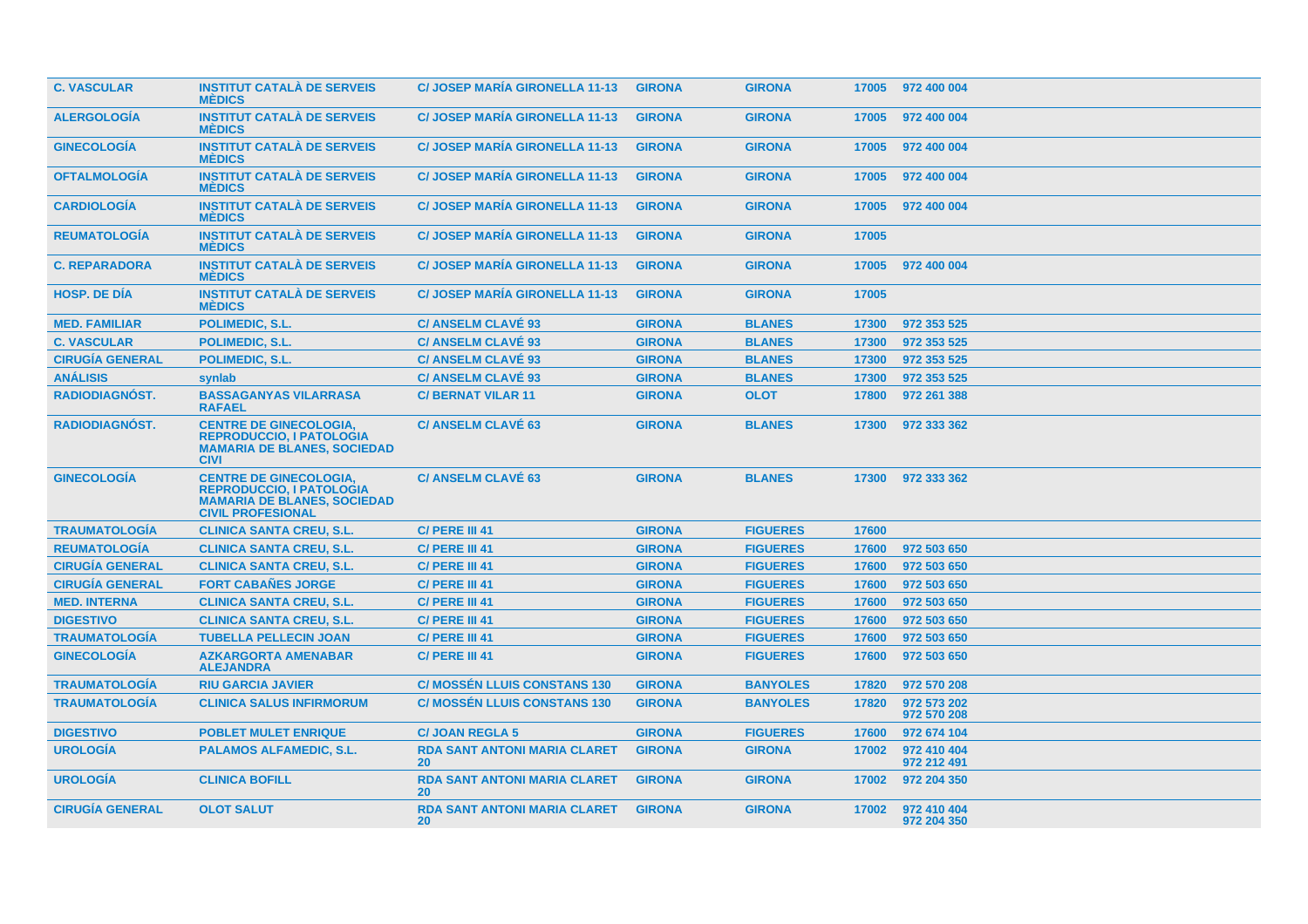| | | | | | | |
|---|---|---|---|---|---|---|
| **C. VASCULAR** | **INSTITUT CATALÀ DE SERVEIS MÈDICS** | **C/ JOSEP MARÍA GIRONELLA 11-13** | **GIRONA** | **GIRONA** | **17005** | **972 400 004** |
| **ALERGOLOGÍA** | **INSTITUT CATALÀ DE SERVEIS MÈDICS** | **C/ JOSEP MARÍA GIRONELLA 11-13** | **GIRONA** | **GIRONA** | **17005** | **972 400 004** |
| **GINECOLOGÍA** | **INSTITUT CATALÀ DE SERVEIS MÈDICS** | **C/ JOSEP MARÍA GIRONELLA 11-13** | **GIRONA** | **GIRONA** | **17005** | **972 400 004** |
| **OFTALMOLOGÍA** | **INSTITUT CATALÀ DE SERVEIS MÈDICS** | **C/ JOSEP MARÍA GIRONELLA 11-13** | **GIRONA** | **GIRONA** | **17005** | **972 400 004** |
| **CARDIOLOGÍA** | **INSTITUT CATALÀ DE SERVEIS MÈDICS** | **C/ JOSEP MARÍA GIRONELLA 11-13** | **GIRONA** | **GIRONA** | **17005** | **972 400 004** |
| **REUMATOLOGÍA** | **INSTITUT CATALÀ DE SERVEIS MÈDICS** | **C/ JOSEP MARÍA GIRONELLA 11-13** | **GIRONA** | **GIRONA** | **17005** | |
| **C. REPARADORA** | **INSTITUT CATALÀ DE SERVEIS MÈDICS** | **C/ JOSEP MARÍA GIRONELLA 11-13** | **GIRONA** | **GIRONA** | **17005** | **972 400 004** |
| **HOSP. DE DÍA** | **INSTITUT CATALÀ DE SERVEIS MÈDICS** | **C/ JOSEP MARÍA GIRONELLA 11-13** | **GIRONA** | **GIRONA** | **17005** | |
| **MED. FAMILIAR** | **POLIMEDIC, S.L.** | **C/ ANSELM CLAVÉ 93** | **GIRONA** | **BLANES** | **17300** | **972 353 525** |
| **C. VASCULAR** | **POLIMEDIC, S.L.** | **C/ ANSELM CLAVÉ 93** | **GIRONA** | **BLANES** | **17300** | **972 353 525** |
| **CIRUGÍA GENERAL** | **POLIMEDIC, S.L.** | **C/ ANSELM CLAVÉ 93** | **GIRONA** | **BLANES** | **17300** | **972 353 525** |
| **ANÁLISIS** | **synlab** | **C/ ANSELM CLAVÉ 93** | **GIRONA** | **BLANES** | **17300** | **972 353 525** |
| **RADIODIAGNÓST.** | **BASSAGANYAS VILARRASA RAFAEL** | **C/ BERNAT VILAR 11** | **GIRONA** | **OLOT** | **17800** | **972 261 388** |
| **RADIODIAGNÓST.** | **CENTRE DE GINECOLOGIA, REPRODUCCIO, I PATOLOGIA MAMARIA DE BLANES, SOCIEDAD CIVI** | **C/ ANSELM CLAVÉ 63** | **GIRONA** | **BLANES** | **17300** | **972 333 362** |
| **GINECOLOGÍA** | **CENTRE DE GINECOLOGIA, REPRODUCCIO, I PATOLOGIA MAMARIA DE BLANES, SOCIEDAD CIVIL PROFESIONAL** | **C/ ANSELM CLAVÉ 63** | **GIRONA** | **BLANES** | **17300** | **972 333 362** |
| **TRAUMATOLOGÍA** | **CLINICA SANTA CREU, S.L.** | **C/ PERE III 41** | **GIRONA** | **FIGUERES** | **17600** | |
| **REUMATOLOGÍA** | **CLINICA SANTA CREU, S.L.** | **C/ PERE III 41** | **GIRONA** | **FIGUERES** | **17600** | **972 503 650** |
| **CIRUGÍA GENERAL** | **CLINICA SANTA CREU, S.L.** | **C/ PERE III 41** | **GIRONA** | **FIGUERES** | **17600** | **972 503 650** |
| **CIRUGÍA GENERAL** | **FORT CABAÑES JORGE** | **C/ PERE III 41** | **GIRONA** | **FIGUERES** | **17600** | **972 503 650** |
| **MED. INTERNA** | **CLINICA SANTA CREU, S.L.** | **C/ PERE III 41** | **GIRONA** | **FIGUERES** | **17600** | **972 503 650** |
| **DIGESTIVO** | **CLINICA SANTA CREU, S.L.** | **C/ PERE III 41** | **GIRONA** | **FIGUERES** | **17600** | **972 503 650** |
| **TRAUMATOLOGÍA** | **TUBELLA PELLECIN JOAN** | **C/ PERE III 41** | **GIRONA** | **FIGUERES** | **17600** | **972 503 650** |
| **GINECOLOGÍA** | **AZKARGORTA AMENABAR ALEJANDRA** | **C/ PERE III 41** | **GIRONA** | **FIGUERES** | **17600** | **972 503 650** |
| **TRAUMATOLOGÍA** | **RIU GARCIA JAVIER** | **C/ MOSSÉN LLUIS CONSTANS 130** | **GIRONA** | **BANYOLES** | **17820** | **972 570 208** |
| **TRAUMATOLOGÍA** | **CLINICA SALUS INFIRMORUM** | **C/ MOSSÉN LLUIS CONSTANS 130** | **GIRONA** | **BANYOLES** | **17820** | **972 573 202 972 570 208** |
| **DIGESTIVO** | **POBLET MULET ENRIQUE** | **C/ JOAN REGLA 5** | **GIRONA** | **FIGUERES** | **17600** | **972 674 104** |
| **UROLOGÍA** | **PALAMOS ALFAMEDIC, S.L.** | **RDA SANT ANTONI MARIA CLARET 20** | **GIRONA** | **GIRONA** | **17002** | **972 410 404 972 212 491** |
| **UROLOGÍA** | **CLINICA BOFILL** | **RDA SANT ANTONI MARIA CLARET 20** | **GIRONA** | **GIRONA** | **17002** | **972 204 350** |
| **CIRUGÍA GENERAL** | **OLOT SALUT** | **RDA SANT ANTONI MARIA CLARET 20** | **GIRONA** | **GIRONA** | **17002** | **972 410 404 972 204 350** |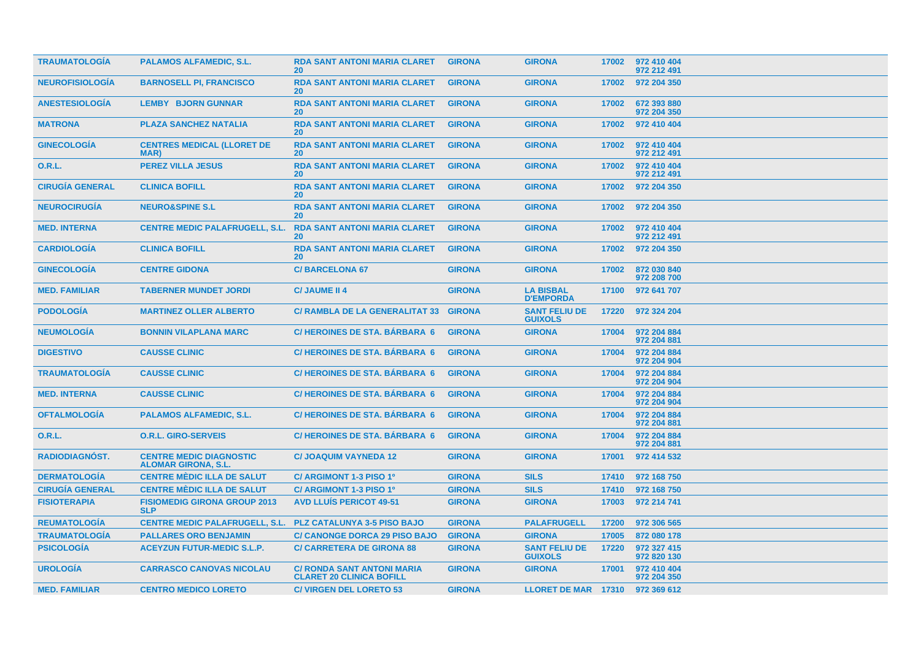| | | | | | | |
|---|---|---|---|---|---|---|
| **TRAUMATOLOGÍA** | **PALAMOS ALFAMEDIC, S.L.** | **RDA SANT ANTONI MARIA CLARET 20** | **GIRONA** | **GIRONA** | **17002** | **972 410 404 972 212 491** |
| **NEUROFISIOLOGÍA** | **BARNOSELL PI, FRANCISCO** | **RDA SANT ANTONI MARIA CLARET 20** | **GIRONA** | **GIRONA** | **17002** | **972 204 350** |
| **ANESTESIOLOGÍA** | **LEMBY BJORN GUNNAR** | **RDA SANT ANTONI MARIA CLARET 20** | **GIRONA** | **GIRONA** | **17002** | **672 393 880 972 204 350** |
| **MATRONA** | **PLAZA SANCHEZ NATALIA** | **RDA SANT ANTONI MARIA CLARET 20** | **GIRONA** | **GIRONA** | **17002** | **972 410 404** |
| **GINECOLOGÍA** | **CENTRES MEDICAL (LLORET DE MAR)** | **RDA SANT ANTONI MARIA CLARET 20** | **GIRONA** | **GIRONA** | **17002** | **972 410 404 972 212 491** |
| **O.R.L.** | **PEREZ VILLA JESUS** | **RDA SANT ANTONI MARIA CLARET 20** | **GIRONA** | **GIRONA** | **17002** | **972 410 404 972 212 491** |
| **CIRUGÍA GENERAL** | **CLINICA BOFILL** | **RDA SANT ANTONI MARIA CLARET 20** | **GIRONA** | **GIRONA** | **17002** | **972 204 350** |
| **NEUROCIRUGÍA** | **NEURO&SPINE S.L** | **RDA SANT ANTONI MARIA CLARET 20** | **GIRONA** | **GIRONA** | **17002** | **972 204 350** |
| **MED. INTERNA** | **CENTRE MEDIC PALAFRUGELL, S.L.** | **RDA SANT ANTONI MARIA CLARET 20** | **GIRONA** | **GIRONA** | **17002** | **972 410 404 972 212 491** |
| **CARDIOLOGÍA** | **CLINICA BOFILL** | **RDA SANT ANTONI MARIA CLARET 20** | **GIRONA** | **GIRONA** | **17002** | **972 204 350** |
| **GINECOLOGÍA** | **CENTRE GIDONA** | **C/ BARCELONA 67** | **GIRONA** | **GIRONA** | **17002** | **872 030 840 972 208 700** |
| **MED. FAMILIAR** | **TABERNER MUNDET JORDI** | **C/ JAUME II 4** | **GIRONA** | **LA BISBAL D'EMPORDA** | **17100** | **972 641 707** |
| **PODOLOGÍA** | **MARTINEZ OLLER ALBERTO** | **C/ RAMBLA DE LA GENERALITAT 33** | **GIRONA** | **SANT FELIU DE GUIXOLS** | **17220** | **972 324 204** |
| **NEUMOLOGÍA** | **BONNIN VILAPLANA MARC** | **C/ HEROINES DE STA. BÁRBARA 6** | **GIRONA** | **GIRONA** | **17004** | **972 204 884 972 204 881** |
| **DIGESTIVO** | **CAUSSE CLINIC** | **C/ HEROINES DE STA. BÁRBARA 6** | **GIRONA** | **GIRONA** | **17004** | **972 204 884 972 204 904** |
| **TRAUMATOLOGÍA** | **CAUSSE CLINIC** | **C/ HEROINES DE STA. BÁRBARA 6** | **GIRONA** | **GIRONA** | **17004** | **972 204 884 972 204 904** |
| **MED. INTERNA** | **CAUSSE CLINIC** | **C/ HEROINES DE STA. BÁRBARA 6** | **GIRONA** | **GIRONA** | **17004** | **972 204 884 972 204 904** |
| **OFTALMOLOGÍA** | **PALAMOS ALFAMEDIC, S.L.** | **C/ HEROINES DE STA. BÁRBARA 6** | **GIRONA** | **GIRONA** | **17004** | **972 204 884 972 204 881** |
| **O.R.L.** | **O.R.L. GIRO-SERVEIS** | **C/ HEROINES DE STA. BÁRBARA 6** | **GIRONA** | **GIRONA** | **17004** | **972 204 884 972 204 881** |
| **RADIODIAGNÓST.** | **CENTRE MEDIC DIAGNOSTIC ALOMAR GIRONA, S.L.** | **C/ JOAQUIM VAYNEDA 12** | **GIRONA** | **GIRONA** | **17001** | **972 414 532** |
| **DERMATOLOGÍA** | **CENTRE MÈDIC ILLA DE SALUT** | **C/ ARGIMONT 1-3 PISO 1º** | **GIRONA** | **SILS** | **17410** | **972 168 750** |
| **CIRUGÍA GENERAL** | **CENTRE MÈDIC ILLA DE SALUT** | **C/ ARGIMONT 1-3 PISO 1º** | **GIRONA** | **SILS** | **17410** | **972 168 750** |
| **FISIOTERAPIA** | **FISIOMEDIG GIRONA GROUP 2013 SLP** | **AVD LLUÍS PERICOT 49-51** | **GIRONA** | **GIRONA** | **17003** | **972 214 741** |
| **REUMATOLOGÍA** | **CENTRE MEDIC PALAFRUGELL, S.L.** | **PLZ CATALUNYA 3-5 PISO BAJO** | **GIRONA** | **PALAFRUGELL** | **17200** | **972 306 565** |
| **TRAUMATOLOGÍA** | **PALLARES ORO BENJAMIN** | **C/ CANONGE DORCA 29 PISO BAJO** | **GIRONA** | **GIRONA** | **17005** | **872 080 178** |
| **PSICOLOGÍA** | **ACEYZUN FUTUR-MEDIC S.L.P.** | **C/ CARRETERA DE GIRONA 88** | **GIRONA** | **SANT FELIU DE GUIXOLS** | **17220** | **972 327 415 972 820 130** |
| **UROLOGÍA** | **CARRASCO CANOVAS NICOLAU** | **C/ RONDA SANT ANTONI MARIA CLARET 20 CLINICA BOFILL** | **GIRONA** | **GIRONA** | **17001** | **972 410 404 972 204 350** |
| **MED. FAMILIAR** | **CENTRO MEDICO LORETO** | **C/ VIRGEN DEL LORETO 53** | **GIRONA** | **LLORET DE MAR** | **17310** | **972 369 612** |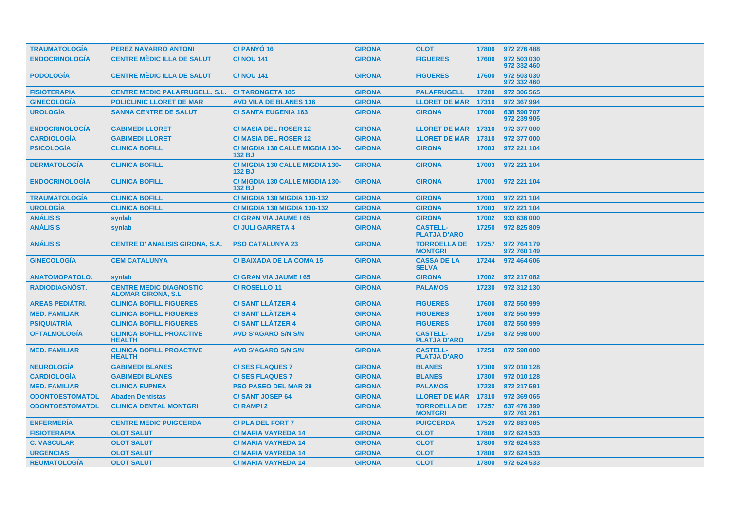| | | | | | | |
|---|---|---|---|---|---|---|
| TRAUMATOLOGÍA | PEREZ NAVARRO ANTONI | C/ PANYÓ 16 | GIRONA | OLOT | 17800 | 972 276 488 |
| ENDOCRINOLOGÍA | CENTRE MÈDIC ILLA DE SALUT | C/ NOU 141 | GIRONA | FIGUERES | 17600 | 972 503 030 972 332 460 |
| PODOLOGÍA | CENTRE MÈDIC ILLA DE SALUT | C/ NOU 141 | GIRONA | FIGUERES | 17600 | 972 503 030 972 332 460 |
| FISIOTERAPIA | CENTRE MEDIC PALAFRUGELL, S.L. | C/ TARONGETA 105 | GIRONA | PALAFRUGELL | 17200 | 972 306 565 |
| GINECOLOGÍA | POLICLINIC LLORET DE MAR | AVD VILA DE BLANES 136 | GIRONA | LLORET DE MAR | 17310 | 972 367 994 |
| UROLOGÍA | SANNA CENTRE DE SALUT | C/ SANTA EUGENIA 163 | GIRONA | GIRONA | 17006 | 638 590 707 972 239 905 |
| ENDOCRINOLOGÍA | GABIMEDI LLORET | C/ MASIA DEL ROSER 12 | GIRONA | LLORET DE MAR | 17310 | 972 377 000 |
| CARDIOLOGÍA | GABIMEDI LLORET | C/ MASIA DEL ROSER 12 | GIRONA | LLORET DE MAR | 17310 | 972 377 000 |
| PSICOLOGÍA | CLINICA BOFILL | C/ MIGDIA 130 CALLE MIGDIA 130-132 BJ | GIRONA | GIRONA | 17003 | 972 221 104 |
| DERMATOLOGÍA | CLINICA BOFILL | C/ MIGDIA 130 CALLE MIGDIA 130-132 BJ | GIRONA | GIRONA | 17003 | 972 221 104 |
| ENDOCRINOLOGÍA | CLINICA BOFILL | C/ MIGDIA 130 CALLE MIGDIA 130-132 BJ | GIRONA | GIRONA | 17003 | 972 221 104 |
| TRAUMATOLOGÍA | CLINICA BOFILL | C/ MIGDIA 130 MIGDIA 130-132 | GIRONA | GIRONA | 17003 | 972 221 104 |
| UROLOGÍA | CLINICA BOFILL | C/ MIGDIA 130 MIGDIA 130-132 | GIRONA | GIRONA | 17003 | 972 221 104 |
| ANÁLISIS | synlab | C/ GRAN VIA JAUME I 65 | GIRONA | GIRONA | 17002 | 933 636 000 |
| ANÁLISIS | synlab | C/ JULI GARRETA 4 | GIRONA | CASTELL-PLATJA D'ARO | 17250 | 972 825 809 |
| ANÁLISIS | CENTRE D' ANALISIS GIRONA, S.A. | PSO CATALUNYA 23 | GIRONA | TORROELLA DE MONTGRI | 17257 | 972 764 179 972 760 149 |
| GINECOLOGÍA | CEM CATALUNYA | C/ BAIXADA DE LA COMA 15 | GIRONA | CASSA DE LA SELVA | 17244 | 972 464 606 |
| ANATOMOPATOLO. | synlab | C/ GRAN VIA JAUME I 65 | GIRONA | GIRONA | 17002 | 972 217 082 |
| RADIODIAGNÓST. | CENTRE MEDIC DIAGNOSTIC ALOMAR GIRONA, S.L. | C/ ROSELLO 11 | GIRONA | PALAMOS | 17230 | 972 312 130 |
| AREAS PEDIÁTRI. | CLINICA BOFILL FIGUERES | C/ SANT LLÀTZER 4 | GIRONA | FIGUERES | 17600 | 872 550 999 |
| MED. FAMILIAR | CLINICA BOFILL FIGUERES | C/ SANT LLÀTZER 4 | GIRONA | FIGUERES | 17600 | 872 550 999 |
| PSIQUIATRÍA | CLINICA BOFILL FIGUERES | C/ SANT LLÀTZER 4 | GIRONA | FIGUERES | 17600 | 872 550 999 |
| OFTALMOLOGÍA | CLINICA BOFILL PROACTIVE HEALTH | AVD S'AGARO S/N S/N | GIRONA | CASTELL-PLATJA D'ARO | 17250 | 872 598 000 |
| MED. FAMILIAR | CLINICA BOFILL PROACTIVE HEALTH | AVD S'AGARO S/N S/N | GIRONA | CASTELL-PLATJA D'ARO | 17250 | 872 598 000 |
| NEUROLOGÍA | GABIMEDI BLANES | C/ SES FLAQUES 7 | GIRONA | BLANES | 17300 | 972 010 128 |
| CARDIOLOGÍA | GABIMEDI BLANES | C/ SES FLAQUES 7 | GIRONA | BLANES | 17300 | 972 010 128 |
| MED. FAMILIAR | CLINICA EUPNEA | PSO PASEO DEL MAR 39 | GIRONA | PALAMOS | 17230 | 872 217 591 |
| ODONTOESTOMATOL | Abaden Dentistas | C/ SANT JOSEP 64 | GIRONA | LLORET DE MAR | 17310 | 972 369 065 |
| ODONTOESTOMATOL | CLINICA DENTAL MONTGRI | C/ RAMPI 2 | GIRONA | TORROELLA DE MONTGRI | 17257 | 637 476 399 972 761 261 |
| ENFERMERÍA | CENTRE MEDIC PUIGCERDA | C/ PLA DEL FORT 7 | GIRONA | PUIGCERDA | 17520 | 972 883 085 |
| FISIOTERAPIA | OLOT SALUT | C/ MARIA VAYREDA 14 | GIRONA | OLOT | 17800 | 972 624 533 |
| C. VASCULAR | OLOT SALUT | C/ MARIA VAYREDA 14 | GIRONA | OLOT | 17800 | 972 624 533 |
| URGENCIAS | OLOT SALUT | C/ MARIA VAYREDA 14 | GIRONA | OLOT | 17800 | 972 624 533 |
| REUMATOLOGÍA | OLOT SALUT | C/ MARIA VAYREDA 14 | GIRONA | OLOT | 17800 | 972 624 533 |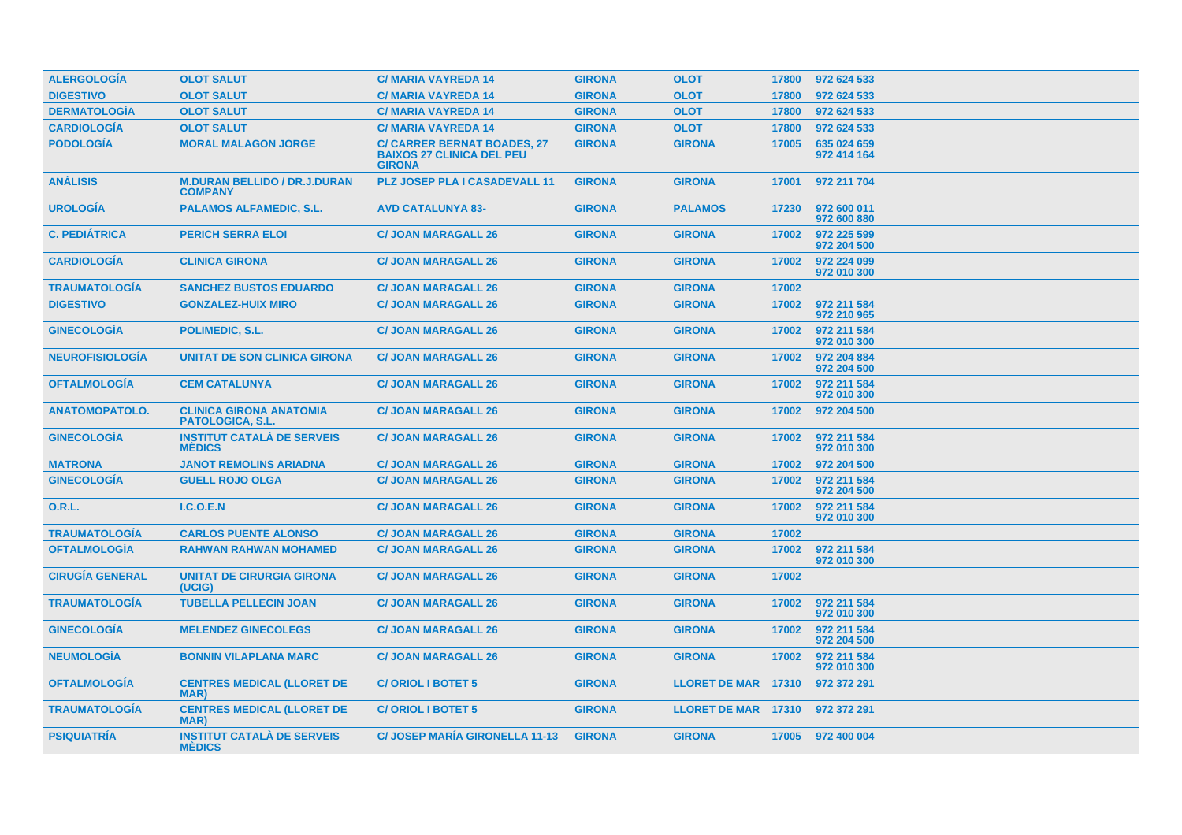| | | | | | | |
|---|---|---|---|---|---|---|
| **ALERGOLOGÍA** | **OLOT SALUT** | **C/ MARIA VAYREDA 14** | **GIRONA** | **OLOT** | **17800** | **972 624 533** |
| **DIGESTIVO** | **OLOT SALUT** | **C/ MARIA VAYREDA 14** | **GIRONA** | **OLOT** | **17800** | **972 624 533** |
| **DERMATOLOGÍA** | **OLOT SALUT** | **C/ MARIA VAYREDA 14** | **GIRONA** | **OLOT** | **17800** | **972 624 533** |
| **CARDIOLOGÍA** | **OLOT SALUT** | **C/ MARIA VAYREDA 14** | **GIRONA** | **OLOT** | **17800** | **972 624 533** |
| **PODOLOGÍA** | **MORAL MALAGON JORGE** | **C/ CARRER BERNAT BOADES, 27 BAIXOS 27 CLINICA DEL PEU GIRONA** | **GIRONA** | **GIRONA** | **17005** | **635 024 659 972 414 164** |
| **ANÁLISIS** | **M.DURAN BELLIDO / DR.J.DURAN COMPANY** | **PLZ JOSEP PLA I CASADEVALL 11** | **GIRONA** | **GIRONA** | **17001** | **972 211 704** |
| **UROLOGÍA** | **PALAMOS ALFAMEDIC, S.L.** | **AVD CATALUNYA 83-** | **GIRONA** | **PALAMOS** | **17230** | **972 600 011 972 600 880** |
| **C. PEDIÁTRICA** | **PERICH SERRA ELOI** | **C/ JOAN MARAGALL 26** | **GIRONA** | **GIRONA** | **17002** | **972 225 599 972 204 500** |
| **CARDIOLOGÍA** | **CLINICA GIRONA** | **C/ JOAN MARAGALL 26** | **GIRONA** | **GIRONA** | **17002** | **972 224 099 972 010 300** |
| **TRAUMATOLOGÍA** | **SANCHEZ BUSTOS EDUARDO** | **C/ JOAN MARAGALL 26** | **GIRONA** | **GIRONA** | **17002** | |
| **DIGESTIVO** | **GONZALEZ-HUIX MIRO** | **C/ JOAN MARAGALL 26** | **GIRONA** | **GIRONA** | **17002** | **972 211 584 972 210 965** |
| **GINECOLOGÍA** | **POLIMEDIC, S.L.** | **C/ JOAN MARAGALL 26** | **GIRONA** | **GIRONA** | **17002** | **972 211 584 972 010 300** |
| **NEUROFISIOLOGÍA** | **UNITAT DE SON CLINICA GIRONA** | **C/ JOAN MARAGALL 26** | **GIRONA** | **GIRONA** | **17002** | **972 204 884 972 204 500** |
| **OFTALMOLOGÍA** | **CEM CATALUNYA** | **C/ JOAN MARAGALL 26** | **GIRONA** | **GIRONA** | **17002** | **972 211 584 972 010 300** |
| **ANATOMOPATOLO.** | **CLINICA GIRONA ANATOMIA PATOLOGICA, S.L.** | **C/ JOAN MARAGALL 26** | **GIRONA** | **GIRONA** | **17002** | **972 204 500** |
| **GINECOLOGÍA** | **INSTITUT CATALÀ DE SERVEIS MÈDICS** | **C/ JOAN MARAGALL 26** | **GIRONA** | **GIRONA** | **17002** | **972 211 584 972 010 300** |
| **MATRONA** | **JANOT REMOLINS ARIADNA** | **C/ JOAN MARAGALL 26** | **GIRONA** | **GIRONA** | **17002** | **972 204 500** |
| **GINECOLOGÍA** | **GUELL ROJO OLGA** | **C/ JOAN MARAGALL 26** | **GIRONA** | **GIRONA** | **17002** | **972 211 584 972 204 500** |
| **O.R.L.** | **I.C.O.E.N** | **C/ JOAN MARAGALL 26** | **GIRONA** | **GIRONA** | **17002** | **972 211 584 972 010 300** |
| **TRAUMATOLOGÍA** | **CARLOS PUENTE ALONSO** | **C/ JOAN MARAGALL 26** | **GIRONA** | **GIRONA** | **17002** | |
| **OFTALMOLOGÍA** | **RAHWAN RAHWAN MOHAMED** | **C/ JOAN MARAGALL 26** | **GIRONA** | **GIRONA** | **17002** | **972 211 584 972 010 300** |
| **CIRUGÍA GENERAL** | **UNITAT DE CIRURGIA GIRONA (UCIG)** | **C/ JOAN MARAGALL 26** | **GIRONA** | **GIRONA** | **17002** | |
| **TRAUMATOLOGÍA** | **TUBELLA PELLECIN JOAN** | **C/ JOAN MARAGALL 26** | **GIRONA** | **GIRONA** | **17002** | **972 211 584 972 010 300** |
| **GINECOLOGÍA** | **MELENDEZ GINECOLEGS** | **C/ JOAN MARAGALL 26** | **GIRONA** | **GIRONA** | **17002** | **972 211 584 972 204 500** |
| **NEUMOLOGÍA** | **BONNIN VILAPLANA MARC** | **C/ JOAN MARAGALL 26** | **GIRONA** | **GIRONA** | **17002** | **972 211 584 972 010 300** |
| **OFTALMOLOGÍA** | **CENTRES MEDICAL (LLORET DE MAR)** | **C/ ORIOL I BOTET 5** | **GIRONA** | **LLORET DE MAR** | **17310** | **972 372 291** |
| **TRAUMATOLOGÍA** | **CENTRES MEDICAL (LLORET DE MAR)** | **C/ ORIOL I BOTET 5** | **GIRONA** | **LLORET DE MAR** | **17310** | **972 372 291** |
| **PSIQUIATRÍA** | **INSTITUT CATALÀ DE SERVEIS MÈDICS** | **C/ JOSEP MARÍA GIRONELLA 11-13** | **GIRONA** | **GIRONA** | **17005** | **972 400 004** |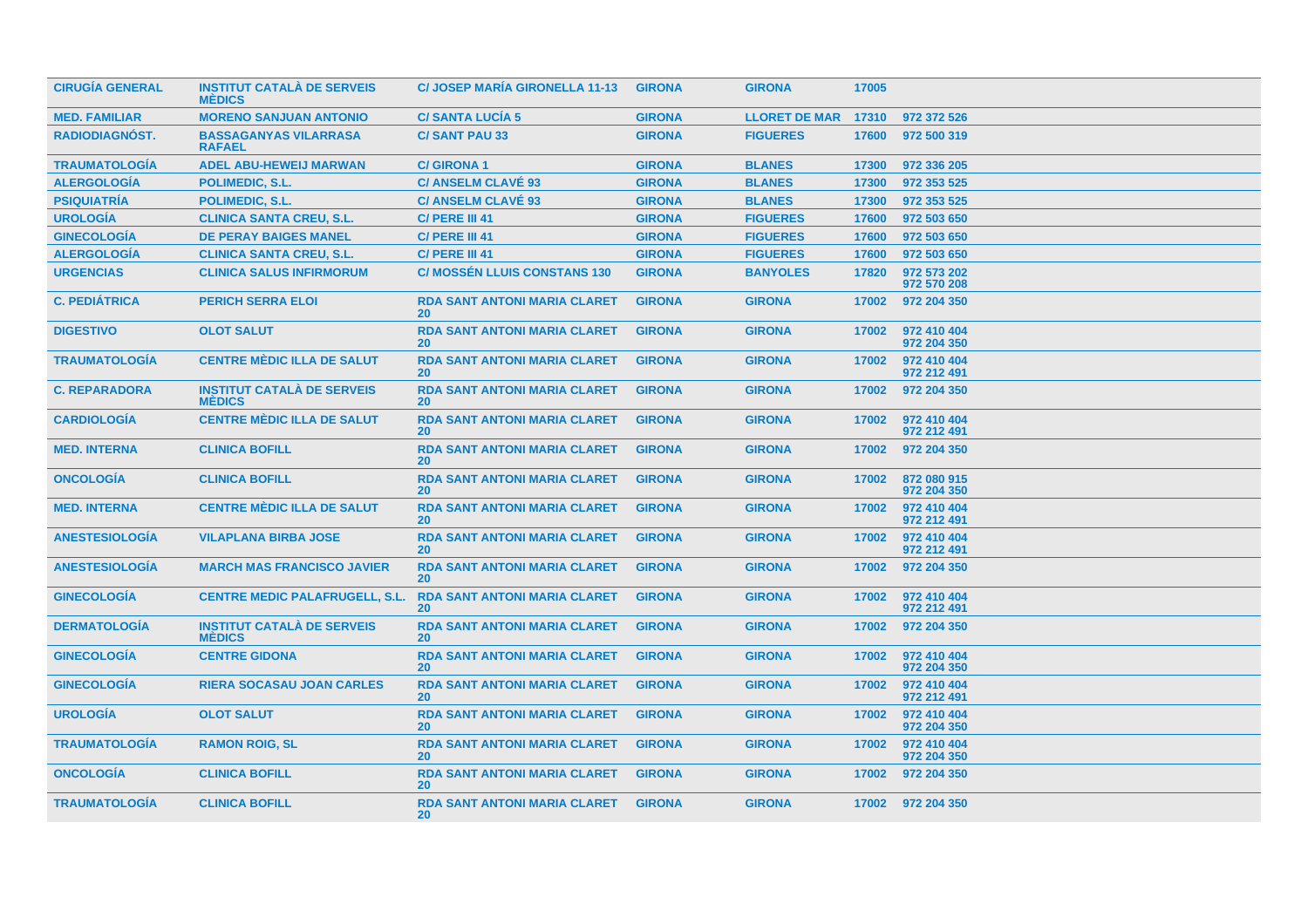| | | | | | | |
|---|---|---|---|---|---|---|
| CIRUGÍA GENERAL | INSTITUT CATALÀ DE SERVEIS MÈDICS | C/ JOSEP MARÍA GIRONELLA 11-13 | GIRONA | GIRONA | 17005 | |
| MED. FAMILIAR | MORENO SANJUAN ANTONIO | C/ SANTA LUCÍA 5 | GIRONA | LLORET DE MAR | 17310 | 972 372 526 |
| RADIODIAGNÓST. | BASSAGANYAS VILARRASA RAFAEL | C/ SANT PAU 33 | GIRONA | FIGUERES | 17600 | 972 500 319 |
| TRAUMATOLOGÍA | ADEL ABU-HEWEIJ MARWAN | C/ GIRONA 1 | GIRONA | BLANES | 17300 | 972 336 205 |
| ALERGOLOGÍA | POLIMEDIC, S.L. | C/ ANSELM CLAVÉ 93 | GIRONA | BLANES | 17300 | 972 353 525 |
| PSIQUIATRÍA | POLIMEDIC, S.L. | C/ ANSELM CLAVÉ 93 | GIRONA | BLANES | 17300 | 972 353 525 |
| UROLOGÍA | CLINICA SANTA CREU, S.L. | C/ PERE III 41 | GIRONA | FIGUERES | 17600 | 972 503 650 |
| GINECOLOGÍA | DE PERAY BAIGES MANEL | C/ PERE III 41 | GIRONA | FIGUERES | 17600 | 972 503 650 |
| ALERGOLOGÍA | CLINICA SANTA CREU, S.L. | C/ PERE III 41 | GIRONA | FIGUERES | 17600 | 972 503 650 |
| URGENCIAS | CLINICA SALUS INFIRMORUM | C/ MOSSÉN LLUIS CONSTANS 130 | GIRONA | BANYOLES | 17820 | 972 573 202<br>972 570 208 |
| C. PEDIÁTRICA | PERICH SERRA ELOI | RDA SANT ANTONI MARIA CLARET 20 | GIRONA | GIRONA | 17002 | 972 204 350 |
| DIGESTIVO | OLOT SALUT | RDA SANT ANTONI MARIA CLARET 20 | GIRONA | GIRONA | 17002 | 972 410 404<br>972 204 350 |
| TRAUMATOLOGÍA | CENTRE MÈDIC ILLA DE SALUT | RDA SANT ANTONI MARIA CLARET 20 | GIRONA | GIRONA | 17002 | 972 410 404<br>972 212 491 |
| C. REPARADORA | INSTITUT CATALÀ DE SERVEIS MÈDICS | RDA SANT ANTONI MARIA CLARET 20 | GIRONA | GIRONA | 17002 | 972 204 350 |
| CARDIOLOGÍA | CENTRE MÈDIC ILLA DE SALUT | RDA SANT ANTONI MARIA CLARET 20 | GIRONA | GIRONA | 17002 | 972 410 404<br>972 212 491 |
| MED. INTERNA | CLINICA BOFILL | RDA SANT ANTONI MARIA CLARET 20 | GIRONA | GIRONA | 17002 | 972 204 350 |
| ONCOLOGÍA | CLINICA BOFILL | RDA SANT ANTONI MARIA CLARET 20 | GIRONA | GIRONA | 17002 | 872 080 915<br>972 204 350 |
| MED. INTERNA | CENTRE MÈDIC ILLA DE SALUT | RDA SANT ANTONI MARIA CLARET 20 | GIRONA | GIRONA | 17002 | 972 410 404<br>972 212 491 |
| ANESTESIOLOGÍA | VILAPLANA BIRBA JOSE | RDA SANT ANTONI MARIA CLARET 20 | GIRONA | GIRONA | 17002 | 972 410 404<br>972 212 491 |
| ANESTESIOLOGÍA | MARCH MAS FRANCISCO JAVIER | RDA SANT ANTONI MARIA CLARET 20 | GIRONA | GIRONA | 17002 | 972 204 350 |
| GINECOLOGÍA | CENTRE MEDIC PALAFRUGELL, S.L. | RDA SANT ANTONI MARIA CLARET 20 | GIRONA | GIRONA | 17002 | 972 410 404<br>972 212 491 |
| DERMATOLOGÍA | INSTITUT CATALÀ DE SERVEIS MÈDICS | RDA SANT ANTONI MARIA CLARET 20 | GIRONA | GIRONA | 17002 | 972 204 350 |
| GINECOLOGÍA | CENTRE GIDONA | RDA SANT ANTONI MARIA CLARET 20 | GIRONA | GIRONA | 17002 | 972 410 404<br>972 204 350 |
| GINECOLOGÍA | RIERA SOCASAU JOAN CARLES | RDA SANT ANTONI MARIA CLARET 20 | GIRONA | GIRONA | 17002 | 972 410 404<br>972 212 491 |
| UROLOGÍA | OLOT SALUT | RDA SANT ANTONI MARIA CLARET 20 | GIRONA | GIRONA | 17002 | 972 410 404<br>972 204 350 |
| TRAUMATOLOGÍA | RAMON ROIG, SL | RDA SANT ANTONI MARIA CLARET 20 | GIRONA | GIRONA | 17002 | 972 410 404<br>972 204 350 |
| ONCOLOGÍA | CLINICA BOFILL | RDA SANT ANTONI MARIA CLARET 20 | GIRONA | GIRONA | 17002 | 972 204 350 |
| TRAUMATOLOGÍA | CLINICA BOFILL | RDA SANT ANTONI MARIA CLARET 20 | GIRONA | GIRONA | 17002 | 972 204 350 |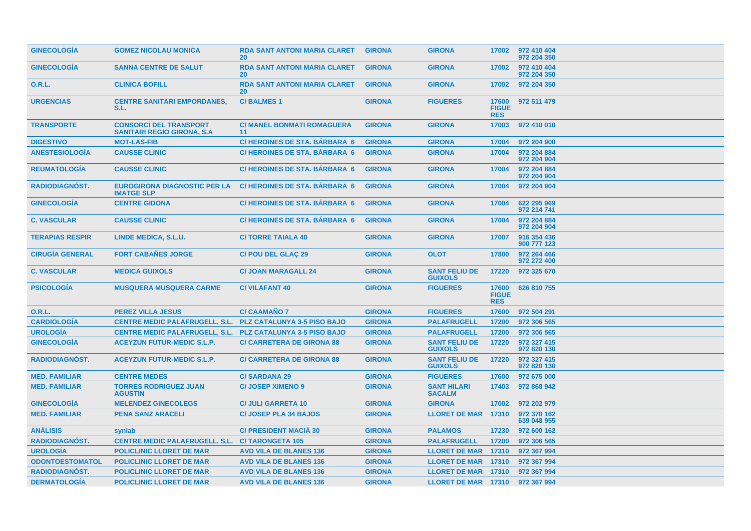| | | | | | | |
|---|---|---|---|---|---|---|
| GINECOLOGÍA | GOMEZ NICOLAU MONICA | RDA SANT ANTONI MARIA CLARET 20 | GIRONA | GIRONA | 17002 | 972 410 404 972 204 350 |
| GINECOLOGÍA | SANNA CENTRE DE SALUT | RDA SANT ANTONI MARIA CLARET 20 | GIRONA | GIRONA | 17002 | 972 410 404 972 204 350 |
| O.R.L. | CLINICA BOFILL | RDA SANT ANTONI MARIA CLARET 20 | GIRONA | GIRONA | 17002 | 972 204 350 |
| URGENCIAS | CENTRE SANITARI EMPORDANES, S.L. | C/ BALMES 1 | GIRONA | FIGUERES | 17600 FIGUERES | 972 511 479 |
| TRANSPORTE | CONSORCI DEL TRANSPORT SANITARI REGIO GIRONA, S.A | C/ MANEL BONMATI ROMAGUERA 11 | GIRONA | GIRONA | 17003 | 972 410 010 |
| DIGESTIVO | MOT-LAS-FIB | C/ HEROINES DE STA. BÁRBARA 6 | GIRONA | GIRONA | 17004 | 972 204 900 |
| ANESTESIOLOGÍA | CAUSSE CLINIC | C/ HEROINES DE STA. BÁRBARA 6 | GIRONA | GIRONA | 17004 | 972 204 884 972 204 904 |
| REUMATOLOGÍA | CAUSSE CLINIC | C/ HEROINES DE STA. BÁRBARA 6 | GIRONA | GIRONA | 17004 | 972 204 884 972 204 904 |
| RADIODIAGNÓST. | EUROGIRONA DIAGNOSTIC PER LA IMATGE SLP | C/ HEROINES DE STA. BÁRBARA 6 | GIRONA | GIRONA | 17004 | 972 204 904 |
| GINECOLOGÍA | CENTRE GIDONA | C/ HEROINES DE STA. BÁRBARA 6 | GIRONA | GIRONA | 17004 | 622 295 969 972 214 741 |
| C. VASCULAR | CAUSSE CLINIC | C/ HEROINES DE STA. BÁRBARA 6 | GIRONA | GIRONA | 17004 | 972 204 884 972 204 904 |
| TERAPIAS RESPIR | LINDE MEDICA, S.L.U. | C/ TORRE TAIALA 40 | GIRONA | GIRONA | 17007 | 916 354 436 900 777 123 |
| CIRUGÍA GENERAL | FORT CABAÑES JORGE | C/ POU DEL GLAÇ 29 | GIRONA | OLOT | 17800 | 972 264 466 972 272 400 |
| C. VASCULAR | MEDICA GUIXOLS | C/ JOAN MARAGALL 24 | GIRONA | SANT FELIU DE GUIXOLS | 17220 | 972 325 670 |
| PSICOLOGÍA | MUSQUERA MUSQUERA CARME | C/ VILAFANT 40 | GIRONA | FIGUERES | 17600 FIGUERES | 626 810 755 |
| O.R.L. | PEREZ VILLA JESUS | C/ CAAMAÑO 7 | GIRONA | FIGUERES | 17600 | 972 504 291 |
| CARDIOLOGÍA | CENTRE MEDIC PALAFRUGELL, S.L. | PLZ CATALUNYA 3-5 PISO BAJO | GIRONA | PALAFRUGELL | 17200 | 972 306 565 |
| UROLOGÍA | CENTRE MEDIC PALAFRUGELL, S.L. | PLZ CATALUNYA 3-5 PISO BAJO | GIRONA | PALAFRUGELL | 17200 | 972 306 565 |
| GINECOLOGÍA | ACEYZUN FUTUR-MEDIC S.L.P. | C/ CARRETERA DE GIRONA 88 | GIRONA | SANT FELIU DE GUIXOLS | 17220 | 972 327 415 972 820 130 |
| RADIODIAGNÓST. | ACEYZUN FUTUR-MEDIC S.L.P. | C/ CARRETERA DE GIRONA 88 | GIRONA | SANT FELIU DE GUIXOLS | 17220 | 972 327 415 972 820 130 |
| MED. FAMILIAR | CENTRE MEDES | C/ SARDANA 29 | GIRONA | FIGUERES | 17600 | 972 675 000 |
| MED. FAMILIAR | TORRES RODRIGUEZ JUAN AGUSTIN | C/ JOSEP XIMENO 9 | GIRONA | SANT HILARI SACALM | 17403 | 972 868 942 |
| GINECOLOGÍA | MELENDEZ GINECOLEGS | C/ JULI GARRETA 10 | GIRONA | GIRONA | 17002 | 972 202 979 |
| MED. FAMILIAR | PENA SANZ ARACELI | C/ JOSEP PLA 34 BAJOS | GIRONA | LLORET DE MAR | 17310 | 972 370 162 639 048 955 |
| ANÁLISIS | synlab | C/ PRESIDENT MACIÁ 30 | GIRONA | PALAMOS | 17230 | 972 600 162 |
| RADIODIAGNÓST. | CENTRE MEDIC PALAFRUGELL, S.L. | C/ TARONGETA 105 | GIRONA | PALAFRUGELL | 17200 | 972 306 565 |
| UROLOGÍA | POLICLINIC LLORET DE MAR | AVD VILA DE BLANES 136 | GIRONA | LLORET DE MAR | 17310 | 972 367 994 |
| ODONTOESTOMATOL | POLICLINIC LLORET DE MAR | AVD VILA DE BLANES 136 | GIRONA | LLORET DE MAR | 17310 | 972 367 994 |
| RADIODIAGNÓST. | POLICLINIC LLORET DE MAR | AVD VILA DE BLANES 136 | GIRONA | LLORET DE MAR | 17310 | 972 367 994 |
| DERMATOLOGÍA | POLICLINIC LLORET DE MAR | AVD VILA DE BLANES 136 | GIRONA | LLORET DE MAR | 17310 | 972 367 994 |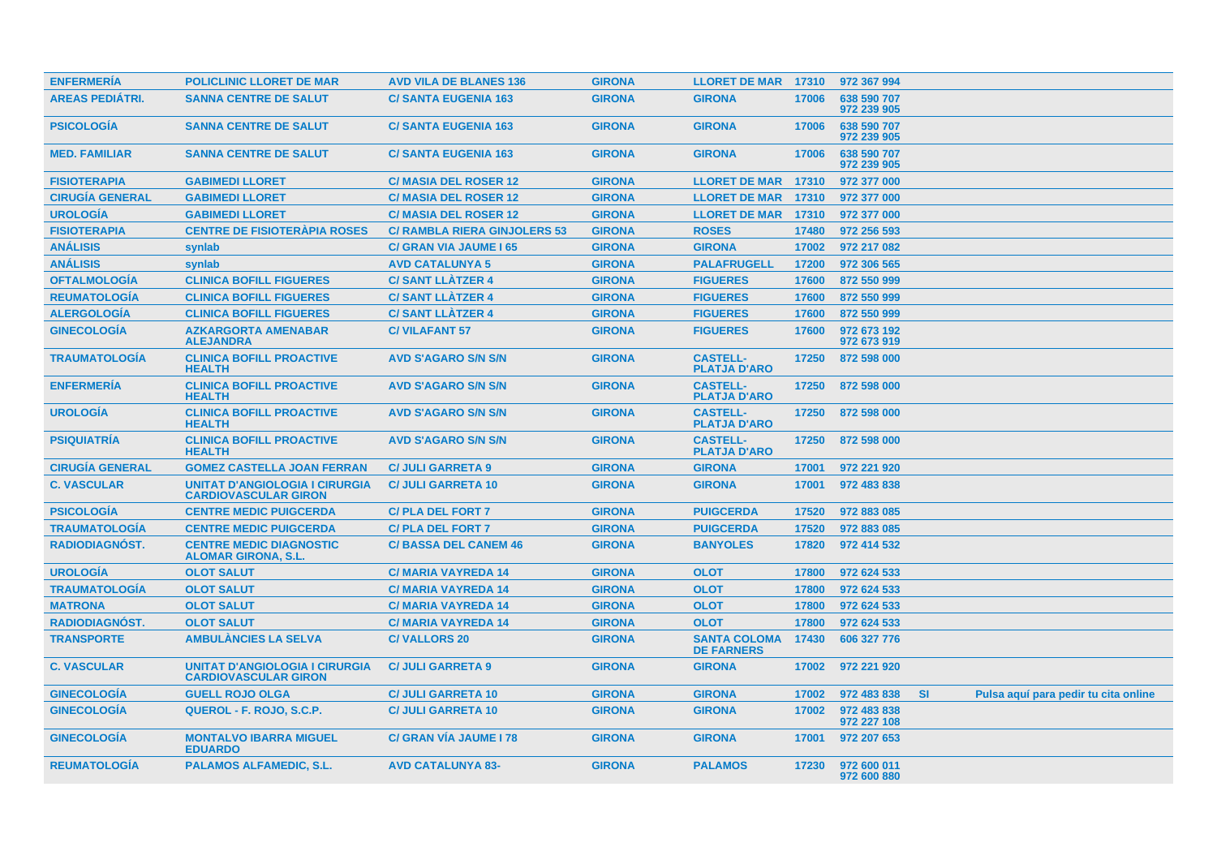| | | | | | | | | |
|---|---|---|---|---|---|---|---|---|
| ENFERMERÍA | POLICLINIC LLORET DE MAR | AVD VILA DE BLANES 136 | GIRONA | LLORET DE MAR | 17310 | 972 367 994 | | |
| AREAS PEDIÁTRI. | SANNA CENTRE DE SALUT | C/ SANTA EUGENIA 163 | GIRONA | GIRONA | 17006 | 638 590 707 972 239 905 | | |
| PSICOLOGÍA | SANNA CENTRE DE SALUT | C/ SANTA EUGENIA 163 | GIRONA | GIRONA | 17006 | 638 590 707 972 239 905 | | |
| MED. FAMILIAR | SANNA CENTRE DE SALUT | C/ SANTA EUGENIA 163 | GIRONA | GIRONA | 17006 | 638 590 707 972 239 905 | | |
| FISIOTERAPIA | GABIMEDI LLORET | C/ MASIA DEL ROSER 12 | GIRONA | LLORET DE MAR | 17310 | 972 377 000 | | |
| CIRUGÍA GENERAL | GABIMEDI LLORET | C/ MASIA DEL ROSER 12 | GIRONA | LLORET DE MAR | 17310 | 972 377 000 | | |
| UROLOGÍA | GABIMEDI LLORET | C/ MASIA DEL ROSER 12 | GIRONA | LLORET DE MAR | 17310 | 972 377 000 | | |
| FISIOTERAPIA | CENTRE DE FISIOTERÀPIA ROSES | C/ RAMBLA RIERA GINJOLERS 53 | GIRONA | ROSES | 17480 | 972 256 593 | | |
| ANÁLISIS | synlab | C/ GRAN VIA JAUME I 65 | GIRONA | GIRONA | 17002 | 972 217 082 | | |
| ANÁLISIS | synlab | AVD CATALUNYA 5 | GIRONA | PALAFRUGELL | 17200 | 972 306 565 | | |
| OFTALMOLOGÍA | CLINICA BOFILL FIGUERES | C/ SANT LLÀTZER 4 | GIRONA | FIGUERES | 17600 | 872 550 999 | | |
| REUMATOLOGÍA | CLINICA BOFILL FIGUERES | C/ SANT LLÀTZER 4 | GIRONA | FIGUERES | 17600 | 872 550 999 | | |
| ALERGOLOGÍA | CLINICA BOFILL FIGUERES | C/ SANT LLÀTZER 4 | GIRONA | FIGUERES | 17600 | 872 550 999 | | |
| GINECOLOGÍA | AZKARGORTA AMENABAR ALEJANDRA | C/ VILAFANT 57 | GIRONA | FIGUERES | 17600 | 972 673 192 972 673 919 | | |
| TRAUMATOLOGÍA | CLINICA BOFILL PROACTIVE HEALTH | AVD S'AGARO S/N S/N | GIRONA | CASTELL-PLATJA D'ARO | 17250 | 872 598 000 | | |
| ENFERMERÍA | CLINICA BOFILL PROACTIVE HEALTH | AVD S'AGARO S/N S/N | GIRONA | CASTELL-PLATJA D'ARO | 17250 | 872 598 000 | | |
| UROLOGÍA | CLINICA BOFILL PROACTIVE HEALTH | AVD S'AGARO S/N S/N | GIRONA | CASTELL-PLATJA D'ARO | 17250 | 872 598 000 | | |
| PSIQUIATRÍA | CLINICA BOFILL PROACTIVE HEALTH | AVD S'AGARO S/N S/N | GIRONA | CASTELL-PLATJA D'ARO | 17250 | 872 598 000 | | |
| CIRUGÍA GENERAL | GOMEZ CASTELLA JOAN FERRAN | C/ JULI GARRETA 9 | GIRONA | GIRONA | 17001 | 972 221 920 | | |
| C. VASCULAR | UNITAT D'ANGIOLOGIA I CIRURGIA CARDIOVASCULAR GIRON | C/ JULI GARRETA 10 | GIRONA | GIRONA | 17001 | 972 483 838 | | |
| PSICOLOGÍA | CENTRE MEDIC PUIGCERDA | C/ PLA DEL FORT 7 | GIRONA | PUIGCERDA | 17520 | 972 883 085 | | |
| TRAUMATOLOGÍA | CENTRE MEDIC PUIGCERDA | C/ PLA DEL FORT 7 | GIRONA | PUIGCERDA | 17520 | 972 883 085 | | |
| RADIODIAGNÓST. | CENTRE MEDIC DIAGNOSTIC ALOMAR GIRONA, S.L. | C/ BASSA DEL CANEM 46 | GIRONA | BANYOLES | 17820 | 972 414 532 | | |
| UROLOGÍA | OLOT SALUT | C/ MARIA VAYREDA 14 | GIRONA | OLOT | 17800 | 972 624 533 | | |
| TRAUMATOLOGÍA | OLOT SALUT | C/ MARIA VAYREDA 14 | GIRONA | OLOT | 17800 | 972 624 533 | | |
| MATRONA | OLOT SALUT | C/ MARIA VAYREDA 14 | GIRONA | OLOT | 17800 | 972 624 533 | | |
| RADIODIAGNÓST. | OLOT SALUT | C/ MARIA VAYREDA 14 | GIRONA | OLOT | 17800 | 972 624 533 | | |
| TRANSPORTE | AMBULÀNCIES LA SELVA | C/ VALLORS 20 | GIRONA | SANTA COLOMA DE FARNERS | 17430 | 606 327 776 | | |
| C. VASCULAR | UNITAT D'ANGIOLOGIA I CIRURGIA CARDIOVASCULAR GIRON | C/ JULI GARRETA 9 | GIRONA | GIRONA | 17002 | 972 221 920 | | |
| GINECOLOGÍA | GUELL ROJO OLGA | C/ JULI GARRETA 10 | GIRONA | GIRONA | 17002 | 972 483 838 | SI | Pulsa aquí para pedir tu cita online |
| GINECOLOGÍA | QUEROL - F. ROJO, S.C.P. | C/ JULI GARRETA 10 | GIRONA | GIRONA | 17002 | 972 483 838 972 227 108 | | |
| GINECOLOGÍA | MONTALVO IBARRA MIGUEL EDUARDO | C/ GRAN VÍA JAUME I 78 | GIRONA | GIRONA | 17001 | 972 207 653 | | |
| REUMATOLOGÍA | PALAMOS ALFAMEDIC, S.L. | AVD CATALUNYA 83- | GIRONA | PALAMOS | 17230 | 972 600 011 972 600 880 | | |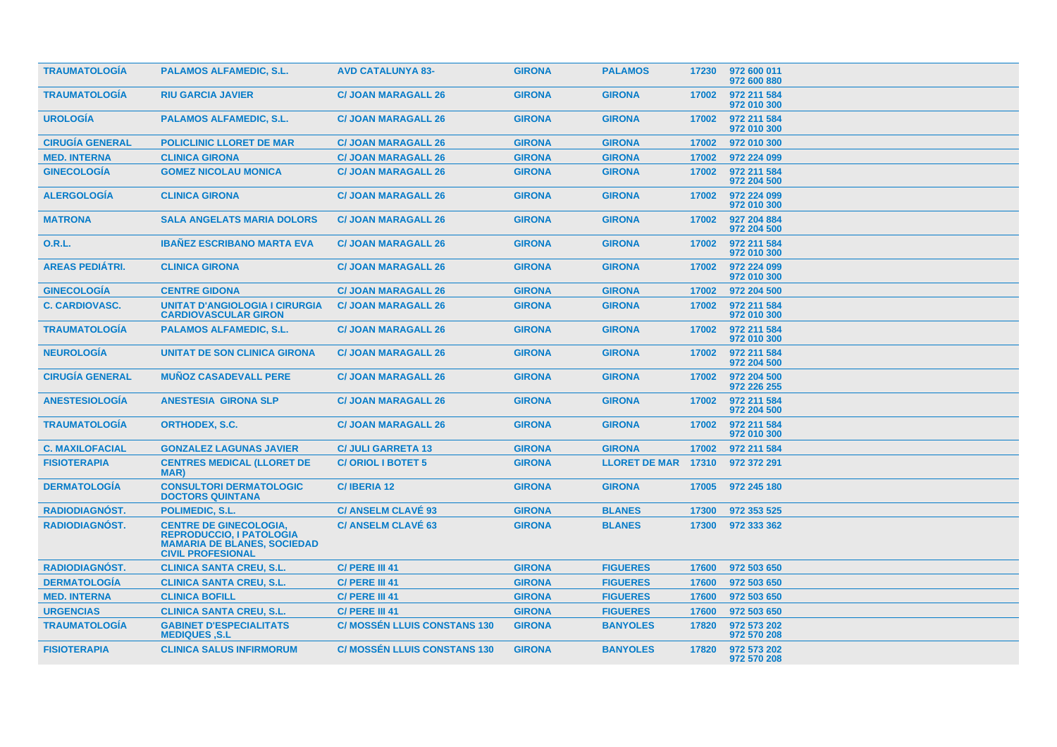| | | | | | | |
|---|---|---|---|---|---|---|
| TRAUMATOLOGÍA | PALAMOS ALFAMEDIC, S.L. | AVD CATALUNYA 83- | GIRONA | PALAMOS | 17230 | 972 600 011<br>972 600 880 |
| TRAUMATOLOGÍA | RIU GARCIA JAVIER | C/ JOAN MARAGALL 26 | GIRONA | GIRONA | 17002 | 972 211 584<br>972 010 300 |
| UROLOGÍA | PALAMOS ALFAMEDIC, S.L. | C/ JOAN MARAGALL 26 | GIRONA | GIRONA | 17002 | 972 211 584<br>972 010 300 |
| CIRUGÍA GENERAL | POLICLINIC LLORET DE MAR | C/ JOAN MARAGALL 26 | GIRONA | GIRONA | 17002 | 972 010 300 |
| MED. INTERNA | CLINICA GIRONA | C/ JOAN MARAGALL 26 | GIRONA | GIRONA | 17002 | 972 224 099 |
| GINECOLOGÍA | GOMEZ NICOLAU MONICA | C/ JOAN MARAGALL 26 | GIRONA | GIRONA | 17002 | 972 211 584<br>972 204 500 |
| ALERGOLOGÍA | CLINICA GIRONA | C/ JOAN MARAGALL 26 | GIRONA | GIRONA | 17002 | 972 224 099<br>972 010 300 |
| MATRONA | SALA ANGELATS MARIA DOLORS | C/ JOAN MARAGALL 26 | GIRONA | GIRONA | 17002 | 927 204 884<br>972 204 500 |
| O.R.L. | IBAÑEZ ESCRIBANO MARTA EVA | C/ JOAN MARAGALL 26 | GIRONA | GIRONA | 17002 | 972 211 584<br>972 010 300 |
| AREAS PEDIÁTRI. | CLINICA GIRONA | C/ JOAN MARAGALL 26 | GIRONA | GIRONA | 17002 | 972 224 099<br>972 010 300 |
| GINECOLOGÍA | CENTRE GIDONA | C/ JOAN MARAGALL 26 | GIRONA | GIRONA | 17002 | 972 204 500 |
| C. CARDIOVASC. | UNITAT D'ANGIOLOGIA I CIRURGIA CARDIOVASCULAR GIRON | C/ JOAN MARAGALL 26 | GIRONA | GIRONA | 17002 | 972 211 584<br>972 010 300 |
| TRAUMATOLOGÍA | PALAMOS ALFAMEDIC, S.L. | C/ JOAN MARAGALL 26 | GIRONA | GIRONA | 17002 | 972 211 584<br>972 010 300 |
| NEUROLOGÍA | UNITAT DE SON CLINICA GIRONA | C/ JOAN MARAGALL 26 | GIRONA | GIRONA | 17002 | 972 211 584<br>972 204 500 |
| CIRUGÍA GENERAL | MUÑOZ CASADEVALL PERE | C/ JOAN MARAGALL 26 | GIRONA | GIRONA | 17002 | 972 204 500<br>972 226 255 |
| ANESTESIOLOGÍA | ANESTESIA GIRONA SLP | C/ JOAN MARAGALL 26 | GIRONA | GIRONA | 17002 | 972 211 584<br>972 204 500 |
| TRAUMATOLOGÍA | ORTHODEX, S.C. | C/ JOAN MARAGALL 26 | GIRONA | GIRONA | 17002 | 972 211 584<br>972 010 300 |
| C. MAXILOFACIAL | GONZALEZ LAGUNAS JAVIER | C/ JULI GARRETA 13 | GIRONA | GIRONA | 17002 | 972 211 584 |
| FISIOTERAPIA | CENTRES MEDICAL (LLORET DE MAR) | C/ ORIOL I BOTET 5 | GIRONA | LLORET DE MAR | 17310 | 972 372 291 |
| DERMATOLOGÍA | CONSULTORI DERMATOLOGIC DOCTORS QUINTANA | C/ IBERIA 12 | GIRONA | GIRONA | 17005 | 972 245 180 |
| RADIODIAGNÓST. | POLIMEDIC, S.L. | C/ ANSELM CLAVÉ 93 | GIRONA | BLANES | 17300 | 972 353 525 |
| RADIODIAGNÓST. | CENTRE DE GINECOLOGIA, REPRODUCCIO, I PATOLOGIA MAMARIA DE BLANES, SOCIEDAD CIVIL PROFESIONAL | C/ ANSELM CLAVÉ 63 | GIRONA | BLANES | 17300 | 972 333 362 |
| RADIODIAGNÓST. | CLINICA SANTA CREU, S.L. | C/ PERE III 41 | GIRONA | FIGUERES | 17600 | 972 503 650 |
| DERMATOLOGÍA | CLINICA SANTA CREU, S.L. | C/ PERE III 41 | GIRONA | FIGUERES | 17600 | 972 503 650 |
| MED. INTERNA | CLINICA BOFILL | C/ PERE III 41 | GIRONA | FIGUERES | 17600 | 972 503 650 |
| URGENCIAS | CLINICA SANTA CREU, S.L. | C/ PERE III 41 | GIRONA | FIGUERES | 17600 | 972 503 650 |
| TRAUMATOLOGÍA | GABINET D'ESPECIALITATS MEDIQUES ,S.L | C/ MOSSÉN LLUIS CONSTANS 130 | GIRONA | BANYOLES | 17820 | 972 573 202<br>972 570 208 |
| FISIOTERAPIA | CLINICA SALUS INFIRMORUM | C/ MOSSÉN LLUIS CONSTANS 130 | GIRONA | BANYOLES | 17820 | 972 573 202<br>972 570 208 |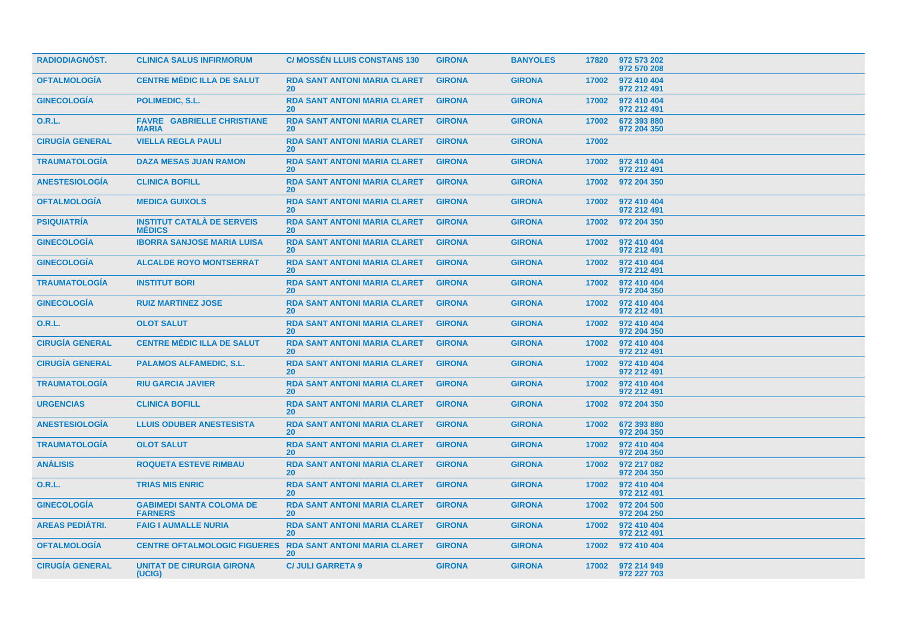| RADIODIAGNÓST. | CLINICA SALUS INFIRMORUM | C/ MOSSÉN LLUIS CONSTANS 130 | GIRONA | BANYOLES | 17820 | 972 573 202<br>972 570 208 |
|---|---|---|---|---|---|---|
| OFTALMOLOGÍA | CENTRE MÈDIC ILLA DE SALUT | RDA SANT ANTONI MARIA CLARET 20 | GIRONA | GIRONA | 17002 | 972 410 404<br>972 212 491 |
| GINECOLOGÍA | POLIMEDIC, S.L. | RDA SANT ANTONI MARIA CLARET 20 | GIRONA | GIRONA | 17002 | 972 410 404<br>972 212 491 |
| O.R.L. | FAVRE GABRIELLE CHRISTIANE MARIA | RDA SANT ANTONI MARIA CLARET 20 | GIRONA | GIRONA | 17002 | 672 393 880<br>972 204 350 |
| CIRUGÍA GENERAL | VIELLA REGLA PAULI | RDA SANT ANTONI MARIA CLARET 20 | GIRONA | GIRONA | 17002 | |
| TRAUMATOLOGÍA | DAZA MESAS JUAN RAMON | RDA SANT ANTONI MARIA CLARET 20 | GIRONA | GIRONA | 17002 | 972 410 404<br>972 212 491 |
| ANESTESIOLOGÍA | CLINICA BOFILL | RDA SANT ANTONI MARIA CLARET 20 | GIRONA | GIRONA | 17002 | 972 204 350 |
| OFTALMOLOGÍA | MEDICA GUIXOLS | RDA SANT ANTONI MARIA CLARET 20 | GIRONA | GIRONA | 17002 | 972 410 404<br>972 212 491 |
| PSIQUIATRÍA | INSTITUT CATALÀ DE SERVEIS MÈDICS | RDA SANT ANTONI MARIA CLARET 20 | GIRONA | GIRONA | 17002 | 972 204 350 |
| GINECOLOGÍA | IBORRA SANJOSE MARIA LUISA | RDA SANT ANTONI MARIA CLARET 20 | GIRONA | GIRONA | 17002 | 972 410 404<br>972 212 491 |
| GINECOLOGÍA | ALCALDE ROYO MONTSERRAT | RDA SANT ANTONI MARIA CLARET 20 | GIRONA | GIRONA | 17002 | 972 410 404<br>972 212 491 |
| TRAUMATOLOGÍA | INSTITUT BORI | RDA SANT ANTONI MARIA CLARET 20 | GIRONA | GIRONA | 17002 | 972 410 404<br>972 204 350 |
| GINECOLOGÍA | RUIZ MARTINEZ JOSE | RDA SANT ANTONI MARIA CLARET 20 | GIRONA | GIRONA | 17002 | 972 410 404<br>972 212 491 |
| O.R.L. | OLOT SALUT | RDA SANT ANTONI MARIA CLARET 20 | GIRONA | GIRONA | 17002 | 972 410 404<br>972 204 350 |
| CIRUGÍA GENERAL | CENTRE MÈDIC ILLA DE SALUT | RDA SANT ANTONI MARIA CLARET 20 | GIRONA | GIRONA | 17002 | 972 410 404<br>972 212 491 |
| CIRUGÍA GENERAL | PALAMOS ALFAMEDIC, S.L. | RDA SANT ANTONI MARIA CLARET 20 | GIRONA | GIRONA | 17002 | 972 410 404<br>972 212 491 |
| TRAUMATOLOGÍA | RIU GARCIA JAVIER | RDA SANT ANTONI MARIA CLARET 20 | GIRONA | GIRONA | 17002 | 972 410 404<br>972 212 491 |
| URGENCIAS | CLINICA BOFILL | RDA SANT ANTONI MARIA CLARET 20 | GIRONA | GIRONA | 17002 | 972 204 350 |
| ANESTESIOLOGÍA | LLUIS ODUBER ANESTESISTA | RDA SANT ANTONI MARIA CLARET 20 | GIRONA | GIRONA | 17002 | 672 393 880<br>972 204 350 |
| TRAUMATOLOGÍA | OLOT SALUT | RDA SANT ANTONI MARIA CLARET 20 | GIRONA | GIRONA | 17002 | 972 410 404<br>972 204 350 |
| ANÁLISIS | ROQUETA ESTEVE RIMBAU | RDA SANT ANTONI MARIA CLARET 20 | GIRONA | GIRONA | 17002 | 972 217 082<br>972 204 350 |
| O.R.L. | TRIAS MIS ENRIC | RDA SANT ANTONI MARIA CLARET 20 | GIRONA | GIRONA | 17002 | 972 410 404<br>972 212 491 |
| GINECOLOGÍA | GABIMEDI SANTA COLOMA DE FARNERS | RDA SANT ANTONI MARIA CLARET 20 | GIRONA | GIRONA | 17002 | 972 204 500<br>972 204 250 |
| AREAS PEDIÁTRI. | FAIG I AUMALLE NURIA | RDA SANT ANTONI MARIA CLARET 20 | GIRONA | GIRONA | 17002 | 972 410 404<br>972 212 491 |
| OFTALMOLOGÍA | CENTRE OFTALMOLOGIC FIGUERES | RDA SANT ANTONI MARIA CLARET 20 | GIRONA | GIRONA | 17002 | 972 410 404 |
| CIRUGÍA GENERAL | UNITAT DE CIRURGIA GIRONA (UCIG) | C/ JULI GARRETA 9 | GIRONA | GIRONA | 17002 | 972 214 949<br>972 227 703 |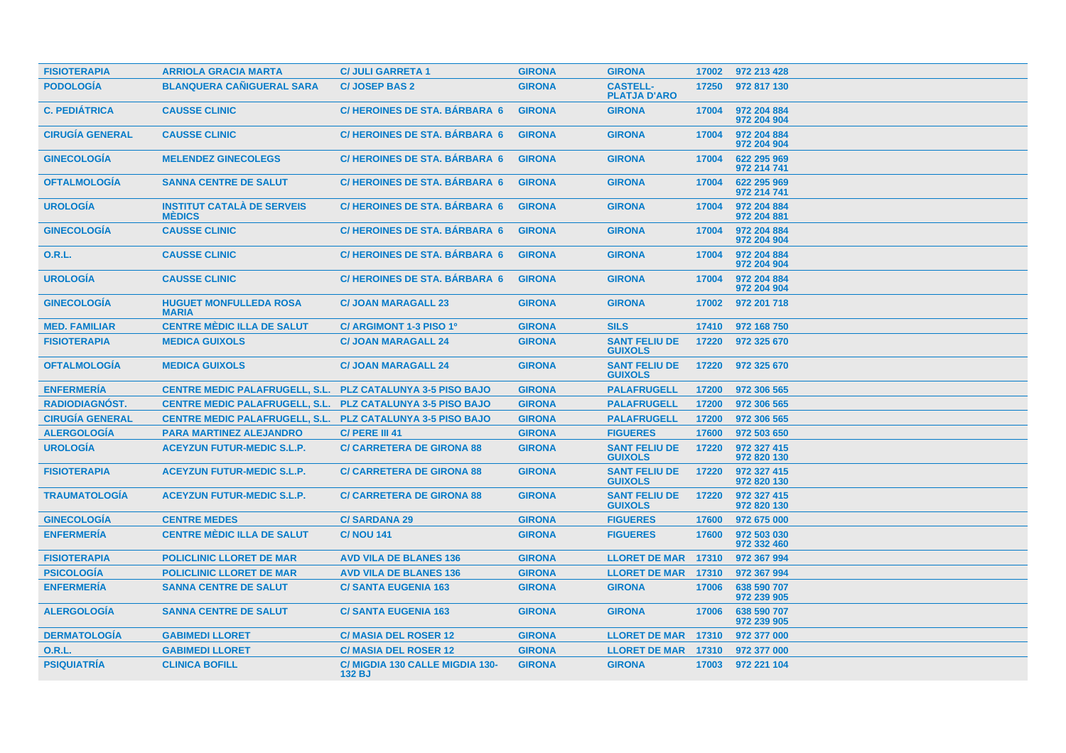| | | | | | | |
|---|---|---|---|---|---|---|
| FISIOTERAPIA | ARRIOLA GRACIA MARTA | C/ JULI GARRETA 1 | GIRONA | GIRONA | 17002 | 972 213 428 |
| PODOLOGÍA | BLANQUERA CAÑIGUERAL SARA | C/ JOSEP BAS 2 | GIRONA | CASTELL-PLATJA D'ARO | 17250 | 972 817 130 |
| C. PEDIÁTRICA | CAUSSE CLINIC | C/ HEROINES DE STA. BÁRBARA 6 | GIRONA | GIRONA | 17004 | 972 204 884 972 204 904 |
| CIRUGÍA GENERAL | CAUSSE CLINIC | C/ HEROINES DE STA. BÁRBARA 6 | GIRONA | GIRONA | 17004 | 972 204 884 972 204 904 |
| GINECOLOGÍA | MELENDEZ GINECOLEGS | C/ HEROINES DE STA. BÁRBARA 6 | GIRONA | GIRONA | 17004 | 622 295 969 972 214 741 |
| OFTALMOLOGÍA | SANNA CENTRE DE SALUT | C/ HEROINES DE STA. BÁRBARA 6 | GIRONA | GIRONA | 17004 | 622 295 969 972 214 741 |
| UROLOGÍA | INSTITUT CATALÀ DE SERVEIS MÈDICS | C/ HEROINES DE STA. BÁRBARA 6 | GIRONA | GIRONA | 17004 | 972 204 884 972 204 881 |
| GINECOLOGÍA | CAUSSE CLINIC | C/ HEROINES DE STA. BÁRBARA 6 | GIRONA | GIRONA | 17004 | 972 204 884 972 204 904 |
| O.R.L. | CAUSSE CLINIC | C/ HEROINES DE STA. BÁRBARA 6 | GIRONA | GIRONA | 17004 | 972 204 884 972 204 904 |
| UROLOGÍA | CAUSSE CLINIC | C/ HEROINES DE STA. BÁRBARA 6 | GIRONA | GIRONA | 17004 | 972 204 884 972 204 904 |
| GINECOLOGÍA | HUGUET MONFULLEDA ROSA MARIA | C/ JOAN MARAGALL 23 | GIRONA | GIRONA | 17002 | 972 201 718 |
| MED. FAMILIAR | CENTRE MÈDIC ILLA DE SALUT | C/ ARGIMONT 1-3 PISO 1º | GIRONA | SILS | 17410 | 972 168 750 |
| FISIOTERAPIA | MEDICA GUIXOLS | C/ JOAN MARAGALL 24 | GIRONA | SANT FELIU DE GUIXOLS | 17220 | 972 325 670 |
| OFTALMOLOGÍA | MEDICA GUIXOLS | C/ JOAN MARAGALL 24 | GIRONA | SANT FELIU DE GUIXOLS | 17220 | 972 325 670 |
| ENFERMERÍA | CENTRE MEDIC PALAFRUGELL, S.L. | PLZ CATALUNYA 3-5 PISO BAJO | GIRONA | PALAFRUGELL | 17200 | 972 306 565 |
| RADIODIAGNÓST. | CENTRE MEDIC PALAFRUGELL, S.L. | PLZ CATALUNYA 3-5 PISO BAJO | GIRONA | PALAFRUGELL | 17200 | 972 306 565 |
| CIRUGÍA GENERAL | CENTRE MEDIC PALAFRUGELL, S.L. | PLZ CATALUNYA 3-5 PISO BAJO | GIRONA | PALAFRUGELL | 17200 | 972 306 565 |
| ALERGOLOGÍA | PARA MARTINEZ ALEJANDRO | C/ PERE III 41 | GIRONA | FIGUERES | 17600 | 972 503 650 |
| UROLOGÍA | ACEYZUN FUTUR-MEDIC S.L.P. | C/ CARRETERA DE GIRONA 88 | GIRONA | SANT FELIU DE GUIXOLS | 17220 | 972 327 415 972 820 130 |
| FISIOTERAPIA | ACEYZUN FUTUR-MEDIC S.L.P. | C/ CARRETERA DE GIRONA 88 | GIRONA | SANT FELIU DE GUIXOLS | 17220 | 972 327 415 972 820 130 |
| TRAUMATOLOGÍA | ACEYZUN FUTUR-MEDIC S.L.P. | C/ CARRETERA DE GIRONA 88 | GIRONA | SANT FELIU DE GUIXOLS | 17220 | 972 327 415 972 820 130 |
| GINECOLOGÍA | CENTRE MEDES | C/ SARDANA 29 | GIRONA | FIGUERES | 17600 | 972 675 000 |
| ENFERMERÍA | CENTRE MÈDIC ILLA DE SALUT | C/ NOU 141 | GIRONA | FIGUERES | 17600 | 972 503 030 972 332 460 |
| FISIOTERAPIA | POLICLINIC LLORET DE MAR | AVD VILA DE BLANES 136 | GIRONA | LLORET DE MAR | 17310 | 972 367 994 |
| PSICOLOGÍA | POLICLINIC LLORET DE MAR | AVD VILA DE BLANES 136 | GIRONA | LLORET DE MAR | 17310 | 972 367 994 |
| ENFERMERÍA | SANNA CENTRE DE SALUT | C/ SANTA EUGENIA 163 | GIRONA | GIRONA | 17006 | 638 590 707 972 239 905 |
| ALERGOLOGÍA | SANNA CENTRE DE SALUT | C/ SANTA EUGENIA 163 | GIRONA | GIRONA | 17006 | 638 590 707 972 239 905 |
| DERMATOLOGÍA | GABIMEDI LLORET | C/ MASIA DEL ROSER 12 | GIRONA | LLORET DE MAR | 17310 | 972 377 000 |
| O.R.L. | GABIMEDI LLORET | C/ MASIA DEL ROSER 12 | GIRONA | LLORET DE MAR | 17310 | 972 377 000 |
| PSIQUIATRÍA | CLINICA BOFILL | C/ MIGDIA 130 CALLE MIGDIA 130-132 BJ | GIRONA | GIRONA | 17003 | 972 221 104 |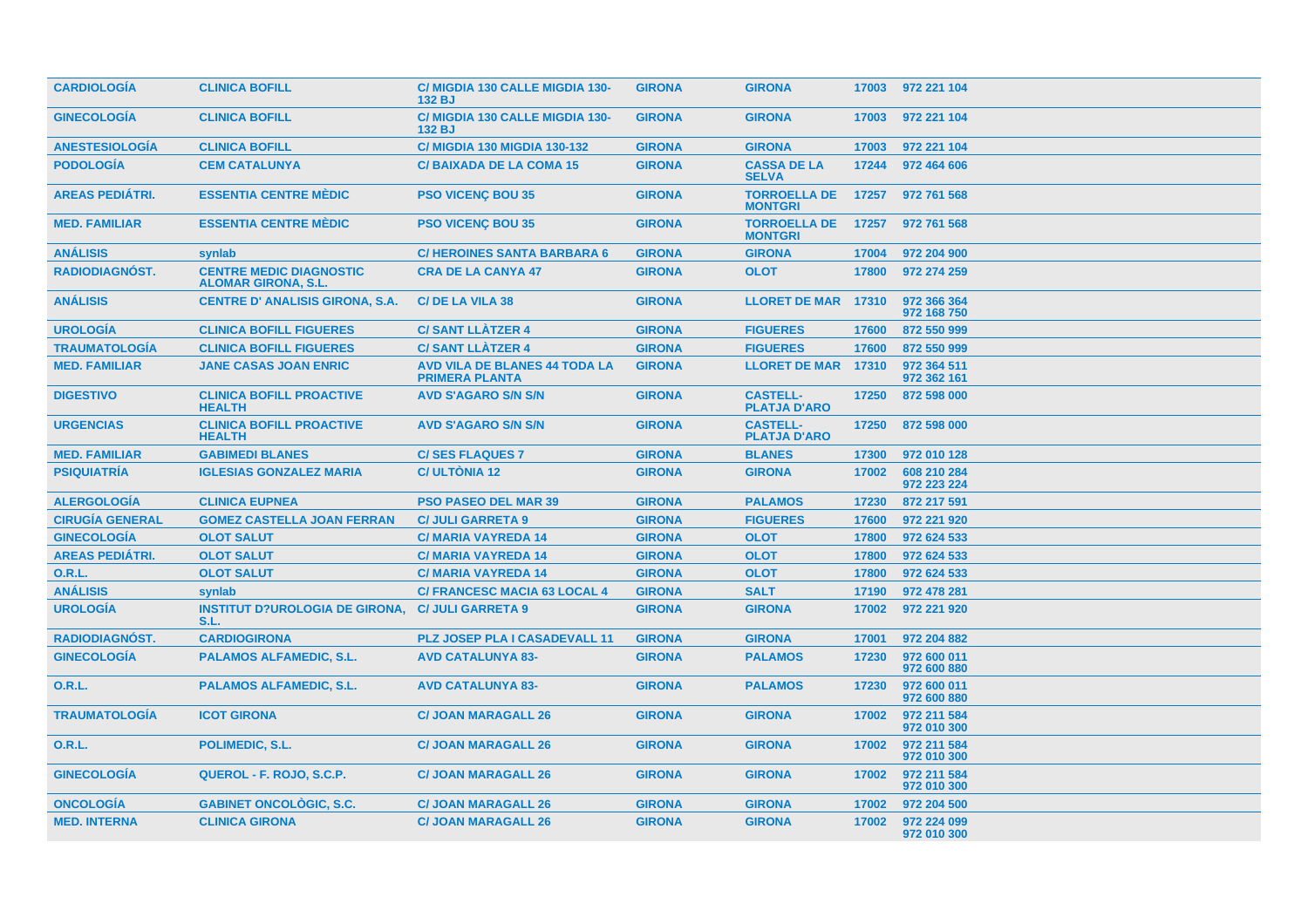| CARDIOLOGÍA | CLINICA BOFILL | C/ MIGDIA 130 CALLE MIGDIA 130-132 BJ | GIRONA | GIRONA | 17003 | 972 221 104 |
|---|---|---|---|---|---|---|
| GINECOLOGÍA | CLINICA BOFILL | C/ MIGDIA 130 CALLE MIGDIA 130-132 BJ | GIRONA | GIRONA | 17003 | 972 221 104 |
| ANESTESIOLOGÍA | CLINICA BOFILL | C/ MIGDIA 130 MIGDIA 130-132 | GIRONA | GIRONA | 17003 | 972 221 104 |
| PODOLOGÍA | CEM CATALUNYA | C/ BAIXADA DE LA COMA 15 | GIRONA | CASSA DE LA SELVA | 17244 | 972 464 606 |
| AREAS PEDIÁTRI. | ESSENTIA CENTRE MÈDIC | PSO VICENÇ BOU 35 | GIRONA | TORROELLA DE MONTGRI | 17257 | 972 761 568 |
| MED. FAMILIAR | ESSENTIA CENTRE MÈDIC | PSO VICENÇ BOU 35 | GIRONA | TORROELLA DE MONTGRI | 17257 | 972 761 568 |
| ANÁLISIS | synlab | C/ HEROINES SANTA BARBARA 6 | GIRONA | GIRONA | 17004 | 972 204 900 |
| RADIODIAGNÓST. | CENTRE MEDIC DIAGNOSTIC ALOMAR GIRONA, S.L. | CRA DE LA CANYA 47 | GIRONA | OLOT | 17800 | 972 274 259 |
| ANÁLISIS | CENTRE D' ANALISIS GIRONA, S.A. | C/ DE LA VILA 38 | GIRONA | LLORET DE MAR | 17310 | 972 366 364<br>972 168 750 |
| UROLOGÍA | CLINICA BOFILL FIGUERES | C/ SANT LLÀTZER 4 | GIRONA | FIGUERES | 17600 | 872 550 999 |
| TRAUMATOLOGÍA | CLINICA BOFILL FIGUERES | C/ SANT LLÀTZER 4 | GIRONA | FIGUERES | 17600 | 872 550 999 |
| MED. FAMILIAR | JANE CASAS JOAN ENRIC | AVD VILA DE BLANES 44 TODA LA PRIMERA PLANTA | GIRONA | LLORET DE MAR | 17310 | 972 364 511<br>972 362 161 |
| DIGESTIVO | CLINICA BOFILL PROACTIVE HEALTH | AVD S'AGARO S/N S/N | GIRONA | CASTELL-PLATJA D'ARO | 17250 | 872 598 000 |
| URGENCIAS | CLINICA BOFILL PROACTIVE HEALTH | AVD S'AGARO S/N S/N | GIRONA | CASTELL-PLATJA D'ARO | 17250 | 872 598 000 |
| MED. FAMILIAR | GABIMEDI BLANES | C/ SES FLAQUES 7 | GIRONA | BLANES | 17300 | 972 010 128 |
| PSIQUIATRÍA | IGLESIAS GONZALEZ MARIA | C/ ULTÒNIA 12 | GIRONA | GIRONA | 17002 | 608 210 284<br>972 223 224 |
| ALERGOLOGÍA | CLINICA EUPNEA | PSO PASEO DEL MAR 39 | GIRONA | PALAMOS | 17230 | 872 217 591 |
| CIRUGÍA GENERAL | GOMEZ CASTELLA JOAN FERRAN | C/ JULI GARRETA 9 | GIRONA | FIGUERES | 17600 | 972 221 920 |
| GINECOLOGÍA | OLOT SALUT | C/ MARIA VAYREDA 14 | GIRONA | OLOT | 17800 | 972 624 533 |
| AREAS PEDIÁTRI. | OLOT SALUT | C/ MARIA VAYREDA 14 | GIRONA | OLOT | 17800 | 972 624 533 |
| O.R.L. | OLOT SALUT | C/ MARIA VAYREDA 14 | GIRONA | OLOT | 17800 | 972 624 533 |
| ANÁLISIS | synlab | C/ FRANCESC MACIA 63 LOCAL 4 | GIRONA | SALT | 17190 | 972 478 281 |
| UROLOGÍA | INSTITUT D?UROLOGIA DE GIRONA, S.L. | C/ JULI GARRETA 9 | GIRONA | GIRONA | 17002 | 972 221 920 |
| RADIODIAGNÓST. | CARDIOGIRONA | PLZ JOSEP PLA I CASADEVALL 11 | GIRONA | GIRONA | 17001 | 972 204 882 |
| GINECOLOGÍA | PALAMOS ALFAMEDIC, S.L. | AVD CATALUNYA 83- | GIRONA | PALAMOS | 17230 | 972 600 011<br>972 600 880 |
| O.R.L. | PALAMOS ALFAMEDIC, S.L. | AVD CATALUNYA 83- | GIRONA | PALAMOS | 17230 | 972 600 011<br>972 600 880 |
| TRAUMATOLOGÍA | ICOT GIRONA | C/ JOAN MARAGALL 26 | GIRONA | GIRONA | 17002 | 972 211 584<br>972 010 300 |
| O.R.L. | POLIMEDIC, S.L. | C/ JOAN MARAGALL 26 | GIRONA | GIRONA | 17002 | 972 211 584<br>972 010 300 |
| GINECOLOGÍA | QUEROL - F. ROJO, S.C.P. | C/ JOAN MARAGALL 26 | GIRONA | GIRONA | 17002 | 972 211 584<br>972 010 300 |
| ONCOLOGÍA | GABINET ONCOLÒGIC, S.C. | C/ JOAN MARAGALL 26 | GIRONA | GIRONA | 17002 | 972 204 500 |
| MED. INTERNA | CLINICA GIRONA | C/ JOAN MARAGALL 26 | GIRONA | GIRONA | 17002 | 972 224 099<br>972 010 300 |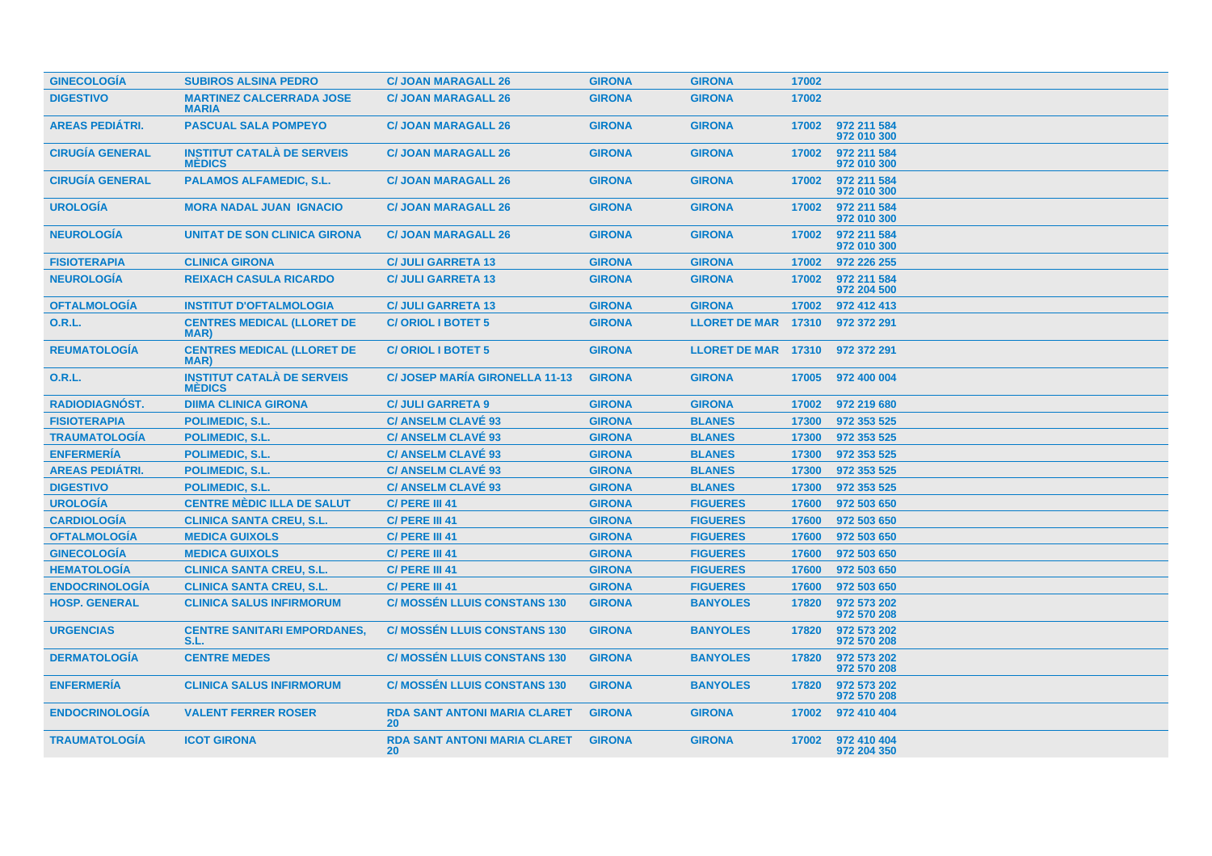| | | | | | | |
|---|---|---|---|---|---|---|
| GINECOLOGÍA | SUBIROS ALSINA PEDRO | C/ JOAN MARAGALL 26 | GIRONA | GIRONA | 17002 | |
| DIGESTIVO | MARTINEZ CALCERRADA JOSE MARIA | C/ JOAN MARAGALL 26 | GIRONA | GIRONA | 17002 | |
| AREAS PEDIÁTRI. | PASCUAL SALA POMPEYO | C/ JOAN MARAGALL 26 | GIRONA | GIRONA | 17002 | 972 211 584<br>972 010 300 |
| CIRUGÍA GENERAL | INSTITUT CATALÀ DE SERVEIS MÈDICS | C/ JOAN MARAGALL 26 | GIRONA | GIRONA | 17002 | 972 211 584<br>972 010 300 |
| CIRUGÍA GENERAL | PALAMOS ALFAMEDIC, S.L. | C/ JOAN MARAGALL 26 | GIRONA | GIRONA | 17002 | 972 211 584<br>972 010 300 |
| UROLOGÍA | MORA NADAL JUAN IGNACIO | C/ JOAN MARAGALL 26 | GIRONA | GIRONA | 17002 | 972 211 584<br>972 010 300 |
| NEUROLOGÍA | UNITAT DE SON CLINICA GIRONA | C/ JOAN MARAGALL 26 | GIRONA | GIRONA | 17002 | 972 211 584<br>972 010 300 |
| FISIOTERAPIA | CLINICA GIRONA | C/ JULI GARRETA 13 | GIRONA | GIRONA | 17002 | 972 226 255 |
| NEUROLOGÍA | REIXACH CASULA RICARDO | C/ JULI GARRETA 13 | GIRONA | GIRONA | 17002 | 972 211 584<br>972 204 500 |
| OFTALMOLOGÍA | INSTITUT D'OFTALMOLOGIA | C/ JULI GARRETA 13 | GIRONA | GIRONA | 17002 | 972 412 413 |
| O.R.L. | CENTRES MEDICAL (LLORET DE MAR) | C/ ORIOL I BOTET 5 | GIRONA | LLORET DE MAR | 17310 | 972 372 291 |
| REUMATOLOGÍA | CENTRES MEDICAL (LLORET DE MAR) | C/ ORIOL I BOTET 5 | GIRONA | LLORET DE MAR | 17310 | 972 372 291 |
| O.R.L. | INSTITUT CATALÀ DE SERVEIS MÈDICS | C/ JOSEP MARÍA GIRONELLA 11-13 | GIRONA | GIRONA | 17005 | 972 400 004 |
| RADIODIAGNÓST. | DIIMA CLINICA GIRONA | C/ JULI GARRETA 9 | GIRONA | GIRONA | 17002 | 972 219 680 |
| FISIOTERAPIA | POLIMEDIC, S.L. | C/ ANSELM CLAVÉ 93 | GIRONA | BLANES | 17300 | 972 353 525 |
| TRAUMATOLOGÍA | POLIMEDIC, S.L. | C/ ANSELM CLAVÉ 93 | GIRONA | BLANES | 17300 | 972 353 525 |
| ENFERMERÍA | POLIMEDIC, S.L. | C/ ANSELM CLAVÉ 93 | GIRONA | BLANES | 17300 | 972 353 525 |
| AREAS PEDIÁTRI. | POLIMEDIC, S.L. | C/ ANSELM CLAVÉ 93 | GIRONA | BLANES | 17300 | 972 353 525 |
| DIGESTIVO | POLIMEDIC, S.L. | C/ ANSELM CLAVÉ 93 | GIRONA | BLANES | 17300 | 972 353 525 |
| UROLOGÍA | CENTRE MÈDIC ILLA DE SALUT | C/ PERE III 41 | GIRONA | FIGUERES | 17600 | 972 503 650 |
| CARDIOLOGÍA | CLINICA SANTA CREU, S.L. | C/ PERE III 41 | GIRONA | FIGUERES | 17600 | 972 503 650 |
| OFTALMOLOGÍA | MEDICA GUIXOLS | C/ PERE III 41 | GIRONA | FIGUERES | 17600 | 972 503 650 |
| GINECOLOGÍA | MEDICA GUIXOLS | C/ PERE III 41 | GIRONA | FIGUERES | 17600 | 972 503 650 |
| HEMATOLOGÍA | CLINICA SANTA CREU, S.L. | C/ PERE III 41 | GIRONA | FIGUERES | 17600 | 972 503 650 |
| ENDOCRINOLOGÍA | CLINICA SANTA CREU, S.L. | C/ PERE III 41 | GIRONA | FIGUERES | 17600 | 972 503 650 |
| HOSP. GENERAL | CLINICA SALUS INFIRMORUM | C/ MOSSÉN LLUIS CONSTANS 130 | GIRONA | BANYOLES | 17820 | 972 573 202<br>972 570 208 |
| URGENCIAS | CENTRE SANITARI EMPORDANES, S.L. | C/ MOSSÉN LLUIS CONSTANS 130 | GIRONA | BANYOLES | 17820 | 972 573 202<br>972 570 208 |
| DERMATOLOGÍA | CENTRE MEDES | C/ MOSSÉN LLUIS CONSTANS 130 | GIRONA | BANYOLES | 17820 | 972 573 202<br>972 570 208 |
| ENFERMERÍA | CLINICA SALUS INFIRMORUM | C/ MOSSÉN LLUIS CONSTANS 130 | GIRONA | BANYOLES | 17820 | 972 573 202<br>972 570 208 |
| ENDOCRINOLOGÍA | VALENT FERRER ROSER | RDA SANT ANTONI MARIA CLARET 20 | GIRONA | GIRONA | 17002 | 972 410 404 |
| TRAUMATOLOGÍA | ICOT GIRONA | RDA SANT ANTONI MARIA CLARET 20 | GIRONA | GIRONA | 17002 | 972 410 404<br>972 204 350 |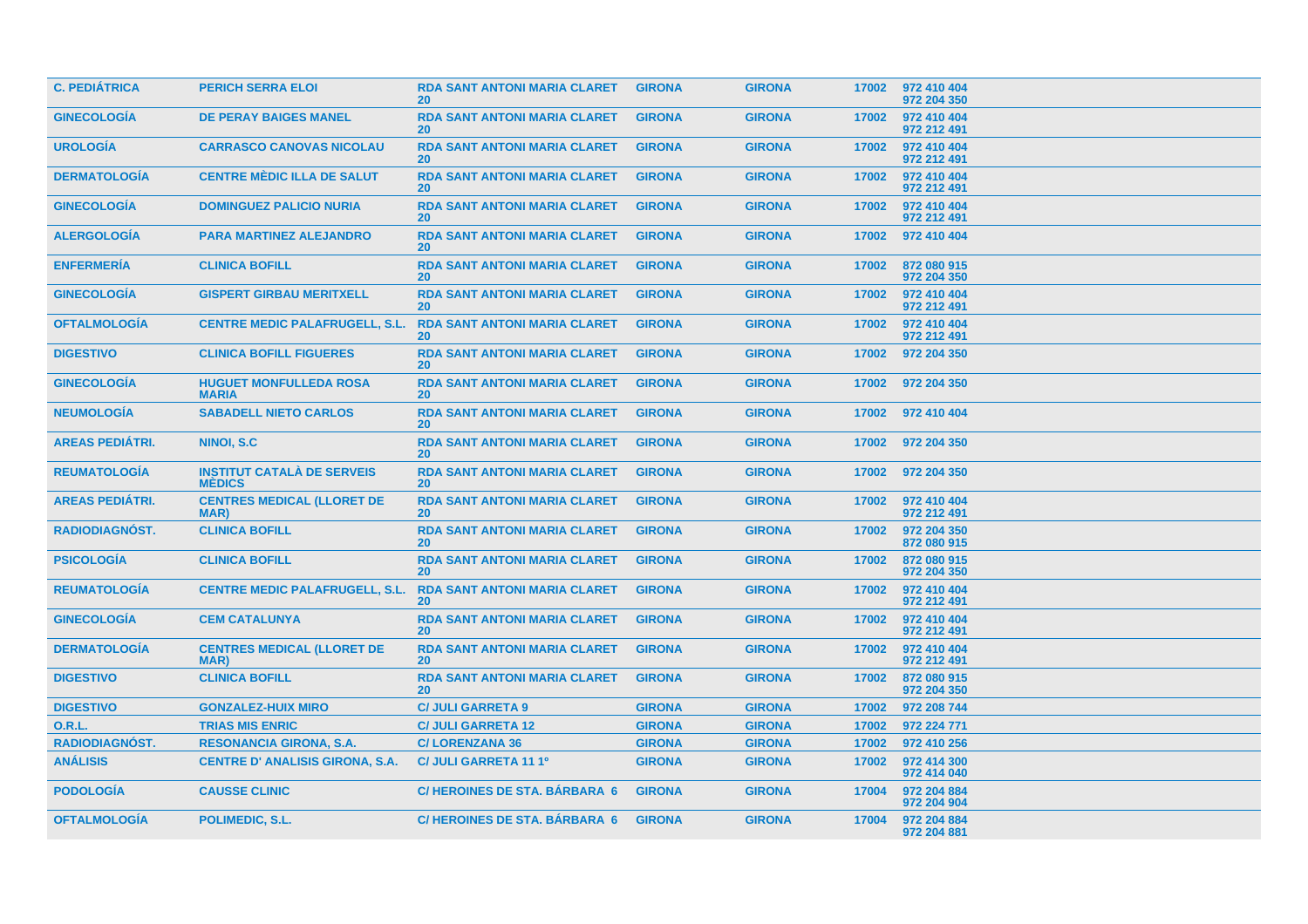| C. PEDIÁTRICA | PERICH SERRA ELOI | RDA SANT ANTONI MARIA CLARET 20 | GIRONA | GIRONA | 17002 | 972 410 404 972 204 350 |
|---|---|---|---|---|---|---|
| GINECOLOGÍA | DE PERAY BAIGES MANEL | RDA SANT ANTONI MARIA CLARET 20 | GIRONA | GIRONA | 17002 | 972 410 404 972 212 491 |
| UROLOGÍA | CARRASCO CANOVAS NICOLAU | RDA SANT ANTONI MARIA CLARET 20 | GIRONA | GIRONA | 17002 | 972 410 404 972 212 491 |
| DERMATOLOGÍA | CENTRE MÈDIC ILLA DE SALUT | RDA SANT ANTONI MARIA CLARET 20 | GIRONA | GIRONA | 17002 | 972 410 404 972 212 491 |
| GINECOLOGÍA | DOMINGUEZ PALICIO NURIA | RDA SANT ANTONI MARIA CLARET 20 | GIRONA | GIRONA | 17002 | 972 410 404 972 212 491 |
| ALERGOLOGÍA | PARA MARTINEZ ALEJANDRO | RDA SANT ANTONI MARIA CLARET 20 | GIRONA | GIRONA | 17002 | 972 410 404 |
| ENFERMERÍA | CLINICA BOFILL | RDA SANT ANTONI MARIA CLARET 20 | GIRONA | GIRONA | 17002 | 872 080 915 972 204 350 |
| GINECOLOGÍA | GISPERT GIRBAU MERITXELL | RDA SANT ANTONI MARIA CLARET 20 | GIRONA | GIRONA | 17002 | 972 410 404 972 212 491 |
| OFTALMOLOGÍA | CENTRE MEDIC PALAFRUGELL, S.L. | RDA SANT ANTONI MARIA CLARET 20 | GIRONA | GIRONA | 17002 | 972 410 404 972 212 491 |
| DIGESTIVO | CLINICA BOFILL FIGUERES | RDA SANT ANTONI MARIA CLARET 20 | GIRONA | GIRONA | 17002 | 972 204 350 |
| GINECOLOGÍA | HUGUET MONFULLEDA ROSA MARIA | RDA SANT ANTONI MARIA CLARET 20 | GIRONA | GIRONA | 17002 | 972 204 350 |
| NEUMOLOGÍA | SABADELL NIETO CARLOS | RDA SANT ANTONI MARIA CLARET 20 | GIRONA | GIRONA | 17002 | 972 410 404 |
| AREAS PEDIÁTRI. | NINOI, S.C | RDA SANT ANTONI MARIA CLARET 20 | GIRONA | GIRONA | 17002 | 972 204 350 |
| REUMATOLOGÍA | INSTITUT CATALÀ DE SERVEIS MÈDICS | RDA SANT ANTONI MARIA CLARET 20 | GIRONA | GIRONA | 17002 | 972 204 350 |
| AREAS PEDIÁTRI. | CENTRES MEDICAL (LLORET DE MAR) | RDA SANT ANTONI MARIA CLARET 20 | GIRONA | GIRONA | 17002 | 972 410 404 972 212 491 |
| RADIODIAGNÓST. | CLINICA BOFILL | RDA SANT ANTONI MARIA CLARET 20 | GIRONA | GIRONA | 17002 | 972 204 350 872 080 915 |
| PSICOLOGÍA | CLINICA BOFILL | RDA SANT ANTONI MARIA CLARET 20 | GIRONA | GIRONA | 17002 | 872 080 915 972 204 350 |
| REUMATOLOGÍA | CENTRE MEDIC PALAFRUGELL, S.L. | RDA SANT ANTONI MARIA CLARET 20 | GIRONA | GIRONA | 17002 | 972 410 404 972 212 491 |
| GINECOLOGÍA | CEM CATALUNYA | RDA SANT ANTONI MARIA CLARET 20 | GIRONA | GIRONA | 17002 | 972 410 404 972 212 491 |
| DERMATOLOGÍA | CENTRES MEDICAL (LLORET DE MAR) | RDA SANT ANTONI MARIA CLARET 20 | GIRONA | GIRONA | 17002 | 972 410 404 972 212 491 |
| DIGESTIVO | CLINICA BOFILL | RDA SANT ANTONI MARIA CLARET 20 | GIRONA | GIRONA | 17002 | 872 080 915 972 204 350 |
| DIGESTIVO | GONZALEZ-HUIX MIRO | C/ JULI GARRETA 9 | GIRONA | GIRONA | 17002 | 972 208 744 |
| O.R.L. | TRIAS MIS ENRIC | C/ JULI GARRETA 12 | GIRONA | GIRONA | 17002 | 972 224 771 |
| RADIODIAGNÓST. | RESONANCIA GIRONA, S.A. | C/ LORENZANA 36 | GIRONA | GIRONA | 17002 | 972 410 256 |
| ANÁLISIS | CENTRE D' ANALISIS GIRONA, S.A. | C/ JULI GARRETA 11 1º | GIRONA | GIRONA | 17002 | 972 414 300 972 414 040 |
| PODOLOGÍA | CAUSSE CLINIC | C/ HEROINES DE STA. BÁRBARA 6 | GIRONA | GIRONA | 17004 | 972 204 884 972 204 904 |
| OFTALMOLOGÍA | POLIMEDIC, S.L. | C/ HEROINES DE STA. BÁRBARA 6 | GIRONA | GIRONA | 17004 | 972 204 884 972 204 881 |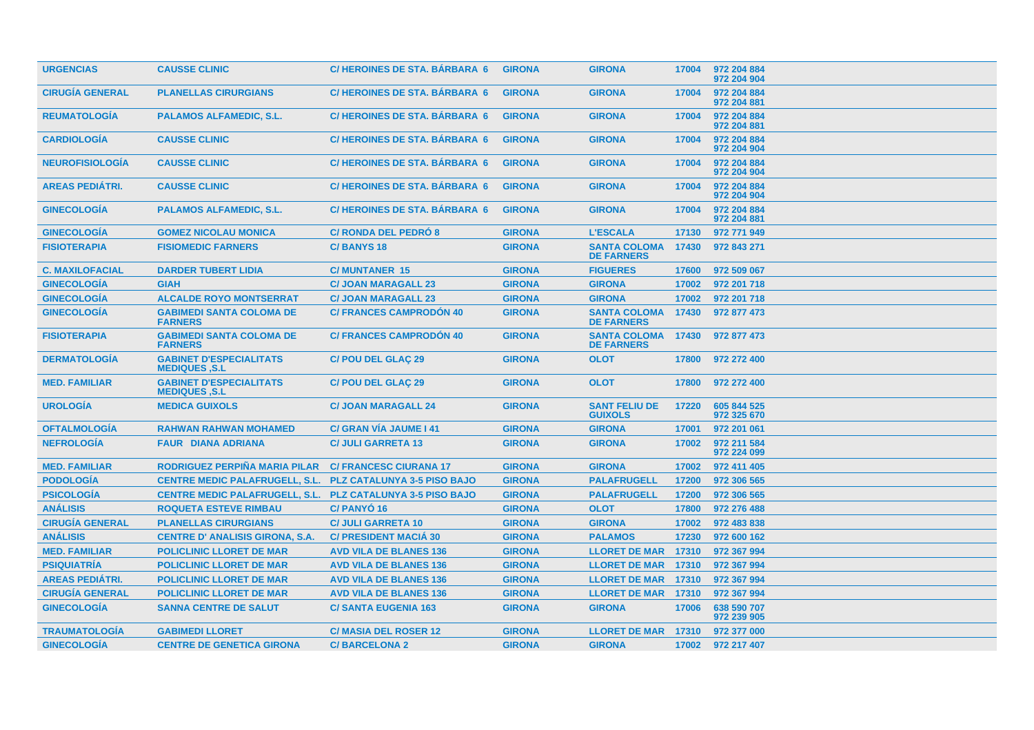| | | | | | | |
|---|---|---|---|---|---|---|
| URGENCIAS | CAUSSE CLINIC | C/ HEROINES DE STA. BÁRBARA 6 | GIRONA | GIRONA | 17004 | 972 204 884 972 204 904 |
| CIRUGÍA GENERAL | PLANELLAS CIRURGIANS | C/ HEROINES DE STA. BÁRBARA 6 | GIRONA | GIRONA | 17004 | 972 204 884 972 204 881 |
| REUMATOLOGÍA | PALAMOS ALFAMEDIC, S.L. | C/ HEROINES DE STA. BÁRBARA 6 | GIRONA | GIRONA | 17004 | 972 204 884 972 204 881 |
| CARDIOLOGÍA | CAUSSE CLINIC | C/ HEROINES DE STA. BÁRBARA 6 | GIRONA | GIRONA | 17004 | 972 204 884 972 204 904 |
| NEUROFISIOLOGÍA | CAUSSE CLINIC | C/ HEROINES DE STA. BÁRBARA 6 | GIRONA | GIRONA | 17004 | 972 204 884 972 204 904 |
| AREAS PEDIÁTRI. | CAUSSE CLINIC | C/ HEROINES DE STA. BÁRBARA 6 | GIRONA | GIRONA | 17004 | 972 204 884 972 204 904 |
| GINECOLOGÍA | PALAMOS ALFAMEDIC, S.L. | C/ HEROINES DE STA. BÁRBARA 6 | GIRONA | GIRONA | 17004 | 972 204 884 972 204 881 |
| GINECOLOGÍA | GOMEZ NICOLAU MONICA | C/ RONDA DEL PEDRÓ 8 | GIRONA | L'ESCALA | 17130 | 972 771 949 |
| FISIOTERAPIA | FISIOMEDIC FARNERS | C/ BANYS 18 | GIRONA | SANTA COLOMA DE FARNERS | 17430 | 972 843 271 |
| C. MAXILOFACIAL | DARDER TUBERT LIDIA | C/ MUNTANER 15 | GIRONA | FIGUERES | 17600 | 972 509 067 |
| GINECOLOGÍA | GIAH | C/ JOAN MARAGALL 23 | GIRONA | GIRONA | 17002 | 972 201 718 |
| GINECOLOGÍA | ALCALDE ROYO MONTSERRAT | C/ JOAN MARAGALL 23 | GIRONA | GIRONA | 17002 | 972 201 718 |
| GINECOLOGÍA | GABIMEDI SANTA COLOMA DE FARNERS | C/ FRANCES CAMPRODÓN 40 | GIRONA | SANTA COLOMA DE FARNERS | 17430 | 972 877 473 |
| FISIOTERAPIA | GABIMEDI SANTA COLOMA DE FARNERS | C/ FRANCES CAMPRODÓN 40 | GIRONA | SANTA COLOMA DE FARNERS | 17430 | 972 877 473 |
| DERMATOLOGÍA | GABINET D'ESPECIALITATS MEDIQUES ,S.L | C/ POU DEL GLAÇ 29 | GIRONA | OLOT | 17800 | 972 272 400 |
| MED. FAMILIAR | GABINET D'ESPECIALITATS MEDIQUES ,S.L | C/ POU DEL GLAÇ 29 | GIRONA | OLOT | 17800 | 972 272 400 |
| UROLOGÍA | MEDICA GUIXOLS | C/ JOAN MARAGALL 24 | GIRONA | SANT FELIU DE GUIXOLS | 17220 | 605 844 525 972 325 670 |
| OFTALMOLOGÍA | RAHWAN RAHWAN MOHAMED | C/ GRAN VÍA JAUME I 41 | GIRONA | GIRONA | 17001 | 972 201 061 |
| NEFROLOGÍA | FAUR DIANA ADRIANA | C/ JULI GARRETA 13 | GIRONA | GIRONA | 17002 | 972 211 584 972 224 099 |
| MED. FAMILIAR | RODRIGUEZ PERPIÑA MARIA PILAR | C/ FRANCESC CIURANA 17 | GIRONA | GIRONA | 17002 | 972 411 405 |
| PODOLOGÍA | CENTRE MEDIC PALAFRUGELL, S.L. | PLZ CATALUNYA 3-5 PISO BAJO | GIRONA | PALAFRUGELL | 17200 | 972 306 565 |
| PSICOLOGÍA | CENTRE MEDIC PALAFRUGELL, S.L. | PLZ CATALUNYA 3-5 PISO BAJO | GIRONA | PALAFRUGELL | 17200 | 972 306 565 |
| ANÁLISIS | ROQUETA ESTEVE RIMBAU | C/ PANYÓ 16 | GIRONA | OLOT | 17800 | 972 276 488 |
| CIRUGÍA GENERAL | PLANELLAS CIRURGIANS | C/ JULI GARRETA 10 | GIRONA | GIRONA | 17002 | 972 483 838 |
| ANÁLISIS | CENTRE D' ANALISIS GIRONA, S.A. | C/ PRESIDENT MACIÁ 30 | GIRONA | PALAMOS | 17230 | 972 600 162 |
| MED. FAMILIAR | POLICLINIC LLORET DE MAR | AVD VILA DE BLANES 136 | GIRONA | LLORET DE MAR | 17310 | 972 367 994 |
| PSIQUIATRÍA | POLICLINIC LLORET DE MAR | AVD VILA DE BLANES 136 | GIRONA | LLORET DE MAR | 17310 | 972 367 994 |
| AREAS PEDIÁTRI. | POLICLINIC LLORET DE MAR | AVD VILA DE BLANES 136 | GIRONA | LLORET DE MAR | 17310 | 972 367 994 |
| CIRUGÍA GENERAL | POLICLINIC LLORET DE MAR | AVD VILA DE BLANES 136 | GIRONA | LLORET DE MAR | 17310 | 972 367 994 |
| GINECOLOGÍA | SANNA CENTRE DE SALUT | C/ SANTA EUGENIA 163 | GIRONA | GIRONA | 17006 | 638 590 707 972 239 905 |
| TRAUMATOLOGÍA | GABIMEDI LLORET | C/ MASIA DEL ROSER 12 | GIRONA | LLORET DE MAR | 17310 | 972 377 000 |
| GINECOLOGÍA | CENTRE DE GENETICA GIRONA | C/ BARCELONA 2 | GIRONA | GIRONA | 17002 | 972 217 407 |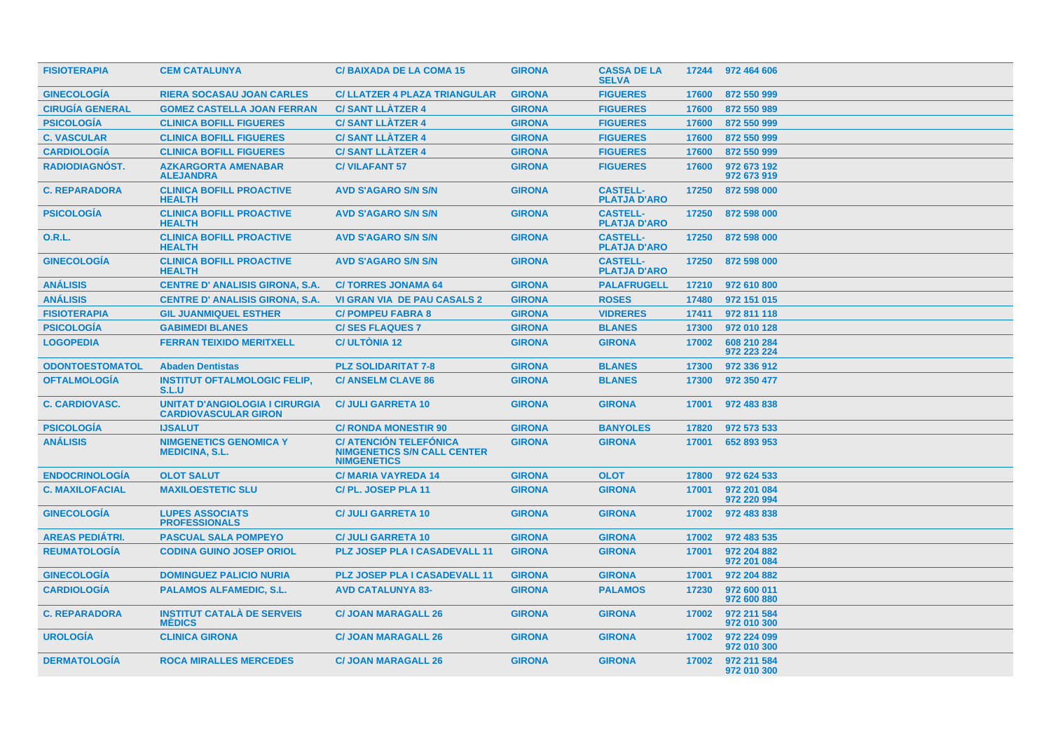| FISIOTERAPIA | CEM CATALUNYA | C/ BAIXADA DE LA COMA 15 | GIRONA | CASSA DE LA SELVA | 17244 | 972 464 606 |
|---|---|---|---|---|---|---|
| GINECOLOGÍA | RIERA SOCASAU JOAN CARLES | C/ LLATZER 4 PLAZA TRIANGULAR | GIRONA | FIGUERES | 17600 | 872 550 999 |
| CIRUGÍA GENERAL | GOMEZ CASTELLA JOAN FERRAN | C/ SANT LLÀTZER 4 | GIRONA | FIGUERES | 17600 | 872 550 989 |
| PSICOLOGÍA | CLINICA BOFILL FIGUERES | C/ SANT LLÀTZER 4 | GIRONA | FIGUERES | 17600 | 872 550 999 |
| C. VASCULAR | CLINICA BOFILL FIGUERES | C/ SANT LLÀTZER 4 | GIRONA | FIGUERES | 17600 | 872 550 999 |
| CARDIOLOGÍA | CLINICA BOFILL FIGUERES | C/ SANT LLÀTZER 4 | GIRONA | FIGUERES | 17600 | 872 550 999 |
| RADIODIAGNÓST. | AZKARGORTA AMENABAR ALEJANDRA | C/ VILAFANT 57 | GIRONA | FIGUERES | 17600 | 972 673 192<br>972 673 919 |
| C. REPARADORA | CLINICA BOFILL PROACTIVE HEALTH | AVD S'AGARO S/N S/N | GIRONA | CASTELL-PLATJA D'ARO | 17250 | 872 598 000 |
| PSICOLOGÍA | CLINICA BOFILL PROACTIVE HEALTH | AVD S'AGARO S/N S/N | GIRONA | CASTELL-PLATJA D'ARO | 17250 | 872 598 000 |
| O.R.L. | CLINICA BOFILL PROACTIVE HEALTH | AVD S'AGARO S/N S/N | GIRONA | CASTELL-PLATJA D'ARO | 17250 | 872 598 000 |
| GINECOLOGÍA | CLINICA BOFILL PROACTIVE HEALTH | AVD S'AGARO S/N S/N | GIRONA | CASTELL-PLATJA D'ARO | 17250 | 872 598 000 |
| ANÁLISIS | CENTRE D' ANALISIS GIRONA, S.A. | C/ TORRES JONAMA 64 | GIRONA | PALAFRUGELL | 17210 | 972 610 800 |
| ANÁLISIS | CENTRE D' ANALISIS GIRONA, S.A. | VI GRAN VIA DE PAU CASALS 2 | GIRONA | ROSES | 17480 | 972 151 015 |
| FISIOTERAPIA | GIL JUANMIQUEL ESTHER | C/ POMPEU FABRA 8 | GIRONA | VIDRERES | 17411 | 972 811 118 |
| PSICOLOGÍA | GABIMEDI BLANES | C/ SES FLAQUES 7 | GIRONA | BLANES | 17300 | 972 010 128 |
| LOGOPEDIA | FERRAN TEIXIDO MERITXELL | C/ ULTÒNIA 12 | GIRONA | GIRONA | 17002 | 608 210 284<br>972 223 224 |
| ODONTOESTOMATOL | Abaden Dentistas | PLZ SOLIDARITAT 7-8 | GIRONA | BLANES | 17300 | 972 336 912 |
| OFTALMOLOGÍA | INSTITUT OFTALMOLOGIC FELIP, S.L.U | C/ ANSELM CLAVE 86 | GIRONA | BLANES | 17300 | 972 350 477 |
| C. CARDIOVASC. | UNITAT D'ANGIOLOGIA I CIRURGIA CARDIOVASCULAR GIRON | C/ JULI GARRETA 10 | GIRONA | GIRONA | 17001 | 972 483 838 |
| PSICOLOGÍA | IJSALUT | C/ RONDA MONESTIR 90 | GIRONA | BANYOLES | 17820 | 972 573 533 |
| ANÁLISIS | NIMGENETICS GENOMICA Y MEDICINA, S.L. | C/ ATENCIÓN TELEFÓNICA NIMGENETICS S/N CALL CENTER NIMGENETICS | GIRONA | GIRONA | 17001 | 652 893 953 |
| ENDOCRINOLOGÍA | OLOT SALUT | C/ MARIA VAYREDA 14 | GIRONA | OLOT | 17800 | 972 624 533 |
| C. MAXILOFACIAL | MAXILOESTETIC SLU | C/ PL. JOSEP PLA 11 | GIRONA | GIRONA | 17001 | 972 201 084<br>972 220 994 |
| GINECOLOGÍA | LUPES ASSOCIATS PROFESSIONALS | C/ JULI GARRETA 10 | GIRONA | GIRONA | 17002 | 972 483 838 |
| AREAS PEDIÁTRI. | PASCUAL SALA POMPEYO | C/ JULI GARRETA 10 | GIRONA | GIRONA | 17002 | 972 483 535 |
| REUMATOLOGÍA | CODINA GUINO JOSEP ORIOL | PLZ JOSEP PLA I CASADEVALL 11 | GIRONA | GIRONA | 17001 | 972 204 882<br>972 201 084 |
| GINECOLOGÍA | DOMINGUEZ PALICIO NURIA | PLZ JOSEP PLA I CASADEVALL 11 | GIRONA | GIRONA | 17001 | 972 204 882 |
| CARDIOLOGÍA | PALAMOS ALFAMEDIC, S.L. | AVD CATALUNYA 83- | GIRONA | PALAMOS | 17230 | 972 600 011<br>972 600 880 |
| C. REPARADORA | INSTITUT CATALÀ DE SERVEIS MÈDICS | C/ JOAN MARAGALL 26 | GIRONA | GIRONA | 17002 | 972 211 584<br>972 010 300 |
| UROLOGÍA | CLINICA GIRONA | C/ JOAN MARAGALL 26 | GIRONA | GIRONA | 17002 | 972 224 099<br>972 010 300 |
| DERMATOLOGÍA | ROCA MIRALLES MERCEDES | C/ JOAN MARAGALL 26 | GIRONA | GIRONA | 17002 | 972 211 584<br>972 010 300 |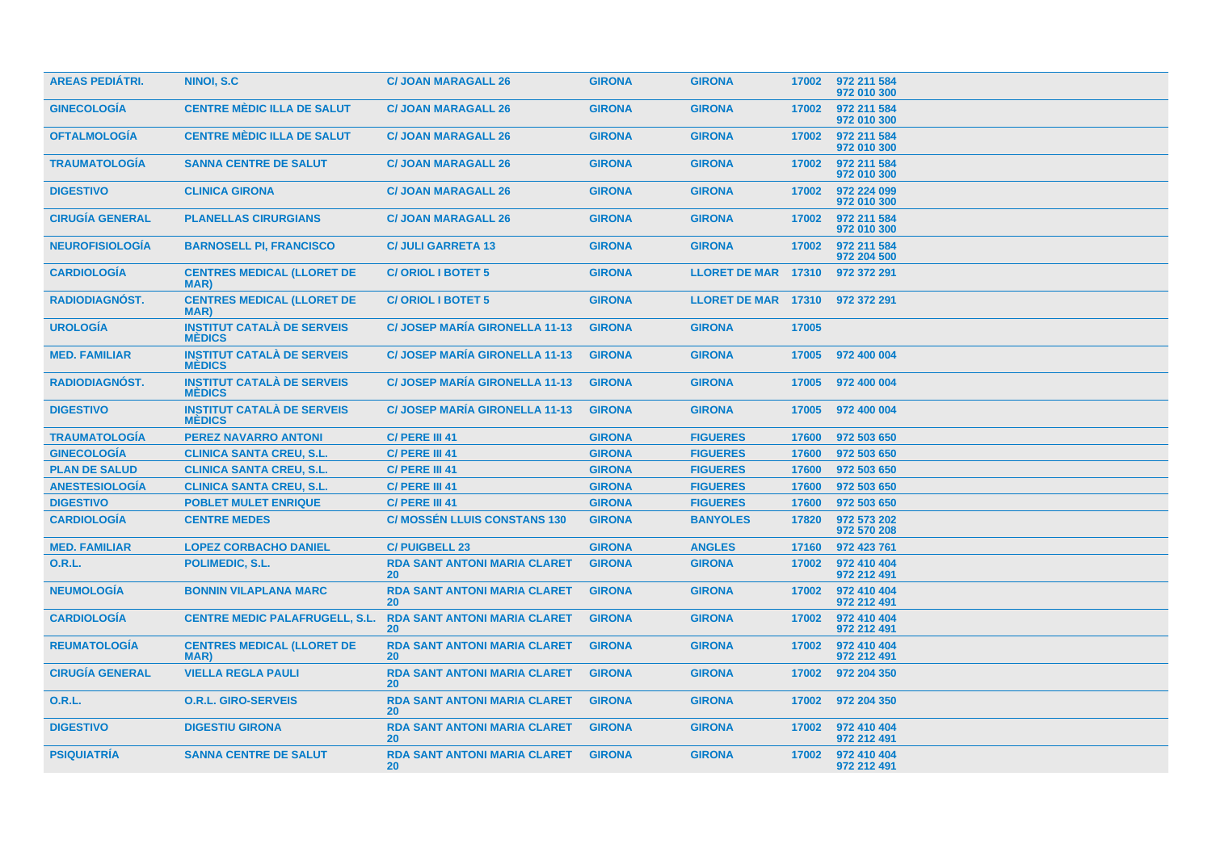| AREAS PEDIÁTRI. | NINOI, S.C | C/ JOAN MARAGALL 26 | GIRONA | GIRONA | 17002 | 972 211 584 972 010 300 |
|---|---|---|---|---|---|---|
| GINECOLOGÍA | CENTRE MÈDIC ILLA DE SALUT | C/ JOAN MARAGALL 26 | GIRONA | GIRONA | 17002 | 972 211 584 972 010 300 |
| OFTALMOLOGÍA | CENTRE MÈDIC ILLA DE SALUT | C/ JOAN MARAGALL 26 | GIRONA | GIRONA | 17002 | 972 211 584 972 010 300 |
| TRAUMATOLOGÍA | SANNA CENTRE DE SALUT | C/ JOAN MARAGALL 26 | GIRONA | GIRONA | 17002 | 972 211 584 972 010 300 |
| DIGESTIVO | CLINICA GIRONA | C/ JOAN MARAGALL 26 | GIRONA | GIRONA | 17002 | 972 224 099 972 010 300 |
| CIRUGÍA GENERAL | PLANELLAS CIRURGIANS | C/ JOAN MARAGALL 26 | GIRONA | GIRONA | 17002 | 972 211 584 972 010 300 |
| NEUROFISIOLOGÍA | BARNOSELL PI, FRANCISCO | C/ JULI GARRETA 13 | GIRONA | GIRONA | 17002 | 972 211 584 972 204 500 |
| CARDIOLOGÍA | CENTRES MEDICAL (LLORET DE MAR) | C/ ORIOL I BOTET 5 | GIRONA | LLORET DE MAR | 17310 | 972 372 291 |
| RADIODIAGNÓST. | CENTRES MEDICAL (LLORET DE MAR) | C/ ORIOL I BOTET 5 | GIRONA | LLORET DE MAR | 17310 | 972 372 291 |
| UROLOGÍA | INSTITUT CATALÀ DE SERVEIS MÈDICS | C/ JOSEP MARÍA GIRONELLA 11-13 | GIRONA | GIRONA | 17005 | |
| MED. FAMILIAR | INSTITUT CATALÀ DE SERVEIS MÈDICS | C/ JOSEP MARÍA GIRONELLA 11-13 | GIRONA | GIRONA | 17005 | 972 400 004 |
| RADIODIAGNÓST. | INSTITUT CATALÀ DE SERVEIS MÈDICS | C/ JOSEP MARÍA GIRONELLA 11-13 | GIRONA | GIRONA | 17005 | 972 400 004 |
| DIGESTIVO | INSTITUT CATALÀ DE SERVEIS MÈDICS | C/ JOSEP MARÍA GIRONELLA 11-13 | GIRONA | GIRONA | 17005 | 972 400 004 |
| TRAUMATOLOGÍA | PEREZ NAVARRO ANTONI | C/ PERE III 41 | GIRONA | FIGUERES | 17600 | 972 503 650 |
| GINECOLOGÍA | CLINICA SANTA CREU, S.L. | C/ PERE III 41 | GIRONA | FIGUERES | 17600 | 972 503 650 |
| PLAN DE SALUD | CLINICA SANTA CREU, S.L. | C/ PERE III 41 | GIRONA | FIGUERES | 17600 | 972 503 650 |
| ANESTESIOLOGÍA | CLINICA SANTA CREU, S.L. | C/ PERE III 41 | GIRONA | FIGUERES | 17600 | 972 503 650 |
| DIGESTIVO | POBLET MULET ENRIQUE | C/ PERE III 41 | GIRONA | FIGUERES | 17600 | 972 503 650 |
| CARDIOLOGÍA | CENTRE MEDES | C/ MOSSÉN LLUIS CONSTANS 130 | GIRONA | BANYOLES | 17820 | 972 573 202 972 570 208 |
| MED. FAMILIAR | LOPEZ CORBACHO DANIEL | C/ PUIGBELL 23 | GIRONA | ANGLES | 17160 | 972 423 761 |
| O.R.L. | POLIMEDIC, S.L. | RDA SANT ANTONI MARIA CLARET 20 | GIRONA | GIRONA | 17002 | 972 410 404 972 212 491 |
| NEUMOLOGÍA | BONNIN VILAPLANA MARC | RDA SANT ANTONI MARIA CLARET 20 | GIRONA | GIRONA | 17002 | 972 410 404 972 212 491 |
| CARDIOLOGÍA | CENTRE MEDIC PALAFRUGELL, S.L. | RDA SANT ANTONI MARIA CLARET 20 | GIRONA | GIRONA | 17002 | 972 410 404 972 212 491 |
| REUMATOLOGÍA | CENTRES MEDICAL (LLORET DE MAR) | RDA SANT ANTONI MARIA CLARET 20 | GIRONA | GIRONA | 17002 | 972 410 404 972 212 491 |
| CIRUGÍA GENERAL | VIELLA REGLA PAULI | RDA SANT ANTONI MARIA CLARET 20 | GIRONA | GIRONA | 17002 | 972 204 350 |
| O.R.L. | O.R.L. GIRO-SERVEIS | RDA SANT ANTONI MARIA CLARET 20 | GIRONA | GIRONA | 17002 | 972 204 350 |
| DIGESTIVO | DIGESTIU GIRONA | RDA SANT ANTONI MARIA CLARET 20 | GIRONA | GIRONA | 17002 | 972 410 404 972 212 491 |
| PSIQUIATRÍA | SANNA CENTRE DE SALUT | RDA SANT ANTONI MARIA CLARET 20 | GIRONA | GIRONA | 17002 | 972 410 404 972 212 491 |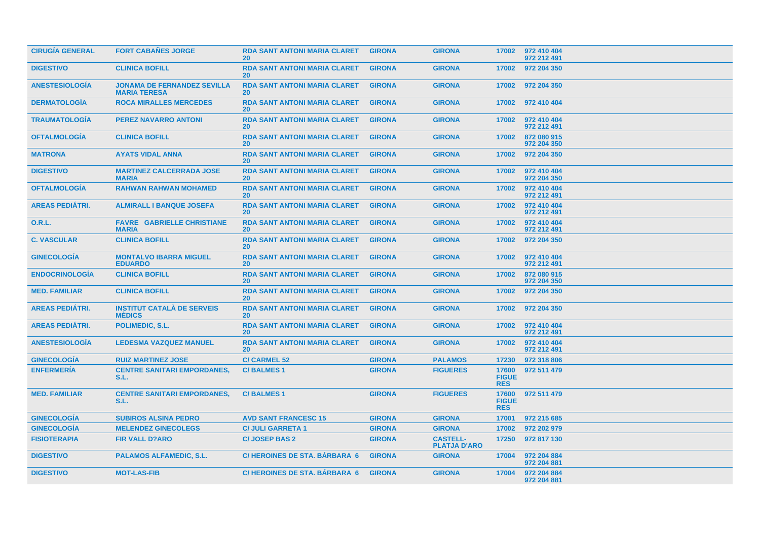| | | | | | | |
|---|---|---|---|---|---|---|
| CIRUGÍA GENERAL | FORT CABAÑES JORGE | RDA SANT ANTONI MARIA CLARET 20 | GIRONA | GIRONA | 17002 | 972 410 404 972 212 491 |
| DIGESTIVO | CLINICA BOFILL | RDA SANT ANTONI MARIA CLARET 20 | GIRONA | GIRONA | 17002 | 972 204 350 |
| ANESTESIOLOGÍA | JONAMA DE FERNANDEZ SEVILLA MARIA TERESA | RDA SANT ANTONI MARIA CLARET 20 | GIRONA | GIRONA | 17002 | 972 204 350 |
| DERMATOLOGÍA | ROCA MIRALLES MERCEDES | RDA SANT ANTONI MARIA CLARET 20 | GIRONA | GIRONA | 17002 | 972 410 404 |
| TRAUMATOLOGÍA | PEREZ NAVARRO ANTONI | RDA SANT ANTONI MARIA CLARET 20 | GIRONA | GIRONA | 17002 | 972 410 404 972 212 491 |
| OFTALMOLOGÍA | CLINICA BOFILL | RDA SANT ANTONI MARIA CLARET 20 | GIRONA | GIRONA | 17002 | 872 080 915 972 204 350 |
| MATRONA | AYATS VIDAL ANNA | RDA SANT ANTONI MARIA CLARET 20 | GIRONA | GIRONA | 17002 | 972 204 350 |
| DIGESTIVO | MARTINEZ CALCERRADA JOSE MARIA | RDA SANT ANTONI MARIA CLARET 20 | GIRONA | GIRONA | 17002 | 972 410 404 972 204 350 |
| OFTALMOLOGÍA | RAHWAN RAHWAN MOHAMED | RDA SANT ANTONI MARIA CLARET 20 | GIRONA | GIRONA | 17002 | 972 410 404 972 212 491 |
| AREAS PEDIÁTRI. | ALMIRALL I BANQUE JOSEFA | RDA SANT ANTONI MARIA CLARET 20 | GIRONA | GIRONA | 17002 | 972 410 404 972 212 491 |
| O.R.L. | FAVRE GABRIELLE CHRISTIANE MARIA | RDA SANT ANTONI MARIA CLARET 20 | GIRONA | GIRONA | 17002 | 972 410 404 972 212 491 |
| C. VASCULAR | CLINICA BOFILL | RDA SANT ANTONI MARIA CLARET 20 | GIRONA | GIRONA | 17002 | 972 204 350 |
| GINECOLOGÍA | MONTALVO IBARRA MIGUEL EDUARDO | RDA SANT ANTONI MARIA CLARET 20 | GIRONA | GIRONA | 17002 | 972 410 404 972 212 491 |
| ENDOCRINOLOGÍA | CLINICA BOFILL | RDA SANT ANTONI MARIA CLARET 20 | GIRONA | GIRONA | 17002 | 872 080 915 972 204 350 |
| MED. FAMILIAR | CLINICA BOFILL | RDA SANT ANTONI MARIA CLARET 20 | GIRONA | GIRONA | 17002 | 972 204 350 |
| AREAS PEDIÁTRI. | INSTITUT CATALÀ DE SERVEIS MÈDICS | RDA SANT ANTONI MARIA CLARET 20 | GIRONA | GIRONA | 17002 | 972 204 350 |
| AREAS PEDIÁTRI. | POLIMEDIC, S.L. | RDA SANT ANTONI MARIA CLARET 20 | GIRONA | GIRONA | 17002 | 972 410 404 972 212 491 |
| ANESTESIOLOGÍA | LEDESMA VAZQUEZ MANUEL | RDA SANT ANTONI MARIA CLARET 20 | GIRONA | GIRONA | 17002 | 972 410 404 972 212 491 |
| GINECOLOGÍA | RUIZ MARTINEZ JOSE | C/ CARMEL 52 | GIRONA | PALAMOS | 17230 | 972 318 806 |
| ENFERMERÍA | CENTRE SANITARI EMPORDANES, S.L. | C/ BALMES 1 | GIRONA | FIGUERES | 17600 FIGUERES | 972 511 479 |
| MED. FAMILIAR | CENTRE SANITARI EMPORDANES, S.L. | C/ BALMES 1 | GIRONA | FIGUERES | 17600 FIGUERES | 972 511 479 |
| GINECOLOGÍA | SUBIROS ALSINA PEDRO | AVD SANT FRANCESC 15 | GIRONA | GIRONA | 17001 | 972 215 685 |
| GINECOLOGÍA | MELENDEZ GINECOLEGS | C/ JULI GARRETA 1 | GIRONA | GIRONA | 17002 | 972 202 979 |
| FISIOTERAPIA | FIR VALL D?ARO | C/ JOSEP BAS 2 | GIRONA | CASTELL-PLATJA D'ARO | 17250 | 972 817 130 |
| DIGESTIVO | PALAMOS ALFAMEDIC, S.L. | C/ HEROINES DE STA. BÁRBARA 6 | GIRONA | GIRONA | 17004 | 972 204 884 972 204 881 |
| DIGESTIVO | MOT-LAS-FIB | C/ HEROINES DE STA. BÁRBARA 6 | GIRONA | GIRONA | 17004 | 972 204 884 972 204 881 |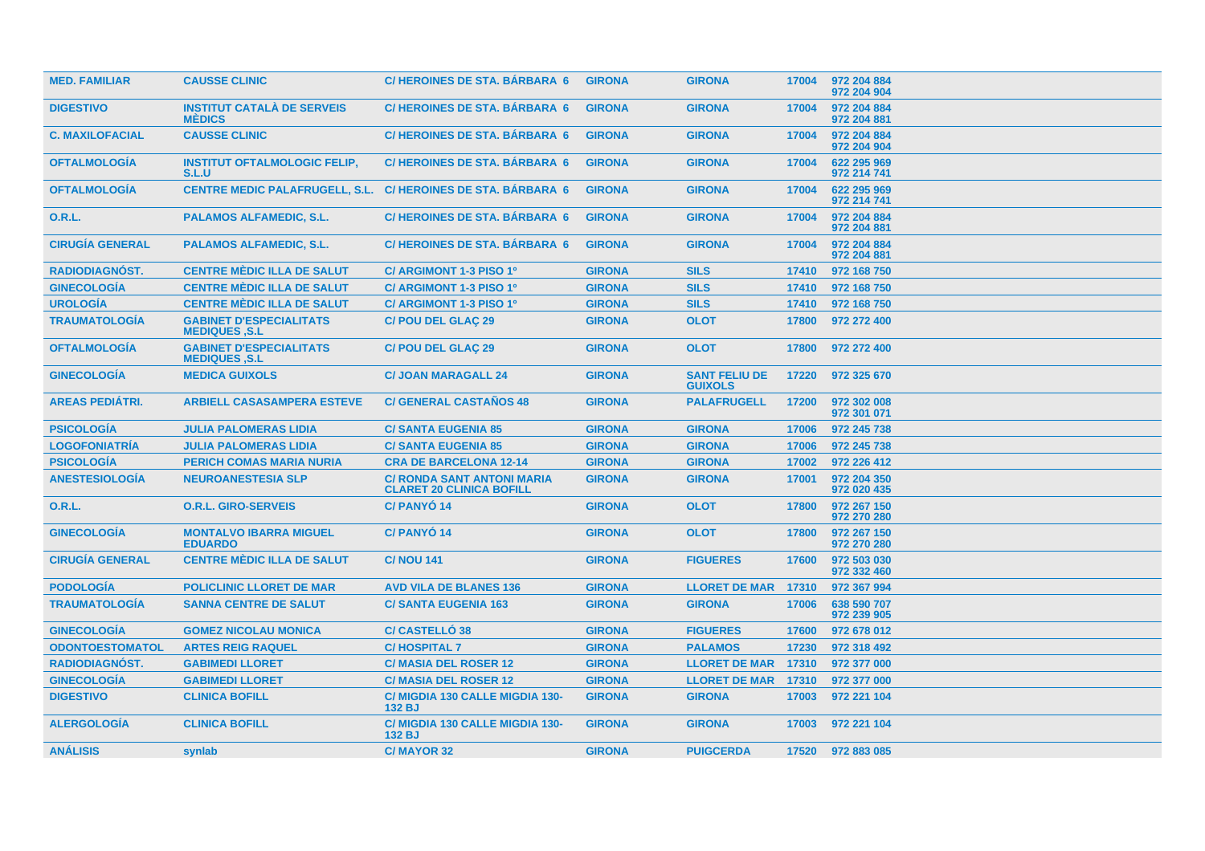| | | | | | | |
|---|---|---|---|---|---|---|
| MED. FAMILIAR | CAUSSE CLINIC | C/ HEROINES DE STA. BÁRBARA 6 | GIRONA | GIRONA | 17004 | 972 204 884 972 204 904 |
| DIGESTIVO | INSTITUT CATALÀ DE SERVEIS MÈDICS | C/ HEROINES DE STA. BÁRBARA 6 | GIRONA | GIRONA | 17004 | 972 204 884 972 204 881 |
| C. MAXILOFACIAL | CAUSSE CLINIC | C/ HEROINES DE STA. BÁRBARA 6 | GIRONA | GIRONA | 17004 | 972 204 884 972 204 904 |
| OFTALMOLOGÍA | INSTITUT OFTALMOLOGIC FELIP, S.L.U | C/ HEROINES DE STA. BÁRBARA 6 | GIRONA | GIRONA | 17004 | 622 295 969 972 214 741 |
| OFTALMOLOGÍA | CENTRE MEDIC PALAFRUGELL, S.L. | C/ HEROINES DE STA. BÁRBARA 6 | GIRONA | GIRONA | 17004 | 622 295 969 972 214 741 |
| O.R.L. | PALAMOS ALFAMEDIC, S.L. | C/ HEROINES DE STA. BÁRBARA 6 | GIRONA | GIRONA | 17004 | 972 204 884 972 204 881 |
| CIRUGÍA GENERAL | PALAMOS ALFAMEDIC, S.L. | C/ HEROINES DE STA. BÁRBARA 6 | GIRONA | GIRONA | 17004 | 972 204 884 972 204 881 |
| RADIODIAGNÓST. | CENTRE MÈDIC ILLA DE SALUT | C/ ARGIMONT 1-3 PISO 1º | GIRONA | SILS | 17410 | 972 168 750 |
| GINECOLOGÍA | CENTRE MÈDIC ILLA DE SALUT | C/ ARGIMONT 1-3 PISO 1º | GIRONA | SILS | 17410 | 972 168 750 |
| UROLOGÍA | CENTRE MÈDIC ILLA DE SALUT | C/ ARGIMONT 1-3 PISO 1º | GIRONA | SILS | 17410 | 972 168 750 |
| TRAUMATOLOGÍA | GABINET D'ESPECIALITATS MEDIQUES ,S.L | C/ POU DEL GLAÇ 29 | GIRONA | OLOT | 17800 | 972 272 400 |
| OFTALMOLOGÍA | GABINET D'ESPECIALITATS MEDIQUES ,S.L | C/ POU DEL GLAÇ 29 | GIRONA | OLOT | 17800 | 972 272 400 |
| GINECOLOGÍA | MEDICA GUIXOLS | C/ JOAN MARAGALL 24 | GIRONA | SANT FELIU DE GUIXOLS | 17220 | 972 325 670 |
| AREAS PEDIÁTRI. | ARBIELL CASASAMPERA ESTEVE | C/ GENERAL CASTAÑOS 48 | GIRONA | PALAFRUGELL | 17200 | 972 302 008 972 301 071 |
| PSICOLOGÍA | JULIA PALOMERAS LIDIA | C/ SANTA EUGENIA 85 | GIRONA | GIRONA | 17006 | 972 245 738 |
| LOGOFONIATRÍA | JULIA PALOMERAS LIDIA | C/ SANTA EUGENIA 85 | GIRONA | GIRONA | 17006 | 972 245 738 |
| PSICOLOGÍA | PERICH COMAS MARIA NURIA | CRA DE BARCELONA 12-14 | GIRONA | GIRONA | 17002 | 972 226 412 |
| ANESTESIOLOGÍA | NEUROANESTESIA SLP | C/ RONDA SANT ANTONI MARIA CLARET 20 CLINICA BOFILL | GIRONA | GIRONA | 17001 | 972 204 350 972 020 435 |
| O.R.L. | O.R.L. GIRO-SERVEIS | C/ PANYÓ 14 | GIRONA | OLOT | 17800 | 972 267 150 972 270 280 |
| GINECOLOGÍA | MONTALVO IBARRA MIGUEL EDUARDO | C/ PANYÓ 14 | GIRONA | OLOT | 17800 | 972 267 150 972 270 280 |
| CIRUGÍA GENERAL | CENTRE MÈDIC ILLA DE SALUT | C/ NOU 141 | GIRONA | FIGUERES | 17600 | 972 503 030 972 332 460 |
| PODOLOGÍA | POLICLINIC LLORET DE MAR | AVD VILA DE BLANES 136 | GIRONA | LLORET DE MAR | 17310 | 972 367 994 |
| TRAUMATOLOGÍA | SANNA CENTRE DE SALUT | C/ SANTA EUGENIA 163 | GIRONA | GIRONA | 17006 | 638 590 707 972 239 905 |
| GINECOLOGÍA | GOMEZ NICOLAU MONICA | C/ CASTELLÓ 38 | GIRONA | FIGUERES | 17600 | 972 678 012 |
| ODONTOESTOMATOL | ARTES REIG RAQUEL | C/ HOSPITAL 7 | GIRONA | PALAMOS | 17230 | 972 318 492 |
| RADIODIAGNÓST. | GABIMEDI LLORET | C/ MASIA DEL ROSER 12 | GIRONA | LLORET DE MAR | 17310 | 972 377 000 |
| GINECOLOGÍA | GABIMEDI LLORET | C/ MASIA DEL ROSER 12 | GIRONA | LLORET DE MAR | 17310 | 972 377 000 |
| DIGESTIVO | CLINICA BOFILL | C/ MIGDIA 130 CALLE MIGDIA 130-132 BJ | GIRONA | GIRONA | 17003 | 972 221 104 |
| ALERGOLOGÍA | CLINICA BOFILL | C/ MIGDIA 130 CALLE MIGDIA 130-132 BJ | GIRONA | GIRONA | 17003 | 972 221 104 |
| ANÁLISIS | synlab | C/ MAYOR 32 | GIRONA | PUIGCERDA | 17520 | 972 883 085 |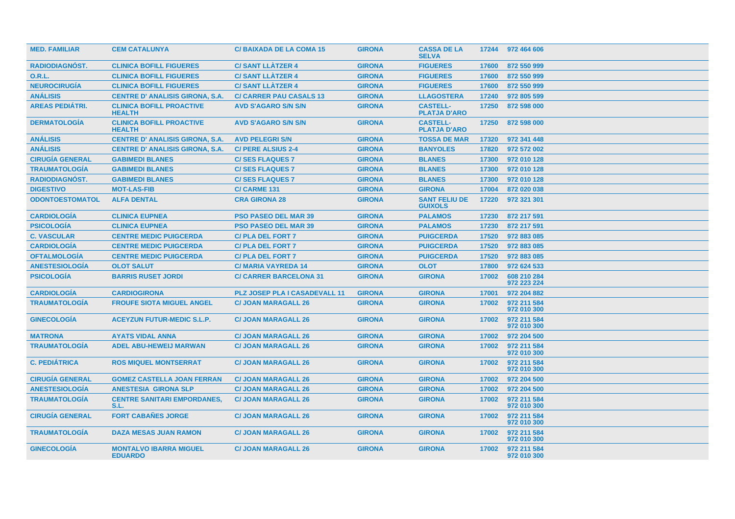| MED. FAMILIAR | CEM CATALUNYA | C/ BAIXADA DE LA COMA 15 | GIRONA | CASSA DE LA SELVA | 17244 | 972 464 606 |
|---|---|---|---|---|---|---|
| RADIODIAGNÓST. | CLINICA BOFILL FIGUERES | C/ SANT LLÀTZER 4 | GIRONA | FIGUERES | 17600 | 872 550 999 |
| O.R.L. | CLINICA BOFILL FIGUERES | C/ SANT LLÀTZER 4 | GIRONA | FIGUERES | 17600 | 872 550 999 |
| NEUROCIRUGÍA | CLINICA BOFILL FIGUERES | C/ SANT LLÀTZER 4 | GIRONA | FIGUERES | 17600 | 872 550 999 |
| ANÁLISIS | CENTRE D' ANALISIS GIRONA, S.A. | C/ CARRER PAU CASALS 13 | GIRONA | LLAGOSTERA | 17240 | 972 805 599 |
| AREAS PEDIÁTRI. | CLINICA BOFILL PROACTIVE HEALTH | AVD S'AGARO S/N S/N | GIRONA | CASTELL-PLATJA D'ARO | 17250 | 872 598 000 |
| DERMATOLOGÍA | CLINICA BOFILL PROACTIVE HEALTH | AVD S'AGARO S/N S/N | GIRONA | CASTELL-PLATJA D'ARO | 17250 | 872 598 000 |
| ANÁLISIS | CENTRE D' ANALISIS GIRONA, S.A. | AVD PELEGRI S/N | GIRONA | TOSSA DE MAR | 17320 | 972 341 448 |
| ANÁLISIS | CENTRE D' ANALISIS GIRONA, S.A. | C/ PERE ALSIUS 2-4 | GIRONA | BANYOLES | 17820 | 972 572 002 |
| CIRUGÍA GENERAL | GABIMEDI BLANES | C/ SES FLAQUES 7 | GIRONA | BLANES | 17300 | 972 010 128 |
| TRAUMATOLOGÍA | GABIMEDI BLANES | C/ SES FLAQUES 7 | GIRONA | BLANES | 17300 | 972 010 128 |
| RADIODIAGNÓST. | GABIMEDI BLANES | C/ SES FLAQUES 7 | GIRONA | BLANES | 17300 | 972 010 128 |
| DIGESTIVO | MOT-LAS-FIB | C/ CARME 131 | GIRONA | GIRONA | 17004 | 872 020 038 |
| ODONTOESTOMATOL | ALFA DENTAL | CRA GIRONA 28 | GIRONA | SANT FELIU DE GUIXOLS | 17220 | 972 321 301 |
| CARDIOLOGÍA | CLINICA EUPNEA | PSO PASEO DEL MAR 39 | GIRONA | PALAMOS | 17230 | 872 217 591 |
| PSICOLOGÍA | CLINICA EUPNEA | PSO PASEO DEL MAR 39 | GIRONA | PALAMOS | 17230 | 872 217 591 |
| C. VASCULAR | CENTRE MEDIC PUIGCERDA | C/ PLA DEL FORT 7 | GIRONA | PUIGCERDA | 17520 | 972 883 085 |
| CARDIOLOGÍA | CENTRE MEDIC PUIGCERDA | C/ PLA DEL FORT 7 | GIRONA | PUIGCERDA | 17520 | 972 883 085 |
| OFTALMOLOGÍA | CENTRE MEDIC PUIGCERDA | C/ PLA DEL FORT 7 | GIRONA | PUIGCERDA | 17520 | 972 883 085 |
| ANESTESIOLOGÍA | OLOT SALUT | C/ MARIA VAYREDA 14 | GIRONA | OLOT | 17800 | 972 624 533 |
| PSICOLOGÍA | BARRIS RUSET JORDI | C/ CARRER BARCELONA 31 | GIRONA | GIRONA | 17002 | 608 210 284<br>972 223 224 |
| CARDIOLOGÍA | CARDIOGIRONA | PLZ JOSEP PLA I CASADEVALL 11 | GIRONA | GIRONA | 17001 | 972 204 882 |
| TRAUMATOLOGÍA | FROUFE SIOTA MIGUEL ANGEL | C/ JOAN MARAGALL 26 | GIRONA | GIRONA | 17002 | 972 211 584<br>972 010 300 |
| GINECOLOGÍA | ACEYZUN FUTUR-MEDIC S.L.P. | C/ JOAN MARAGALL 26 | GIRONA | GIRONA | 17002 | 972 211 584<br>972 010 300 |
| MATRONA | AYATS VIDAL ANNA | C/ JOAN MARAGALL 26 | GIRONA | GIRONA | 17002 | 972 204 500 |
| TRAUMATOLOGÍA | ADEL ABU-HEWEIJ MARWAN | C/ JOAN MARAGALL 26 | GIRONA | GIRONA | 17002 | 972 211 584<br>972 010 300 |
| C. PEDIÁTRICA | ROS MIQUEL MONTSERRAT | C/ JOAN MARAGALL 26 | GIRONA | GIRONA | 17002 | 972 211 584<br>972 010 300 |
| CIRUGÍA GENERAL | GOMEZ CASTELLA JOAN FERRAN | C/ JOAN MARAGALL 26 | GIRONA | GIRONA | 17002 | 972 204 500 |
| ANESTESIOLOGÍA | ANESTESIA GIRONA SLP | C/ JOAN MARAGALL 26 | GIRONA | GIRONA | 17002 | 972 204 500 |
| TRAUMATOLOGÍA | CENTRE SANITARI EMPORDANES, S.L. | C/ JOAN MARAGALL 26 | GIRONA | GIRONA | 17002 | 972 211 584<br>972 010 300 |
| CIRUGÍA GENERAL | FORT CABAÑES JORGE | C/ JOAN MARAGALL 26 | GIRONA | GIRONA | 17002 | 972 211 584<br>972 010 300 |
| TRAUMATOLOGÍA | DAZA MESAS JUAN RAMON | C/ JOAN MARAGALL 26 | GIRONA | GIRONA | 17002 | 972 211 584<br>972 010 300 |
| GINECOLOGÍA | MONTALVO IBARRA MIGUEL EDUARDO | C/ JOAN MARAGALL 26 | GIRONA | GIRONA | 17002 | 972 211 584<br>972 010 300 |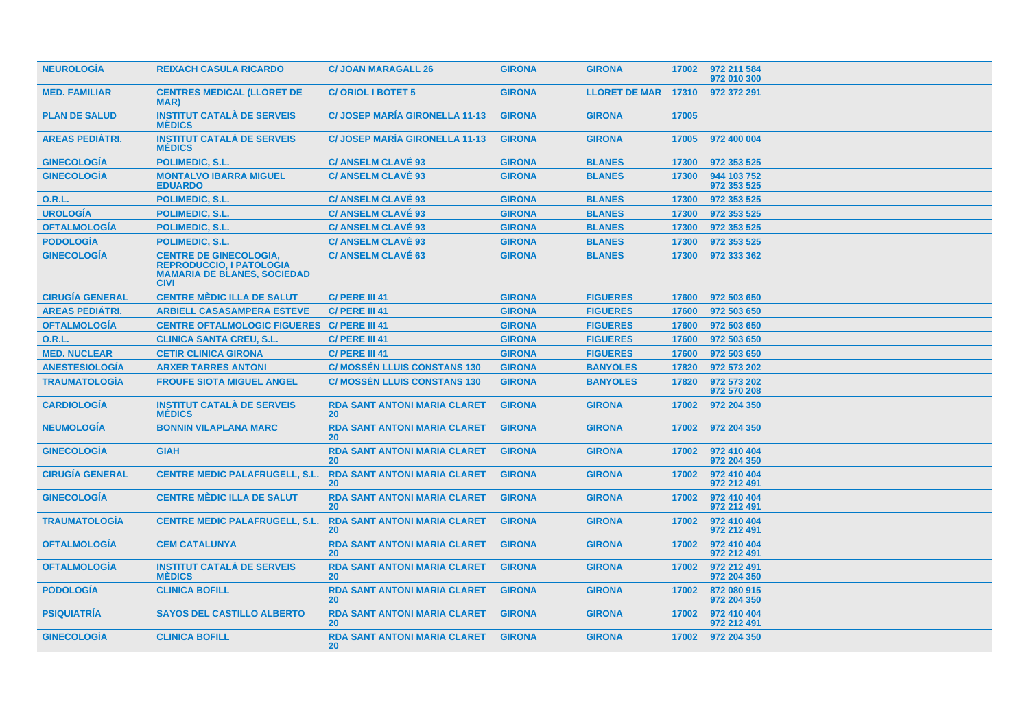| NEUROLOGÍA | REIXACH CASULA RICARDO | C/ JOAN MARAGALL 26 | GIRONA | GIRONA | 17002 | 972 211 584<br>972 010 300 |
|---|---|---|---|---|---|---|
| MED. FAMILIAR | CENTRES MEDICAL (LLORET DE MAR) | C/ ORIOL I BOTET 5 | GIRONA | LLORET DE MAR | 17310 | 972 372 291 |
| PLAN DE SALUD | INSTITUT CATALÀ DE SERVEIS MÈDICS | C/ JOSEP MARÍA GIRONELLA 11-13 | GIRONA | GIRONA | 17005 | |
| AREAS PEDIÁTRI. | INSTITUT CATALÀ DE SERVEIS MÈDICS | C/ JOSEP MARÍA GIRONELLA 11-13 | GIRONA | GIRONA | 17005 | 972 400 004 |
| GINECOLOGÍA | POLIMEDIC, S.L. | C/ ANSELM CLAVÉ 93 | GIRONA | BLANES | 17300 | 972 353 525 |
| GINECOLOGÍA | MONTALVO IBARRA MIGUEL EDUARDO | C/ ANSELM CLAVÉ 93 | GIRONA | BLANES | 17300 | 944 103 752<br>972 353 525 |
| O.R.L. | POLIMEDIC, S.L. | C/ ANSELM CLAVÉ 93 | GIRONA | BLANES | 17300 | 972 353 525 |
| UROLOGÍA | POLIMEDIC, S.L. | C/ ANSELM CLAVÉ 93 | GIRONA | BLANES | 17300 | 972 353 525 |
| OFTALMOLOGÍA | POLIMEDIC, S.L. | C/ ANSELM CLAVÉ 93 | GIRONA | BLANES | 17300 | 972 353 525 |
| PODOLOGÍA | POLIMEDIC, S.L. | C/ ANSELM CLAVÉ 93 | GIRONA | BLANES | 17300 | 972 353 525 |
| GINECOLOGÍA | CENTRE DE GINECOLOGIA, REPRODUCCIO, I PATOLOGIA MAMARIA DE BLANES, SOCIEDAD CIVI | C/ ANSELM CLAVÉ 63 | GIRONA | BLANES | 17300 | 972 333 362 |
| CIRUGÍA GENERAL | CENTRE MÈDIC ILLA DE SALUT | C/ PERE III 41 | GIRONA | FIGUERES | 17600 | 972 503 650 |
| AREAS PEDIÁTRI. | ARBIELL CASASAMPERA ESTEVE | C/ PERE III 41 | GIRONA | FIGUERES | 17600 | 972 503 650 |
| OFTALMOLOGÍA | CENTRE OFTALMOLOGIC FIGUERES | C/ PERE III 41 | GIRONA | FIGUERES | 17600 | 972 503 650 |
| O.R.L. | CLINICA SANTA CREU, S.L. | C/ PERE III 41 | GIRONA | FIGUERES | 17600 | 972 503 650 |
| MED. NUCLEAR | CETIR CLINICA GIRONA | C/ PERE III 41 | GIRONA | FIGUERES | 17600 | 972 503 650 |
| ANESTESIOLOGÍA | ARXER TARRES ANTONI | C/ MOSSÉN LLUIS CONSTANS 130 | GIRONA | BANYOLES | 17820 | 972 573 202 |
| TRAUMATOLOGÍA | FROUFE SIOTA MIGUEL ANGEL | C/ MOSSÉN LLUIS CONSTANS 130 | GIRONA | BANYOLES | 17820 | 972 573 202<br>972 570 208 |
| CARDIOLOGÍA | INSTITUT CATALÀ DE SERVEIS MÈDICS | RDA SANT ANTONI MARIA CLARET 20 | GIRONA | GIRONA | 17002 | 972 204 350 |
| NEUMOLOGÍA | BONNIN VILAPLANA MARC | RDA SANT ANTONI MARIA CLARET 20 | GIRONA | GIRONA | 17002 | 972 204 350 |
| GINECOLOGÍA | GIAH | RDA SANT ANTONI MARIA CLARET 20 | GIRONA | GIRONA | 17002 | 972 410 404<br>972 204 350 |
| CIRUGÍA GENERAL | CENTRE MEDIC PALAFRUGELL, S.L. | RDA SANT ANTONI MARIA CLARET 20 | GIRONA | GIRONA | 17002 | 972 410 404<br>972 212 491 |
| GINECOLOGÍA | CENTRE MÈDIC ILLA DE SALUT | RDA SANT ANTONI MARIA CLARET 20 | GIRONA | GIRONA | 17002 | 972 410 404<br>972 212 491 |
| TRAUMATOLOGÍA | CENTRE MEDIC PALAFRUGELL, S.L. | RDA SANT ANTONI MARIA CLARET 20 | GIRONA | GIRONA | 17002 | 972 410 404<br>972 212 491 |
| OFTALMOLOGÍA | CEM CATALUNYA | RDA SANT ANTONI MARIA CLARET 20 | GIRONA | GIRONA | 17002 | 972 410 404<br>972 212 491 |
| OFTALMOLOGÍA | INSTITUT CATALÀ DE SERVEIS MÈDICS | RDA SANT ANTONI MARIA CLARET 20 | GIRONA | GIRONA | 17002 | 972 212 491<br>972 204 350 |
| PODOLOGÍA | CLINICA BOFILL | RDA SANT ANTONI MARIA CLARET 20 | GIRONA | GIRONA | 17002 | 872 080 915<br>972 204 350 |
| PSIQUIATRÍA | SAYOS DEL CASTILLO ALBERTO | RDA SANT ANTONI MARIA CLARET 20 | GIRONA | GIRONA | 17002 | 972 410 404<br>972 212 491 |
| GINECOLOGÍA | CLINICA BOFILL | RDA SANT ANTONI MARIA CLARET 20 | GIRONA | GIRONA | 17002 | 972 204 350 |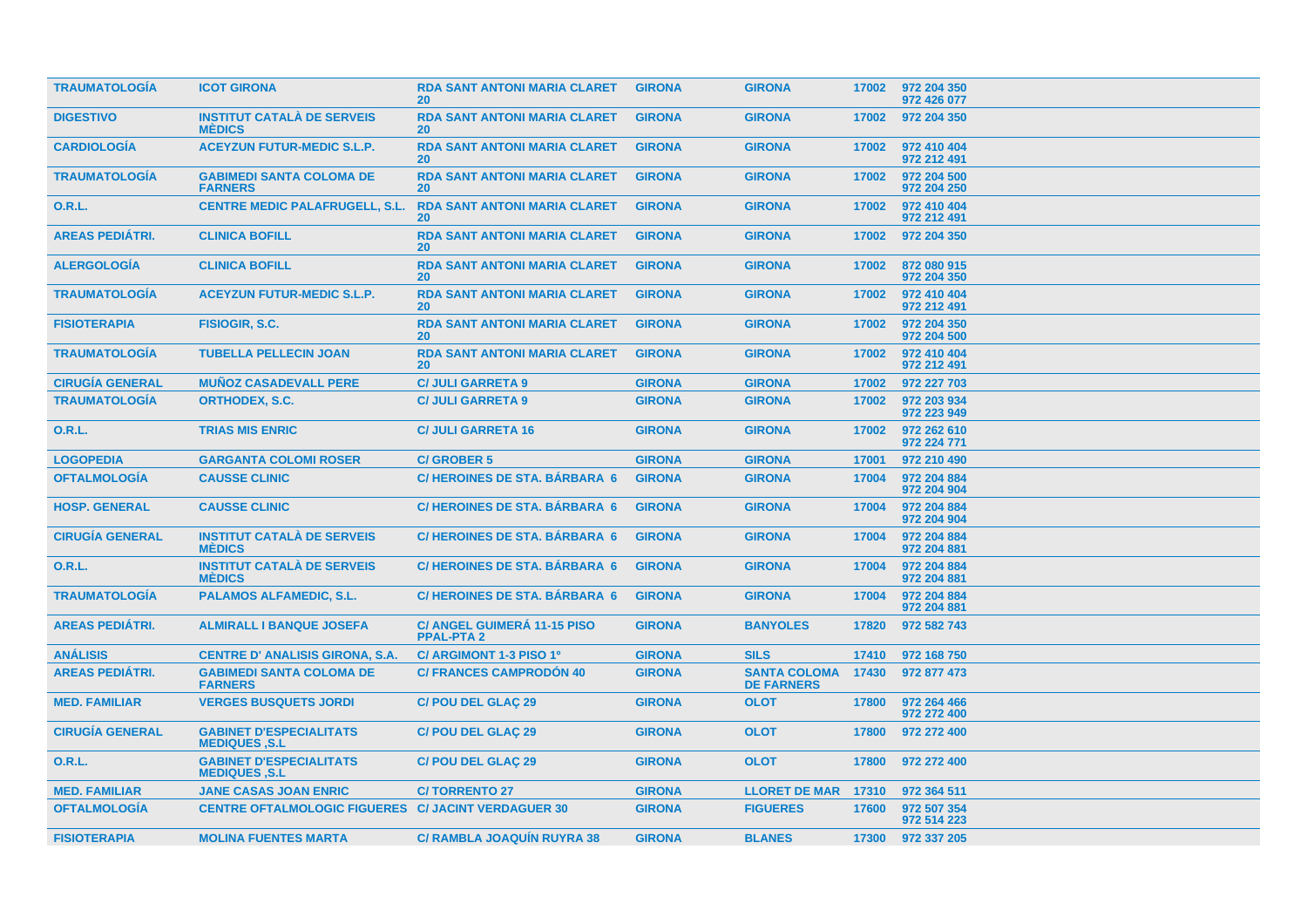| | | | | | | |
|---|---|---|---|---|---|---|
| TRAUMATOLOGÍA | ICOT GIRONA | RDA SANT ANTONI MARIA CLARET 20 | GIRONA | GIRONA | 17002 | 972 204 350<br>972 426 077 |
| DIGESTIVO | INSTITUT CATALÀ DE SERVEIS MÈDICS | RDA SANT ANTONI MARIA CLARET 20 | GIRONA | GIRONA | 17002 | 972 204 350 |
| CARDIOLOGÍA | ACEYZUN FUTUR-MEDIC S.L.P. | RDA SANT ANTONI MARIA CLARET 20 | GIRONA | GIRONA | 17002 | 972 410 404<br>972 212 491 |
| TRAUMATOLOGÍA | GABIMEDI SANTA COLOMA DE FARNERS | RDA SANT ANTONI MARIA CLARET 20 | GIRONA | GIRONA | 17002 | 972 204 500<br>972 204 250 |
| O.R.L. | CENTRE MEDIC PALAFRUGELL, S.L. | RDA SANT ANTONI MARIA CLARET 20 | GIRONA | GIRONA | 17002 | 972 410 404<br>972 212 491 |
| AREAS PEDIÁTRI. | CLINICA BOFILL | RDA SANT ANTONI MARIA CLARET 20 | GIRONA | GIRONA | 17002 | 972 204 350 |
| ALERGOLOGÍA | CLINICA BOFILL | RDA SANT ANTONI MARIA CLARET 20 | GIRONA | GIRONA | 17002 | 872 080 915<br>972 204 350 |
| TRAUMATOLOGÍA | ACEYZUN FUTUR-MEDIC S.L.P. | RDA SANT ANTONI MARIA CLARET 20 | GIRONA | GIRONA | 17002 | 972 410 404<br>972 212 491 |
| FISIOTERAPIA | FISIOGIR, S.C. | RDA SANT ANTONI MARIA CLARET 20 | GIRONA | GIRONA | 17002 | 972 204 350<br>972 204 500 |
| TRAUMATOLOGÍA | TUBELLA PELLECIN JOAN | RDA SANT ANTONI MARIA CLARET 20 | GIRONA | GIRONA | 17002 | 972 410 404<br>972 212 491 |
| CIRUGÍA GENERAL | MUÑOZ CASADEVALL PERE | C/ JULI GARRETA 9 | GIRONA | GIRONA | 17002 | 972 227 703 |
| TRAUMATOLOGÍA | ORTHODEX, S.C. | C/ JULI GARRETA 9 | GIRONA | GIRONA | 17002 | 972 203 934<br>972 223 949 |
| O.R.L. | TRIAS MIS ENRIC | C/ JULI GARRETA 16 | GIRONA | GIRONA | 17002 | 972 262 610<br>972 224 771 |
| LOGOPEDIA | GARGANTA COLOMI ROSER | C/ GROBER 5 | GIRONA | GIRONA | 17001 | 972 210 490 |
| OFTALMOLOGÍA | CAUSSE CLINIC | C/ HEROINES DE STA. BÁRBARA 6 | GIRONA | GIRONA | 17004 | 972 204 884<br>972 204 904 |
| HOSP. GENERAL | CAUSSE CLINIC | C/ HEROINES DE STA. BÁRBARA 6 | GIRONA | GIRONA | 17004 | 972 204 884<br>972 204 904 |
| CIRUGÍA GENERAL | INSTITUT CATALÀ DE SERVEIS MÈDICS | C/ HEROINES DE STA. BÁRBARA 6 | GIRONA | GIRONA | 17004 | 972 204 884<br>972 204 881 |
| O.R.L. | INSTITUT CATALÀ DE SERVEIS MÈDICS | C/ HEROINES DE STA. BÁRBARA 6 | GIRONA | GIRONA | 17004 | 972 204 884<br>972 204 881 |
| TRAUMATOLOGÍA | PALAMOS ALFAMEDIC, S.L. | C/ HEROINES DE STA. BÁRBARA 6 | GIRONA | GIRONA | 17004 | 972 204 884<br>972 204 881 |
| AREAS PEDIÁTRI. | ALMIRALL I BANQUE JOSEFA | C/ ANGEL GUIMERÁ 11-15 PISO PPAL-PTA 2 | GIRONA | BANYOLES | 17820 | 972 582 743 |
| ANÁLISIS | CENTRE D' ANALISIS GIRONA, S.A. | C/ ARGIMONT 1-3 PISO 1º | GIRONA | SILS | 17410 | 972 168 750 |
| AREAS PEDIÁTRI. | GABIMEDI SANTA COLOMA DE FARNERS | C/ FRANCES CAMPRODÓN 40 | GIRONA | SANTA COLOMA DE FARNERS | 17430 | 972 877 473 |
| MED. FAMILIAR | VERGES BUSQUETS JORDI | C/ POU DEL GLAÇ 29 | GIRONA | OLOT | 17800 | 972 264 466<br>972 272 400 |
| CIRUGÍA GENERAL | GABINET D'ESPECIALITATS MEDIQUES ,S.L | C/ POU DEL GLAÇ 29 | GIRONA | OLOT | 17800 | 972 272 400 |
| O.R.L. | GABINET D'ESPECIALITATS MEDIQUES ,S.L | C/ POU DEL GLAÇ 29 | GIRONA | OLOT | 17800 | 972 272 400 |
| MED. FAMILIAR | JANE CASAS JOAN ENRIC | C/ TORRENTO 27 | GIRONA | LLORET DE MAR | 17310 | 972 364 511 |
| OFTALMOLOGÍA | CENTRE OFTALMOLOGIC FIGUERES | C/ JACINT VERDAGUER 30 | GIRONA | FIGUERES | 17600 | 972 507 354<br>972 514 223 |
| FISIOTERAPIA | MOLINA FUENTES MARTA | C/ RAMBLA JOAQUÍN RUYRA 38 | GIRONA | BLANES | 17300 | 972 337 205 |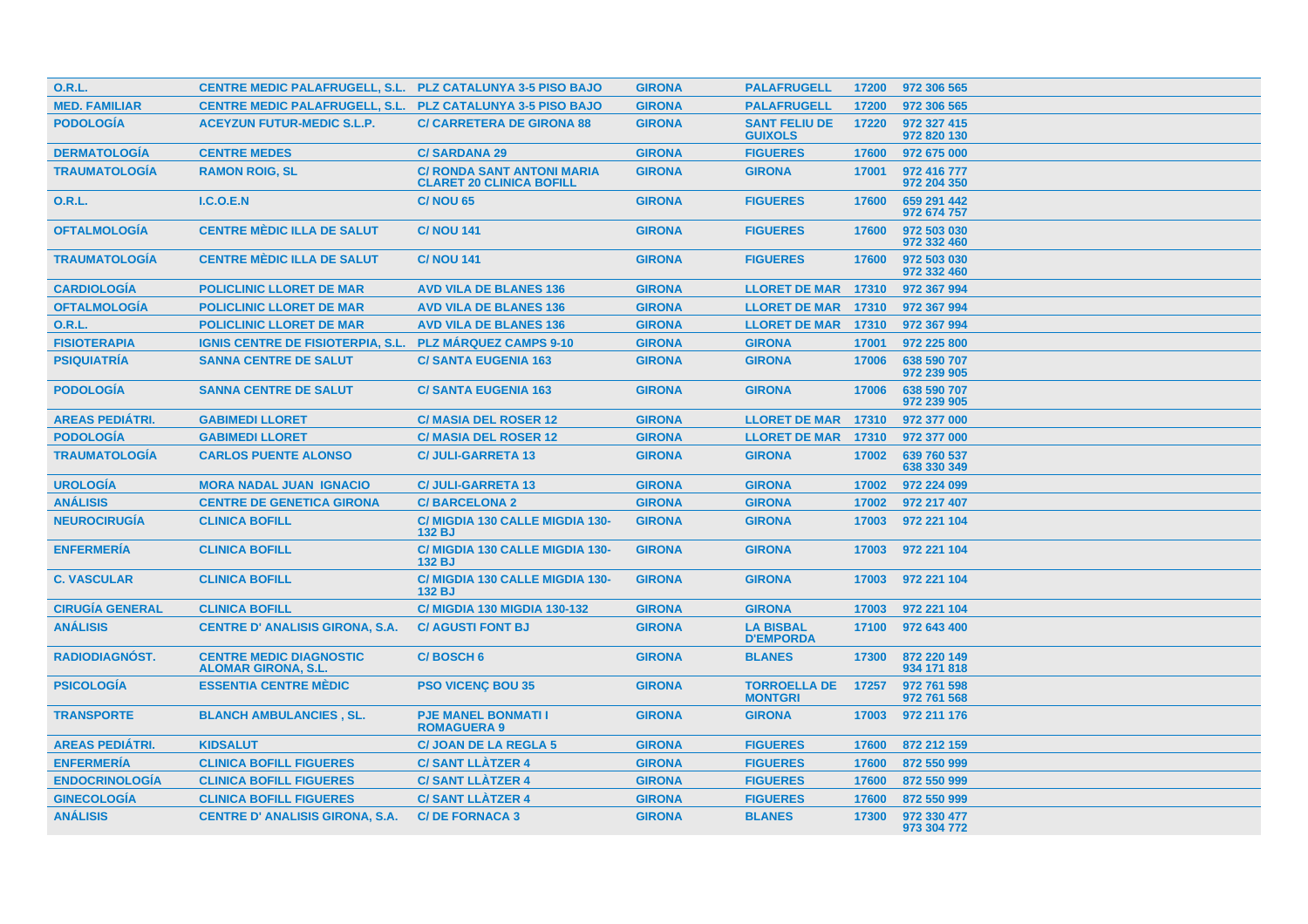| | | | | | | |
|---|---|---|---|---|---|---|
| **O.R.L.** | **CENTRE MEDIC PALAFRUGELL, S.L.** | **PLZ CATALUNYA 3-5 PISO BAJO** | **GIRONA** | **PALAFRUGELL** | **17200** | **972 306 565** |
| **MED. FAMILIAR** | **CENTRE MEDIC PALAFRUGELL, S.L.** | **PLZ CATALUNYA 3-5 PISO BAJO** | **GIRONA** | **PALAFRUGELL** | **17200** | **972 306 565** |
| **PODOLOGÍA** | **ACEYZUN FUTUR-MEDIC S.L.P.** | **C/ CARRETERA DE GIRONA 88** | **GIRONA** | **SANT FELIU DE GUIXOLS** | **17220** | **972 327 415 972 820 130** |
| **DERMATOLOGÍA** | **CENTRE MEDES** | **C/ SARDANA 29** | **GIRONA** | **FIGUERES** | **17600** | **972 675 000** |
| **TRAUMATOLOGÍA** | **RAMON ROIG, SL** | **C/ RONDA SANT ANTONI MARIA CLARET 20 CLINICA BOFILL** | **GIRONA** | **GIRONA** | **17001** | **972 416 777 972 204 350** |
| **O.R.L.** | **I.C.O.E.N** | **C/ NOU 65** | **GIRONA** | **FIGUERES** | **17600** | **659 291 442 972 674 757** |
| **OFTALMOLOGÍA** | **CENTRE MÈDIC ILLA DE SALUT** | **C/ NOU 141** | **GIRONA** | **FIGUERES** | **17600** | **972 503 030 972 332 460** |
| **TRAUMATOLOGÍA** | **CENTRE MÈDIC ILLA DE SALUT** | **C/ NOU 141** | **GIRONA** | **FIGUERES** | **17600** | **972 503 030 972 332 460** |
| **CARDIOLOGÍA** | **POLICLINIC LLORET DE MAR** | **AVD VILA DE BLANES 136** | **GIRONA** | **LLORET DE MAR** | **17310** | **972 367 994** |
| **OFTALMOLOGÍA** | **POLICLINIC LLORET DE MAR** | **AVD VILA DE BLANES 136** | **GIRONA** | **LLORET DE MAR** | **17310** | **972 367 994** |
| **O.R.L.** | **POLICLINIC LLORET DE MAR** | **AVD VILA DE BLANES 136** | **GIRONA** | **LLORET DE MAR** | **17310** | **972 367 994** |
| **FISIOTERAPIA** | **IGNIS CENTRE DE FISIOTERPIA, S.L.** | **PLZ MÁRQUEZ CAMPS 9-10** | **GIRONA** | **GIRONA** | **17001** | **972 225 800** |
| **PSIQUIATRÍA** | **SANNA CENTRE DE SALUT** | **C/ SANTA EUGENIA 163** | **GIRONA** | **GIRONA** | **17006** | **638 590 707 972 239 905** |
| **PODOLOGÍA** | **SANNA CENTRE DE SALUT** | **C/ SANTA EUGENIA 163** | **GIRONA** | **GIRONA** | **17006** | **638 590 707 972 239 905** |
| **AREAS PEDIÁTRI.** | **GABIMEDI LLORET** | **C/ MASIA DEL ROSER 12** | **GIRONA** | **LLORET DE MAR** | **17310** | **972 377 000** |
| **PODOLOGÍA** | **GABIMEDI LLORET** | **C/ MASIA DEL ROSER 12** | **GIRONA** | **LLORET DE MAR** | **17310** | **972 377 000** |
| **TRAUMATOLOGÍA** | **CARLOS PUENTE ALONSO** | **C/ JULI-GARRETA 13** | **GIRONA** | **GIRONA** | **17002** | **639 760 537 638 330 349** |
| **UROLOGÍA** | **MORA NADAL JUAN IGNACIO** | **C/ JULI-GARRETA 13** | **GIRONA** | **GIRONA** | **17002** | **972 224 099** |
| **ANÁLISIS** | **CENTRE DE GENETICA GIRONA** | **C/ BARCELONA 2** | **GIRONA** | **GIRONA** | **17002** | **972 217 407** |
| **NEUROCIRUGÍA** | **CLINICA BOFILL** | **C/ MIGDIA 130 CALLE MIGDIA 130-132 BJ** | **GIRONA** | **GIRONA** | **17003** | **972 221 104** |
| **ENFERMERÍA** | **CLINICA BOFILL** | **C/ MIGDIA 130 CALLE MIGDIA 130-132 BJ** | **GIRONA** | **GIRONA** | **17003** | **972 221 104** |
| **C. VASCULAR** | **CLINICA BOFILL** | **C/ MIGDIA 130 CALLE MIGDIA 130-132 BJ** | **GIRONA** | **GIRONA** | **17003** | **972 221 104** |
| **CIRUGÍA GENERAL** | **CLINICA BOFILL** | **C/ MIGDIA 130 MIGDIA 130-132** | **GIRONA** | **GIRONA** | **17003** | **972 221 104** |
| **ANÁLISIS** | **CENTRE D' ANALISIS GIRONA, S.A.** | **C/ AGUSTI FONT BJ** | **GIRONA** | **LA BISBAL D'EMPORDA** | **17100** | **972 643 400** |
| **RADIODIAGNÓST.** | **CENTRE MEDIC DIAGNOSTIC ALOMAR GIRONA, S.L.** | **C/ BOSCH 6** | **GIRONA** | **BLANES** | **17300** | **872 220 149 934 171 818** |
| **PSICOLOGÍA** | **ESSENTIA CENTRE MÈDIC** | **PSO VICENÇ BOU 35** | **GIRONA** | **TORROELLA DE MONTGRI** | **17257** | **972 761 598 972 761 568** |
| **TRANSPORTE** | **BLANCH AMBULANCIES , SL.** | **PJE MANEL BONMATI I ROMAGUERA 9** | **GIRONA** | **GIRONA** | **17003** | **972 211 176** |
| **AREAS PEDIÁTRI.** | **KIDSALUT** | **C/ JOAN DE LA REGLA 5** | **GIRONA** | **FIGUERES** | **17600** | **872 212 159** |
| **ENFERMERÍA** | **CLINICA BOFILL FIGUERES** | **C/ SANT LLÀTZER 4** | **GIRONA** | **FIGUERES** | **17600** | **872 550 999** |
| **ENDOCRINOLOGÍA** | **CLINICA BOFILL FIGUERES** | **C/ SANT LLÀTZER 4** | **GIRONA** | **FIGUERES** | **17600** | **872 550 999** |
| **GINECOLOGÍA** | **CLINICA BOFILL FIGUERES** | **C/ SANT LLÀTZER 4** | **GIRONA** | **FIGUERES** | **17600** | **872 550 999** |
| **ANÁLISIS** | **CENTRE D' ANALISIS GIRONA, S.A.** | **C/ DE FORNACA 3** | **GIRONA** | **BLANES** | **17300** | **972 330 477 973 304 772** |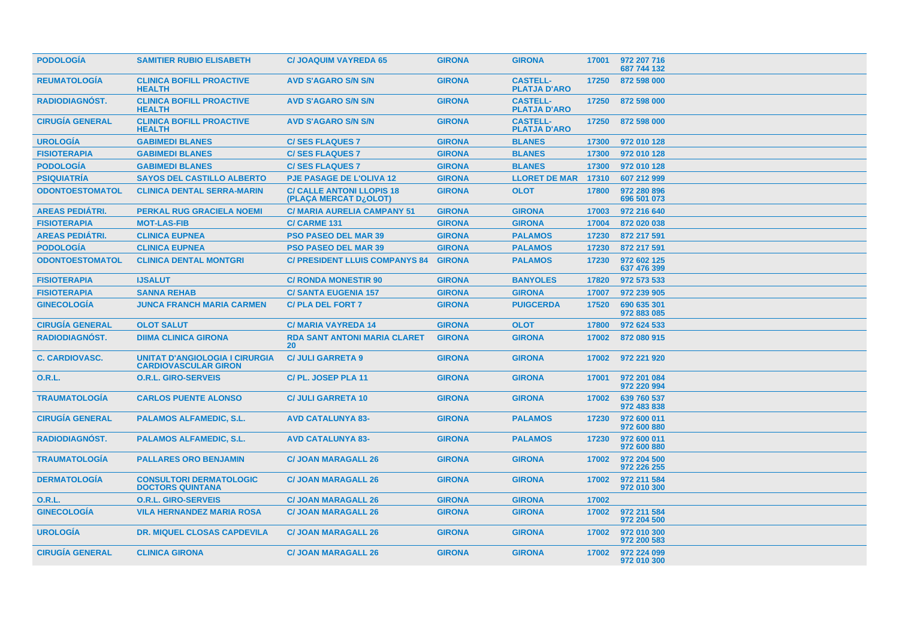| PODOLOGÍA | SAMITIER RUBIO ELISABETH | C/ JOAQUIM VAYREDA 65 | GIRONA | GIRONA | 17001 | 972 207 716 687 744 132 |
|---|---|---|---|---|---|---|
| REUMATOLOGÍA | CLINICA BOFILL PROACTIVE HEALTH | AVD S'AGARO S/N S/N | GIRONA | CASTELL-PLATJA D'ARO | 17250 | 872 598 000 |
| RADIODIAGNÓST. | CLINICA BOFILL PROACTIVE HEALTH | AVD S'AGARO S/N S/N | GIRONA | CASTELL-PLATJA D'ARO | 17250 | 872 598 000 |
| CIRUGÍA GENERAL | CLINICA BOFILL PROACTIVE HEALTH | AVD S'AGARO S/N S/N | GIRONA | CASTELL-PLATJA D'ARO | 17250 | 872 598 000 |
| UROLOGÍA | GABIMEDI BLANES | C/ SES FLAQUES 7 | GIRONA | BLANES | 17300 | 972 010 128 |
| FISIOTERAPIA | GABIMEDI BLANES | C/ SES FLAQUES 7 | GIRONA | BLANES | 17300 | 972 010 128 |
| PODOLOGÍA | GABIMEDI BLANES | C/ SES FLAQUES 7 | GIRONA | BLANES | 17300 | 972 010 128 |
| PSIQUIATRÍA | SAYOS DEL CASTILLO ALBERTO | PJE PASAGE DE L'OLIVA 12 | GIRONA | LLORET DE MAR | 17310 | 607 212 999 |
| ODONTOESTOMATOL | CLINICA DENTAL SERRA-MARIN | C/ CALLE ANTONI LLOPIS 18 (PLAÇA MERCAT D¿OLOT) | GIRONA | OLOT | 17800 | 972 280 896 696 501 073 |
| AREAS PEDIÁTRI. | PERKAL RUG GRACIELA NOEMI | C/ MARIA AURELIA CAMPANY 51 | GIRONA | GIRONA | 17003 | 972 216 640 |
| FISIOTERAPIA | MOT-LAS-FIB | C/ CARME 131 | GIRONA | GIRONA | 17004 | 872 020 038 |
| AREAS PEDIÁTRI. | CLINICA EUPNEA | PSO PASEO DEL MAR 39 | GIRONA | PALAMOS | 17230 | 872 217 591 |
| PODOLOGÍA | CLINICA EUPNEA | PSO PASEO DEL MAR 39 | GIRONA | PALAMOS | 17230 | 872 217 591 |
| ODONTOESTOMATOL | CLINICA DENTAL MONTGRI | C/ PRESIDENT LLUIS COMPANYS 84 | GIRONA | PALAMOS | 17230 | 972 602 125 637 476 399 |
| FISIOTERAPIA | IJSALUT | C/ RONDA MONESTIR 90 | GIRONA | BANYOLES | 17820 | 972 573 533 |
| FISIOTERAPIA | SANNA REHAB | C/ SANTA EUGENIA 157 | GIRONA | GIRONA | 17007 | 972 239 905 |
| GINECOLOGÍA | JUNCA FRANCH MARIA CARMEN | C/ PLA DEL FORT 7 | GIRONA | PUIGCERDA | 17520 | 690 635 301 972 883 085 |
| CIRUGÍA GENERAL | OLOT SALUT | C/ MARIA VAYREDA 14 | GIRONA | OLOT | 17800 | 972 624 533 |
| RADIODIAGNÓST. | DIIMA CLINICA GIRONA | RDA SANT ANTONI MARIA CLARET 20 | GIRONA | GIRONA | 17002 | 872 080 915 |
| C. CARDIOVASC. | UNITAT D'ANGIOLOGIA I CIRURGIA CARDIOVASCULAR GIRON | C/ JULI GARRETA 9 | GIRONA | GIRONA | 17002 | 972 221 920 |
| O.R.L. | O.R.L. GIRO-SERVEIS | C/ PL. JOSEP PLA 11 | GIRONA | GIRONA | 17001 | 972 201 084 972 220 994 |
| TRAUMATOLOGÍA | CARLOS PUENTE ALONSO | C/ JULI GARRETA 10 | GIRONA | GIRONA | 17002 | 639 760 537 972 483 838 |
| CIRUGÍA GENERAL | PALAMOS ALFAMEDIC, S.L. | AVD CATALUNYA 83- | GIRONA | PALAMOS | 17230 | 972 600 011 972 600 880 |
| RADIODIAGNÓST. | PALAMOS ALFAMEDIC, S.L. | AVD CATALUNYA 83- | GIRONA | PALAMOS | 17230 | 972 600 011 972 600 880 |
| TRAUMATOLOGÍA | PALLARES ORO BENJAMIN | C/ JOAN MARAGALL 26 | GIRONA | GIRONA | 17002 | 972 204 500 972 226 255 |
| DERMATOLOGÍA | CONSULTORI DERMATOLOGIC DOCTORS QUINTANA | C/ JOAN MARAGALL 26 | GIRONA | GIRONA | 17002 | 972 211 584 972 010 300 |
| O.R.L. | O.R.L. GIRO-SERVEIS | C/ JOAN MARAGALL 26 | GIRONA | GIRONA | 17002 | |
| GINECOLOGÍA | VILA HERNANDEZ MARIA ROSA | C/ JOAN MARAGALL 26 | GIRONA | GIRONA | 17002 | 972 211 584 972 204 500 |
| UROLOGÍA | DR. MIQUEL CLOSAS CAPDEVILA | C/ JOAN MARAGALL 26 | GIRONA | GIRONA | 17002 | 972 010 300 972 200 583 |
| CIRUGÍA GENERAL | CLINICA GIRONA | C/ JOAN MARAGALL 26 | GIRONA | GIRONA | 17002 | 972 224 099 972 010 300 |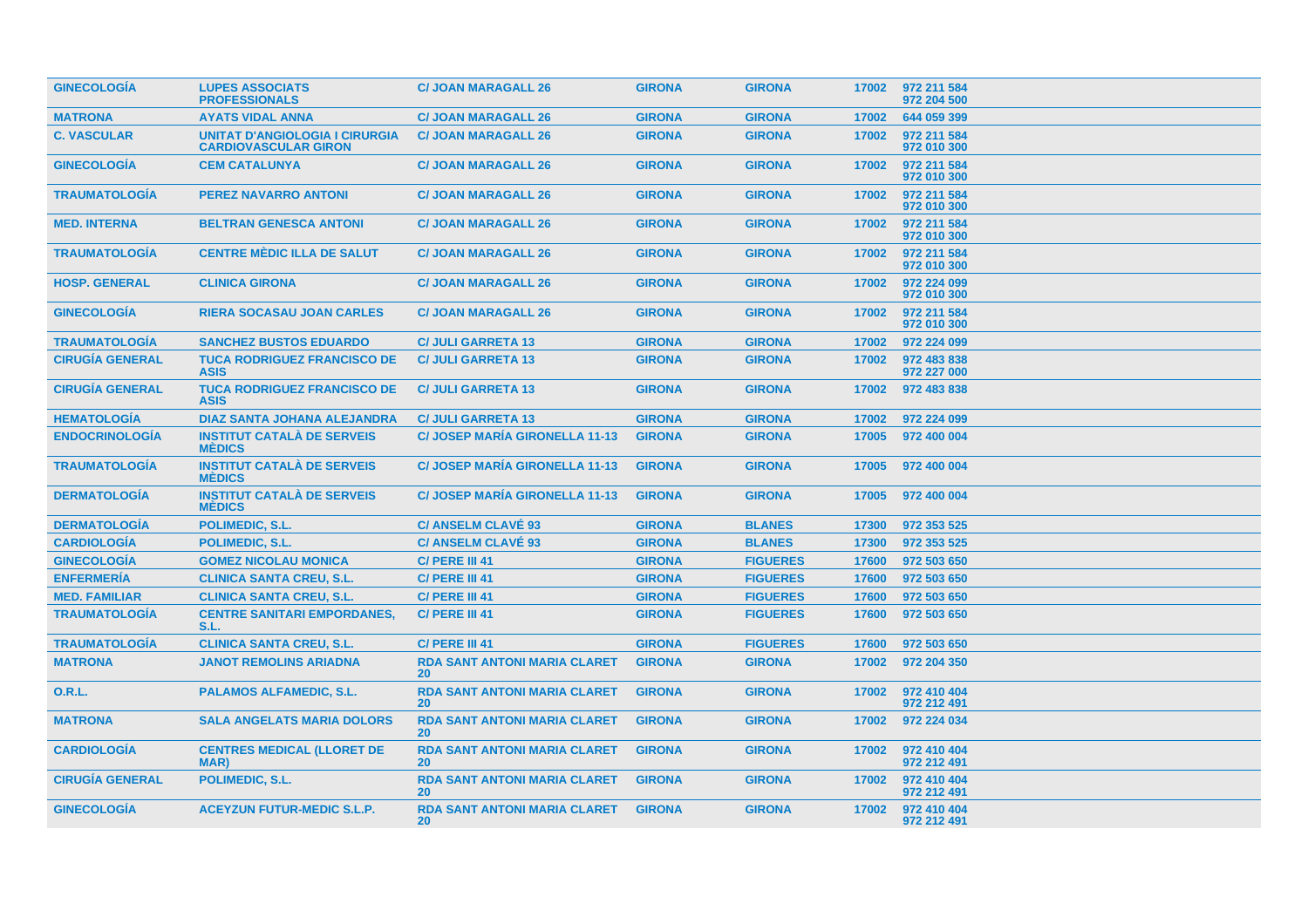| GINECOLOGÍA | LUPES ASSOCIATS PROFESSIONALS | C/ JOAN MARAGALL 26 | GIRONA | GIRONA | 17002 | 972 211 584<br>972 204 500 |
|---|---|---|---|---|---|---|
| MATRONA | AYATS VIDAL ANNA | C/ JOAN MARAGALL 26 | GIRONA | GIRONA | 17002 | 644 059 399 |
| C. VASCULAR | UNITAT D'ANGIOLOGIA I CIRURGIA CARDIOVASCULAR GIRON | C/ JOAN MARAGALL 26 | GIRONA | GIRONA | 17002 | 972 211 584<br>972 010 300 |
| GINECOLOGÍA | CEM CATALUNYA | C/ JOAN MARAGALL 26 | GIRONA | GIRONA | 17002 | 972 211 584<br>972 010 300 |
| TRAUMATOLOGÍA | PEREZ NAVARRO ANTONI | C/ JOAN MARAGALL 26 | GIRONA | GIRONA | 17002 | 972 211 584<br>972 010 300 |
| MED. INTERNA | BELTRAN GENESCA ANTONI | C/ JOAN MARAGALL 26 | GIRONA | GIRONA | 17002 | 972 211 584<br>972 010 300 |
| TRAUMATOLOGÍA | CENTRE MÈDIC ILLA DE SALUT | C/ JOAN MARAGALL 26 | GIRONA | GIRONA | 17002 | 972 211 584<br>972 010 300 |
| HOSP. GENERAL | CLINICA GIRONA | C/ JOAN MARAGALL 26 | GIRONA | GIRONA | 17002 | 972 224 099<br>972 010 300 |
| GINECOLOGÍA | RIERA SOCASAU JOAN CARLES | C/ JOAN MARAGALL 26 | GIRONA | GIRONA | 17002 | 972 211 584<br>972 010 300 |
| TRAUMATOLOGÍA | SANCHEZ BUSTOS EDUARDO | C/ JULI GARRETA 13 | GIRONA | GIRONA | 17002 | 972 224 099 |
| CIRUGÍA GENERAL | TUCA RODRIGUEZ FRANCISCO DE ASIS | C/ JULI GARRETA 13 | GIRONA | GIRONA | 17002 | 972 483 838<br>972 227 000 |
| CIRUGÍA GENERAL | TUCA RODRIGUEZ FRANCISCO DE ASIS | C/ JULI GARRETA 13 | GIRONA | GIRONA | 17002 | 972 483 838 |
| HEMATOLOGÍA | DIAZ SANTA JOHANA ALEJANDRA | C/ JULI GARRETA 13 | GIRONA | GIRONA | 17002 | 972 224 099 |
| ENDOCRINOLOGÍA | INSTITUT CATALÀ DE SERVEIS MÈDICS | C/ JOSEP MARÍA GIRONELLA 11-13 | GIRONA | GIRONA | 17005 | 972 400 004 |
| TRAUMATOLOGÍA | INSTITUT CATALÀ DE SERVEIS MÈDICS | C/ JOSEP MARÍA GIRONELLA 11-13 | GIRONA | GIRONA | 17005 | 972 400 004 |
| DERMATOLOGÍA | INSTITUT CATALÀ DE SERVEIS MÈDICS | C/ JOSEP MARÍA GIRONELLA 11-13 | GIRONA | GIRONA | 17005 | 972 400 004 |
| DERMATOLOGÍA | POLIMEDIC, S.L. | C/ ANSELM CLAVÉ 93 | GIRONA | BLANES | 17300 | 972 353 525 |
| CARDIOLOGÍA | POLIMEDIC, S.L. | C/ ANSELM CLAVÉ 93 | GIRONA | BLANES | 17300 | 972 353 525 |
| GINECOLOGÍA | GOMEZ NICOLAU MONICA | C/ PERE III 41 | GIRONA | FIGUERES | 17600 | 972 503 650 |
| ENFERMERÍA | CLINICA SANTA CREU, S.L. | C/ PERE III 41 | GIRONA | FIGUERES | 17600 | 972 503 650 |
| MED. FAMILIAR | CLINICA SANTA CREU, S.L. | C/ PERE III 41 | GIRONA | FIGUERES | 17600 | 972 503 650 |
| TRAUMATOLOGÍA | CENTRE SANITARI EMPORDANES, S.L. | C/ PERE III 41 | GIRONA | FIGUERES | 17600 | 972 503 650 |
| TRAUMATOLOGÍA | CLINICA SANTA CREU, S.L. | C/ PERE III 41 | GIRONA | FIGUERES | 17600 | 972 503 650 |
| MATRONA | JANOT REMOLINS ARIADNA | RDA SANT ANTONI MARIA CLARET 20 | GIRONA | GIRONA | 17002 | 972 204 350 |
| O.R.L. | PALAMOS ALFAMEDIC, S.L. | RDA SANT ANTONI MARIA CLARET 20 | GIRONA | GIRONA | 17002 | 972 410 404<br>972 212 491 |
| MATRONA | SALA ANGELATS MARIA DOLORS | RDA SANT ANTONI MARIA CLARET 20 | GIRONA | GIRONA | 17002 | 972 224 034 |
| CARDIOLOGÍA | CENTRES MEDICAL (LLORET DE MAR) | RDA SANT ANTONI MARIA CLARET 20 | GIRONA | GIRONA | 17002 | 972 410 404<br>972 212 491 |
| CIRUGÍA GENERAL | POLIMEDIC, S.L. | RDA SANT ANTONI MARIA CLARET 20 | GIRONA | GIRONA | 17002 | 972 410 404<br>972 212 491 |
| GINECOLOGÍA | ACEYZUN FUTUR-MEDIC S.L.P. | RDA SANT ANTONI MARIA CLARET 20 | GIRONA | GIRONA | 17002 | 972 410 404<br>972 212 491 |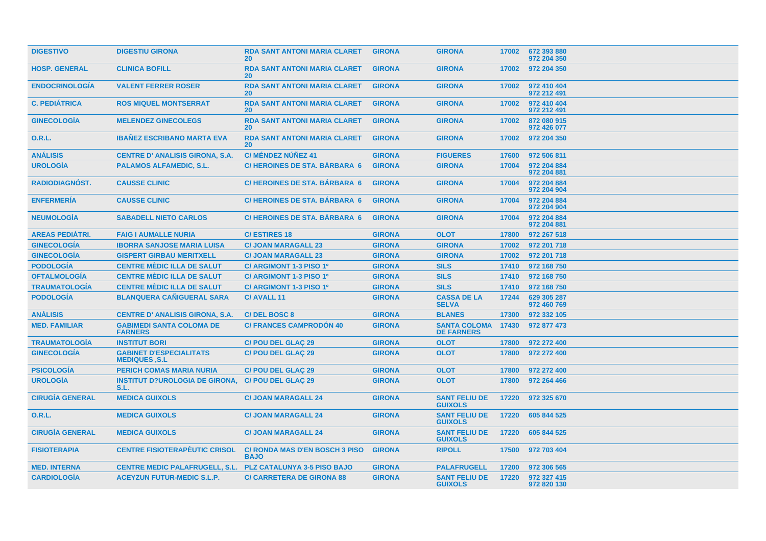| DIGESTIVO | DIGESTIU GIRONA | RDA SANT ANTONI MARIA CLARET 20 | GIRONA | GIRONA | 17002 | 672 393 880 972 204 350 |
|---|---|---|---|---|---|---|
| HOSP. GENERAL | CLINICA BOFILL | RDA SANT ANTONI MARIA CLARET 20 | GIRONA | GIRONA | 17002 | 972 204 350 |
| ENDOCRINOLOGÍA | VALENT FERRER ROSER | RDA SANT ANTONI MARIA CLARET 20 | GIRONA | GIRONA | 17002 | 972 410 404 972 212 491 |
| C. PEDIÁTRICA | ROS MIQUEL MONTSERRAT | RDA SANT ANTONI MARIA CLARET 20 | GIRONA | GIRONA | 17002 | 972 410 404 972 212 491 |
| GINECOLOGÍA | MELENDEZ GINECOLEGS | RDA SANT ANTONI MARIA CLARET 20 | GIRONA | GIRONA | 17002 | 872 080 915 972 426 077 |
| O.R.L. | IBAÑEZ ESCRIBANO MARTA EVA | RDA SANT ANTONI MARIA CLARET 20 | GIRONA | GIRONA | 17002 | 972 204 350 |
| ANÁLISIS | CENTRE D' ANALISIS GIRONA, S.A. | C/ MÉNDEZ NÚÑEZ 41 | GIRONA | FIGUERES | 17600 | 972 506 811 |
| UROLOGÍA | PALAMOS ALFAMEDIC, S.L. | C/ HEROINES DE STA. BÁRBARA 6 | GIRONA | GIRONA | 17004 | 972 204 884 972 204 881 |
| RADIODIAGNÓST. | CAUSSE CLINIC | C/ HEROINES DE STA. BÁRBARA 6 | GIRONA | GIRONA | 17004 | 972 204 884 972 204 904 |
| ENFERMERÍA | CAUSSE CLINIC | C/ HEROINES DE STA. BÁRBARA 6 | GIRONA | GIRONA | 17004 | 972 204 884 972 204 904 |
| NEUMOLOGÍA | SABADELL NIETO CARLOS | C/ HEROINES DE STA. BÁRBARA 6 | GIRONA | GIRONA | 17004 | 972 204 884 972 204 881 |
| AREAS PEDIÁTRI. | FAIG I AUMALLE NURIA | C/ ESTIRES 18 | GIRONA | OLOT | 17800 | 972 267 518 |
| GINECOLOGÍA | IBORRA SANJOSE MARIA LUISA | C/ JOAN MARAGALL 23 | GIRONA | GIRONA | 17002 | 972 201 718 |
| GINECOLOGÍA | GISPERT GIRBAU MERITXELL | C/ JOAN MARAGALL 23 | GIRONA | GIRONA | 17002 | 972 201 718 |
| PODOLOGÍA | CENTRE MÈDIC ILLA DE SALUT | C/ ARGIMONT 1-3 PISO 1º | GIRONA | SILS | 17410 | 972 168 750 |
| OFTALMOLOGÍA | CENTRE MÈDIC ILLA DE SALUT | C/ ARGIMONT 1-3 PISO 1º | GIRONA | SILS | 17410 | 972 168 750 |
| TRAUMATOLOGÍA | CENTRE MÈDIC ILLA DE SALUT | C/ ARGIMONT 1-3 PISO 1º | GIRONA | SILS | 17410 | 972 168 750 |
| PODOLOGÍA | BLANQUERA CAÑIGUERAL SARA | C/ AVALL 11 | GIRONA | CASSA DE LA SELVA | 17244 | 629 305 287 972 460 769 |
| ANÁLISIS | CENTRE D' ANALISIS GIRONA, S.A. | C/ DEL BOSC 8 | GIRONA | BLANES | 17300 | 972 332 105 |
| MED. FAMILIAR | GABIMEDI SANTA COLOMA DE FARNERS | C/ FRANCES CAMPRODÓN 40 | GIRONA | SANTA COLOMA DE FARNERS | 17430 | 972 877 473 |
| TRAUMATOLOGÍA | INSTITUT BORI | C/ POU DEL GLAÇ 29 | GIRONA | OLOT | 17800 | 972 272 400 |
| GINECOLOGÍA | GABINET D'ESPECIALITATS MEDIQUES ,S.L | C/ POU DEL GLAÇ 29 | GIRONA | OLOT | 17800 | 972 272 400 |
| PSICOLOGÍA | PERICH COMAS MARIA NURIA | C/ POU DEL GLAÇ 29 | GIRONA | OLOT | 17800 | 972 272 400 |
| UROLOGÍA | INSTITUT D?UROLOGIA DE GIRONA, S.L. | C/ POU DEL GLAÇ 29 | GIRONA | OLOT | 17800 | 972 264 466 |
| CIRUGÍA GENERAL | MEDICA GUIXOLS | C/ JOAN MARAGALL 24 | GIRONA | SANT FELIU DE GUIXOLS | 17220 | 972 325 670 |
| O.R.L. | MEDICA GUIXOLS | C/ JOAN MARAGALL 24 | GIRONA | SANT FELIU DE GUIXOLS | 17220 | 605 844 525 |
| CIRUGÍA GENERAL | MEDICA GUIXOLS | C/ JOAN MARAGALL 24 | GIRONA | SANT FELIU DE GUIXOLS | 17220 | 605 844 525 |
| FISIOTERAPIA | CENTRE FISIOTERAPÈUTIC CRISOL | C/ RONDA MAS D'EN BOSCH 3 PISO BAJO | GIRONA | RIPOLL | 17500 | 972 703 404 |
| MED. INTERNA | CENTRE MEDIC PALAFRUGELL, S.L. | PLZ CATALUNYA 3-5 PISO BAJO | GIRONA | PALAFRUGELL | 17200 | 972 306 565 |
| CARDIOLOGÍA | ACEYZUN FUTUR-MEDIC S.L.P. | C/ CARRETERA DE GIRONA 88 | GIRONA | SANT FELIU DE GUIXOLS | 17220 | 972 327 415 972 820 130 |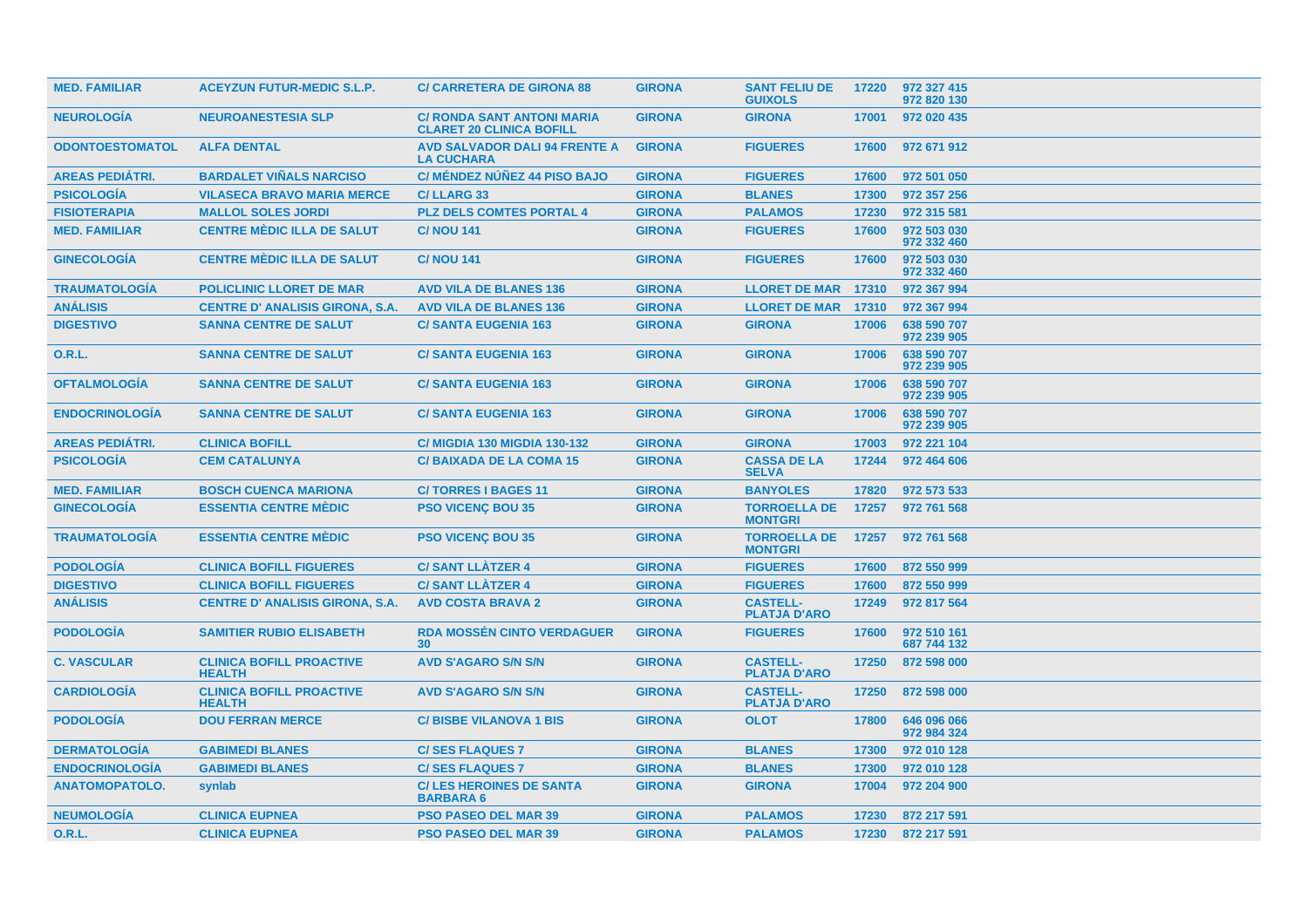| MED. FAMILIAR | ACEYZUN FUTUR-MEDIC S.L.P. | C/ CARRETERA DE GIRONA 88 | GIRONA | SANT FELIU DE GUIXOLS | 17220 | 972 327 415<br>972 820 130 |
|---|---|---|---|---|---|---|
| NEUROLOGÍA | NEUROANESTESIA SLP | C/ RONDA SANT ANTONI MARIA CLARET 20 CLINICA BOFILL | GIRONA | GIRONA | 17001 | 972 020 435 |
| ODONTOESTOMATOL | ALFA DENTAL | AVD SALVADOR DALI 94 FRENTE A LA CUCHARA | GIRONA | FIGUERES | 17600 | 972 671 912 |
| AREAS PEDIÁTRI. | BARDALET VIÑALS NARCISO | C/ MÉNDEZ NÚÑEZ 44 PISO BAJO | GIRONA | FIGUERES | 17600 | 972 501 050 |
| PSICOLOGÍA | VILASECA BRAVO MARIA MERCE | C/ LLARG 33 | GIRONA | BLANES | 17300 | 972 357 256 |
| FISIOTERAPIA | MALLOL SOLES JORDI | PLZ DELS COMTES PORTAL 4 | GIRONA | PALAMOS | 17230 | 972 315 581 |
| MED. FAMILIAR | CENTRE MÈDIC ILLA DE SALUT | C/ NOU 141 | GIRONA | FIGUERES | 17600 | 972 503 030<br>972 332 460 |
| GINECOLOGÍA | CENTRE MÈDIC ILLA DE SALUT | C/ NOU 141 | GIRONA | FIGUERES | 17600 | 972 503 030<br>972 332 460 |
| TRAUMATOLOGÍA | POLICLINIC LLORET DE MAR | AVD VILA DE BLANES 136 | GIRONA | LLORET DE MAR | 17310 | 972 367 994 |
| ANÁLISIS | CENTRE D' ANALISIS GIRONA, S.A. | AVD VILA DE BLANES 136 | GIRONA | LLORET DE MAR | 17310 | 972 367 994 |
| DIGESTIVO | SANNA CENTRE DE SALUT | C/ SANTA EUGENIA 163 | GIRONA | GIRONA | 17006 | 638 590 707<br>972 239 905 |
| O.R.L. | SANNA CENTRE DE SALUT | C/ SANTA EUGENIA 163 | GIRONA | GIRONA | 17006 | 638 590 707<br>972 239 905 |
| OFTALMOLOGÍA | SANNA CENTRE DE SALUT | C/ SANTA EUGENIA 163 | GIRONA | GIRONA | 17006 | 638 590 707<br>972 239 905 |
| ENDOCRINOLOGÍA | SANNA CENTRE DE SALUT | C/ SANTA EUGENIA 163 | GIRONA | GIRONA | 17006 | 638 590 707<br>972 239 905 |
| AREAS PEDIÁTRI. | CLINICA BOFILL | C/ MIGDIA 130 MIGDIA 130-132 | GIRONA | GIRONA | 17003 | 972 221 104 |
| PSICOLOGÍA | CEM CATALUNYA | C/ BAIXADA DE LA COMA 15 | GIRONA | CASSA DE LA SELVA | 17244 | 972 464 606 |
| MED. FAMILIAR | BOSCH CUENCA MARIONA | C/ TORRES I BAGES 11 | GIRONA | BANYOLES | 17820 | 972 573 533 |
| GINECOLOGÍA | ESSENTIA CENTRE MÈDIC | PSO VICENÇ BOU 35 | GIRONA | TORROELLA DE MONTGRI | 17257 | 972 761 568 |
| TRAUMATOLOGÍA | ESSENTIA CENTRE MÈDIC | PSO VICENÇ BOU 35 | GIRONA | TORROELLA DE MONTGRI | 17257 | 972 761 568 |
| PODOLOGÍA | CLINICA BOFILL FIGUERES | C/ SANT LLÀTZER 4 | GIRONA | FIGUERES | 17600 | 872 550 999 |
| DIGESTIVO | CLINICA BOFILL FIGUERES | C/ SANT LLÀTZER 4 | GIRONA | FIGUERES | 17600 | 872 550 999 |
| ANÁLISIS | CENTRE D' ANALISIS GIRONA, S.A. | AVD COSTA BRAVA 2 | GIRONA | CASTELL-PLATJA D'ARO | 17249 | 972 817 564 |
| PODOLOGÍA | SAMITIER RUBIO ELISABETH | RDA MOSSÉN CINTO VERDAGUER 30 | GIRONA | FIGUERES | 17600 | 972 510 161<br>687 744 132 |
| C. VASCULAR | CLINICA BOFILL PROACTIVE HEALTH | AVD S'AGARO S/N S/N | GIRONA | CASTELL-PLATJA D'ARO | 17250 | 872 598 000 |
| CARDIOLOGÍA | CLINICA BOFILL PROACTIVE HEALTH | AVD S'AGARO S/N S/N | GIRONA | CASTELL-PLATJA D'ARO | 17250 | 872 598 000 |
| PODOLOGÍA | DOU FERRAN MERCE | C/ BISBE VILANOVA 1 BIS | GIRONA | OLOT | 17800 | 646 096 066<br>972 984 324 |
| DERMATOLOGÍA | GABIMEDI BLANES | C/ SES FLAQUES 7 | GIRONA | BLANES | 17300 | 972 010 128 |
| ENDOCRINOLOGÍA | GABIMEDI BLANES | C/ SES FLAQUES 7 | GIRONA | BLANES | 17300 | 972 010 128 |
| ANATOMOPATOLO. | synlab | C/ LES HEROINES DE SANTA BARBARA 6 | GIRONA | GIRONA | 17004 | 972 204 900 |
| NEUMOLOGÍA | CLINICA EUPNEA | PSO PASEO DEL MAR 39 | GIRONA | PALAMOS | 17230 | 872 217 591 |
| O.R.L. | CLINICA EUPNEA | PSO PASEO DEL MAR 39 | GIRONA | PALAMOS | 17230 | 872 217 591 |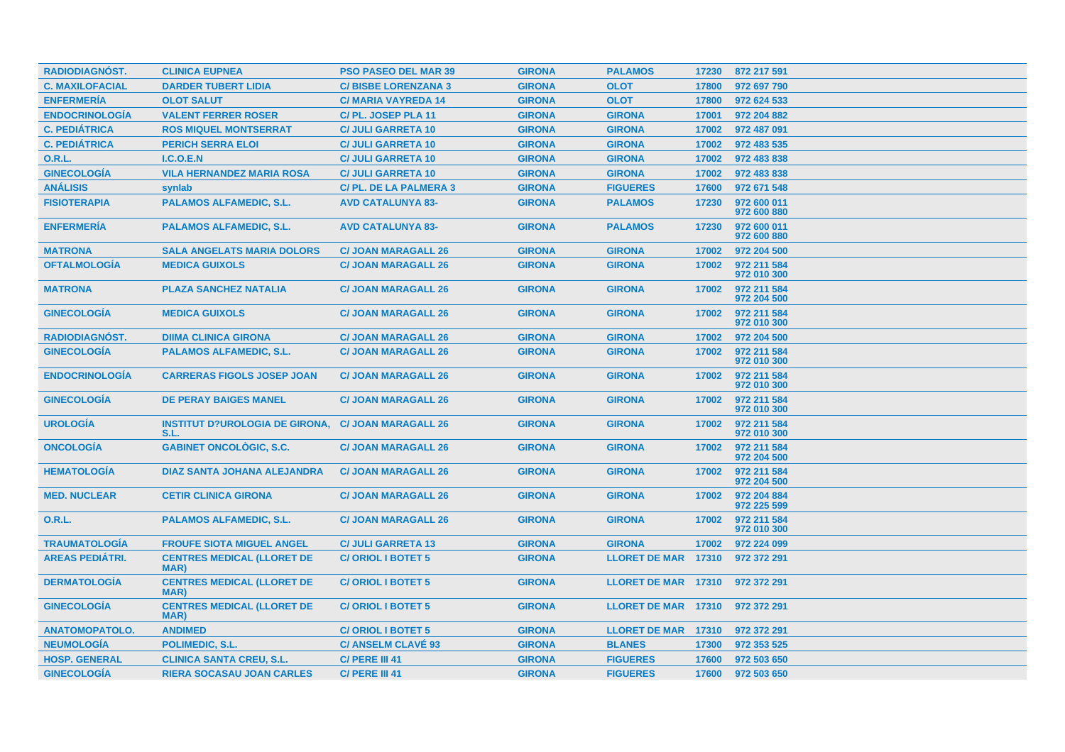| | | | | | | |
|---|---|---|---|---|---|---|
| RADIODIAGNÓST. | CLINICA EUPNEA | PSO PASEO DEL MAR 39 | GIRONA | PALAMOS | 17230 | 872 217 591 |
| C. MAXILOFACIAL | DARDER TUBERT LIDIA | C/ BISBE LORENZANA 3 | GIRONA | OLOT | 17800 | 972 697 790 |
| ENFERMERÍA | OLOT SALUT | C/ MARIA VAYREDA 14 | GIRONA | OLOT | 17800 | 972 624 533 |
| ENDOCRINOLOGÍA | VALENT FERRER ROSER | C/ PL. JOSEP PLA 11 | GIRONA | GIRONA | 17001 | 972 204 882 |
| C. PEDIÁTRICA | ROS MIQUEL MONTSERRAT | C/ JULI GARRETA 10 | GIRONA | GIRONA | 17002 | 972 487 091 |
| C. PEDIÁTRICA | PERICH SERRA ELOI | C/ JULI GARRETA 10 | GIRONA | GIRONA | 17002 | 972 483 535 |
| O.R.L. | I.C.O.E.N | C/ JULI GARRETA 10 | GIRONA | GIRONA | 17002 | 972 483 838 |
| GINECOLOGÍA | VILA HERNANDEZ MARIA ROSA | C/ JULI GARRETA 10 | GIRONA | GIRONA | 17002 | 972 483 838 |
| ANÁLISIS | synlab | C/ PL. DE LA PALMERA 3 | GIRONA | FIGUERES | 17600 | 972 671 548 |
| FISIOTERAPIA | PALAMOS ALFAMEDIC, S.L. | AVD CATALUNYA 83- | GIRONA | PALAMOS | 17230 | 972 600 011 972 600 880 |
| ENFERMERÍA | PALAMOS ALFAMEDIC, S.L. | AVD CATALUNYA 83- | GIRONA | PALAMOS | 17230 | 972 600 011 972 600 880 |
| MATRONA | SALA ANGELATS MARIA DOLORS | C/ JOAN MARAGALL 26 | GIRONA | GIRONA | 17002 | 972 204 500 |
| OFTALMOLOGÍA | MEDICA GUIXOLS | C/ JOAN MARAGALL 26 | GIRONA | GIRONA | 17002 | 972 211 584 972 010 300 |
| MATRONA | PLAZA SANCHEZ NATALIA | C/ JOAN MARAGALL 26 | GIRONA | GIRONA | 17002 | 972 211 584 972 204 500 |
| GINECOLOGÍA | MEDICA GUIXOLS | C/ JOAN MARAGALL 26 | GIRONA | GIRONA | 17002 | 972 211 584 972 010 300 |
| RADIODIAGNÓST. | DIIMA CLINICA GIRONA | C/ JOAN MARAGALL 26 | GIRONA | GIRONA | 17002 | 972 204 500 |
| GINECOLOGÍA | PALAMOS ALFAMEDIC, S.L. | C/ JOAN MARAGALL 26 | GIRONA | GIRONA | 17002 | 972 211 584 972 010 300 |
| ENDOCRINOLOGÍA | CARRERAS FIGOLS JOSEP JOAN | C/ JOAN MARAGALL 26 | GIRONA | GIRONA | 17002 | 972 211 584 972 010 300 |
| GINECOLOGÍA | DE PERAY BAIGES MANEL | C/ JOAN MARAGALL 26 | GIRONA | GIRONA | 17002 | 972 211 584 972 010 300 |
| UROLOGÍA | INSTITUT D?UROLOGIA DE GIRONA, S.L. | C/ JOAN MARAGALL 26 | GIRONA | GIRONA | 17002 | 972 211 584 972 010 300 |
| ONCOLOGÍA | GABINET ONCOLÒGIC, S.C. | C/ JOAN MARAGALL 26 | GIRONA | GIRONA | 17002 | 972 211 584 972 204 500 |
| HEMATOLOGÍA | DIAZ SANTA JOHANA ALEJANDRA | C/ JOAN MARAGALL 26 | GIRONA | GIRONA | 17002 | 972 211 584 972 204 500 |
| MED. NUCLEAR | CETIR CLINICA GIRONA | C/ JOAN MARAGALL 26 | GIRONA | GIRONA | 17002 | 972 204 884 972 225 599 |
| O.R.L. | PALAMOS ALFAMEDIC, S.L. | C/ JOAN MARAGALL 26 | GIRONA | GIRONA | 17002 | 972 211 584 972 010 300 |
| TRAUMATOLOGÍA | FROUFE SIOTA MIGUEL ANGEL | C/ JULI GARRETA 13 | GIRONA | GIRONA | 17002 | 972 224 099 |
| AREAS PEDIÁTRI. | CENTRES MEDICAL (LLORET DE MAR) | C/ ORIOL I BOTET 5 | GIRONA | LLORET DE MAR | 17310 | 972 372 291 |
| DERMATOLOGÍA | CENTRES MEDICAL (LLORET DE MAR) | C/ ORIOL I BOTET 5 | GIRONA | LLORET DE MAR | 17310 | 972 372 291 |
| GINECOLOGÍA | CENTRES MEDICAL (LLORET DE MAR) | C/ ORIOL I BOTET 5 | GIRONA | LLORET DE MAR | 17310 | 972 372 291 |
| ANATOMOPATOLO. | ANDIMED | C/ ORIOL I BOTET 5 | GIRONA | LLORET DE MAR | 17310 | 972 372 291 |
| NEUMOLOGÍA | POLIMEDIC, S.L. | C/ ANSELM CLAVÉ 93 | GIRONA | BLANES | 17300 | 972 353 525 |
| HOSP. GENERAL | CLINICA SANTA CREU, S.L. | C/ PERE III 41 | GIRONA | FIGUERES | 17600 | 972 503 650 |
| GINECOLOGÍA | RIERA SOCASAU JOAN CARLES | C/ PERE III 41 | GIRONA | FIGUERES | 17600 | 972 503 650 |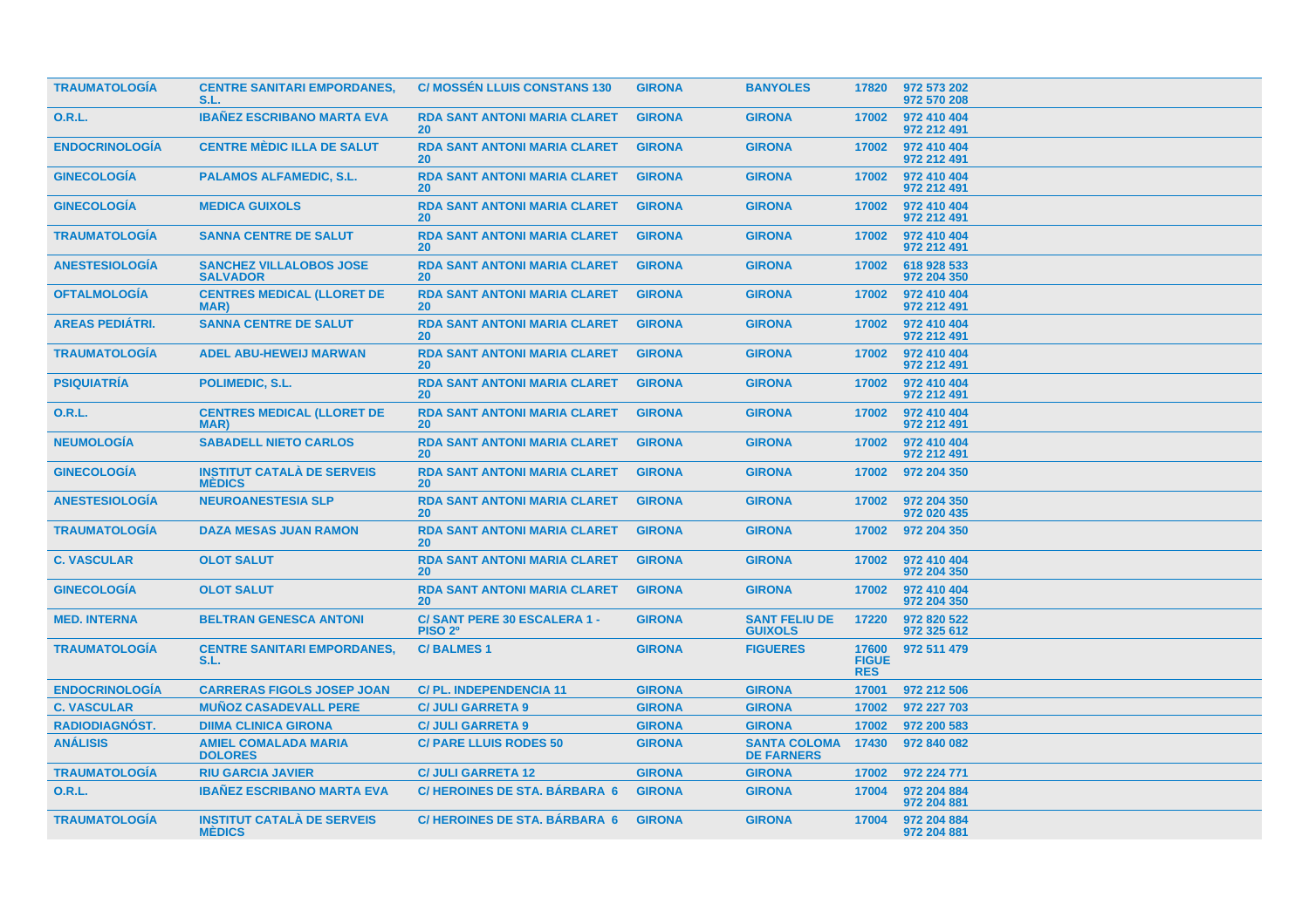| TRAUMATOLOGÍA | CENTRE SANITARI EMPORDANES, S.L. | C/ MOSSÉN LLUIS CONSTANS 130 | GIRONA | BANYOLES | 17820 | 972 573 202 972 570 208 |
|---|---|---|---|---|---|---|
| O.R.L. | IBAÑEZ ESCRIBANO MARTA EVA | RDA SANT ANTONI MARIA CLARET 20 | GIRONA | GIRONA | 17002 | 972 410 404 972 212 491 |
| ENDOCRINOLOGÍA | CENTRE MÈDIC ILLA DE SALUT | RDA SANT ANTONI MARIA CLARET 20 | GIRONA | GIRONA | 17002 | 972 410 404 972 212 491 |
| GINECOLOGÍA | PALAMOS ALFAMEDIC, S.L. | RDA SANT ANTONI MARIA CLARET 20 | GIRONA | GIRONA | 17002 | 972 410 404 972 212 491 |
| GINECOLOGÍA | MEDICA GUIXOLS | RDA SANT ANTONI MARIA CLARET 20 | GIRONA | GIRONA | 17002 | 972 410 404 972 212 491 |
| TRAUMATOLOGÍA | SANNA CENTRE DE SALUT | RDA SANT ANTONI MARIA CLARET 20 | GIRONA | GIRONA | 17002 | 972 410 404 972 212 491 |
| ANESTESIOLOGÍA | SANCHEZ VILLALOBOS JOSE SALVADOR | RDA SANT ANTONI MARIA CLARET 20 | GIRONA | GIRONA | 17002 | 618 928 533 972 204 350 |
| OFTALMOLOGÍA | CENTRES MEDICAL (LLORET DE MAR) | RDA SANT ANTONI MARIA CLARET 20 | GIRONA | GIRONA | 17002 | 972 410 404 972 212 491 |
| AREAS PEDIÁTRI. | SANNA CENTRE DE SALUT | RDA SANT ANTONI MARIA CLARET 20 | GIRONA | GIRONA | 17002 | 972 410 404 972 212 491 |
| TRAUMATOLOGÍA | ADEL ABU-HEWEIJ MARWAN | RDA SANT ANTONI MARIA CLARET 20 | GIRONA | GIRONA | 17002 | 972 410 404 972 212 491 |
| PSIQUIATRÍA | POLIMEDIC, S.L. | RDA SANT ANTONI MARIA CLARET 20 | GIRONA | GIRONA | 17002 | 972 410 404 972 212 491 |
| O.R.L. | CENTRES MEDICAL (LLORET DE MAR) | RDA SANT ANTONI MARIA CLARET 20 | GIRONA | GIRONA | 17002 | 972 410 404 972 212 491 |
| NEUMOLOGÍA | SABADELL NIETO CARLOS | RDA SANT ANTONI MARIA CLARET 20 | GIRONA | GIRONA | 17002 | 972 410 404 972 212 491 |
| GINECOLOGÍA | INSTITUT CATALÀ DE SERVEIS MÈDICS | RDA SANT ANTONI MARIA CLARET 20 | GIRONA | GIRONA | 17002 | 972 204 350 |
| ANESTESIOLOGÍA | NEUROANESTESIA SLP | RDA SANT ANTONI MARIA CLARET 20 | GIRONA | GIRONA | 17002 | 972 204 350 972 020 435 |
| TRAUMATOLOGÍA | DAZA MESAS JUAN RAMON | RDA SANT ANTONI MARIA CLARET 20 | GIRONA | GIRONA | 17002 | 972 204 350 |
| C. VASCULAR | OLOT SALUT | RDA SANT ANTONI MARIA CLARET 20 | GIRONA | GIRONA | 17002 | 972 410 404 972 204 350 |
| GINECOLOGÍA | OLOT SALUT | RDA SANT ANTONI MARIA CLARET 20 | GIRONA | GIRONA | 17002 | 972 410 404 972 204 350 |
| MED. INTERNA | BELTRAN GENESCA ANTONI | C/ SANT PERE 30 ESCALERA 1 - PISO 2º | GIRONA | SANT FELIU DE GUIXOLS | 17220 | 972 820 522 972 325 612 |
| TRAUMATOLOGÍA | CENTRE SANITARI EMPORDANES, S.L. | C/ BALMES 1 | GIRONA | FIGUERES | 17600 FIGUE RES | 972 511 479 |
| ENDOCRINOLOGÍA | CARRERAS FIGOLS JOSEP JOAN | C/ PL. INDEPENDENCIA 11 | GIRONA | GIRONA | 17001 | 972 212 506 |
| C. VASCULAR | MUÑOZ CASADEVALL PERE | C/ JULI GARRETA 9 | GIRONA | GIRONA | 17002 | 972 227 703 |
| RADIODIAGNÓST. | DIIMA CLINICA GIRONA | C/ JULI GARRETA 9 | GIRONA | GIRONA | 17002 | 972 200 583 |
| ANÁLISIS | AMIEL COMALADA MARIA DOLORES | C/ PARE LLUIS RODES 50 | GIRONA | SANTA COLOMA DE FARNERS | 17430 | 972 840 082 |
| TRAUMATOLOGÍA | RIU GARCIA JAVIER | C/ JULI GARRETA 12 | GIRONA | GIRONA | 17002 | 972 224 771 |
| O.R.L. | IBAÑEZ ESCRIBANO MARTA EVA | C/ HEROINES DE STA. BÁRBARA 6 | GIRONA | GIRONA | 17004 | 972 204 884 972 204 881 |
| TRAUMATOLOGÍA | INSTITUT CATALÀ DE SERVEIS MÈDICS | C/ HEROINES DE STA. BÁRBARA 6 | GIRONA | GIRONA | 17004 | 972 204 884 972 204 881 |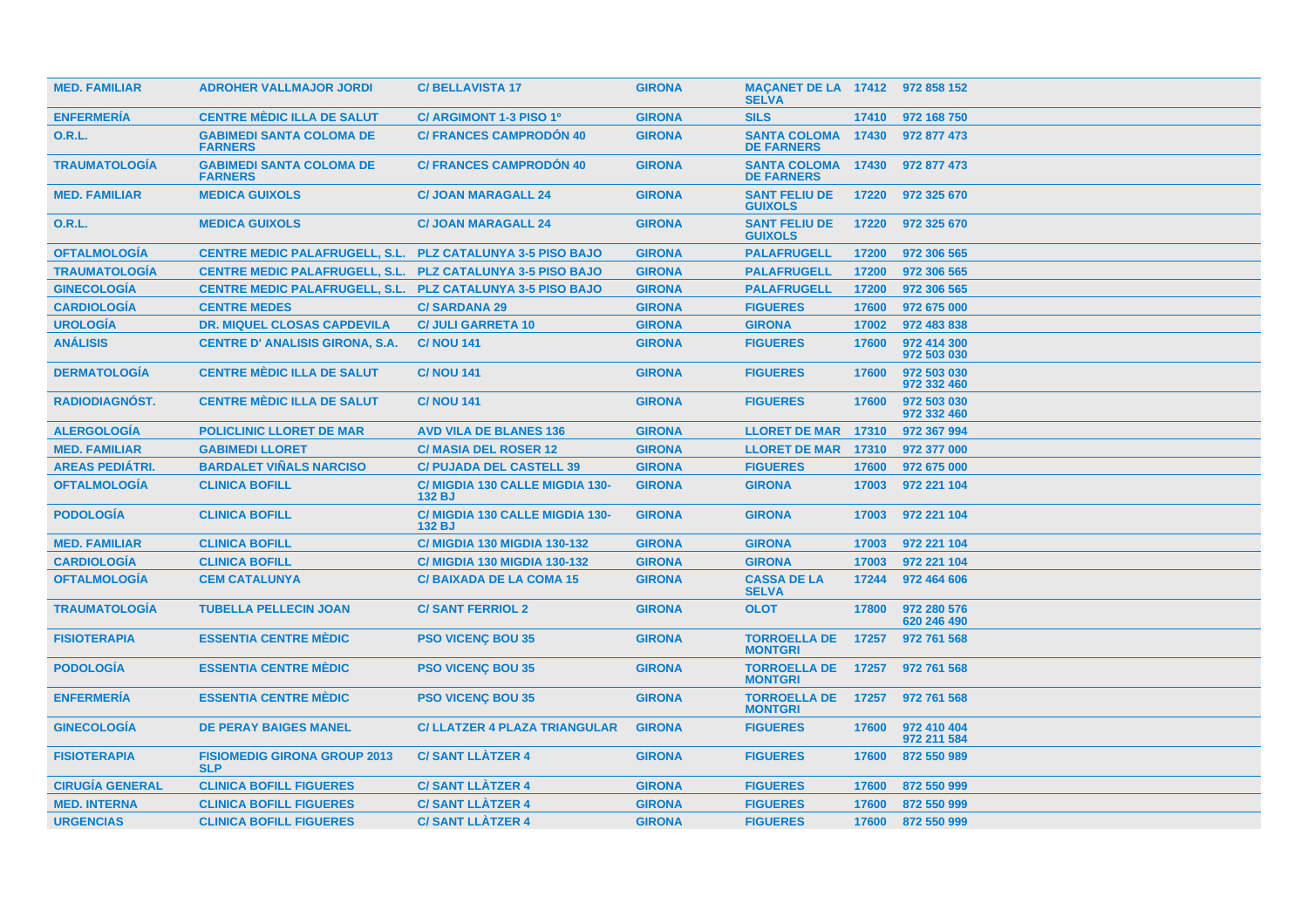| MED. FAMILIAR | ADROHER VALLMAJOR JORDI | C/ BELLAVISTA 17 | GIRONA | MAÇANET DE LA SELVA | 17412 | 972 858 152 |
|---|---|---|---|---|---|---|
| ENFERMERÍA | CENTRE MÈDIC ILLA DE SALUT | C/ ARGIMONT 1-3 PISO 1º | GIRONA | SILS | 17410 | 972 168 750 |
| O.R.L. | GABIMEDI SANTA COLOMA DE FARNERS | C/ FRANCES CAMPRODÓN 40 | GIRONA | SANTA COLOMA DE FARNERS | 17430 | 972 877 473 |
| TRAUMATOLOGÍA | GABIMEDI SANTA COLOMA DE FARNERS | C/ FRANCES CAMPRODÓN 40 | GIRONA | SANTA COLOMA DE FARNERS | 17430 | 972 877 473 |
| MED. FAMILIAR | MEDICA GUIXOLS | C/ JOAN MARAGALL 24 | GIRONA | SANT FELIU DE GUIXOLS | 17220 | 972 325 670 |
| O.R.L. | MEDICA GUIXOLS | C/ JOAN MARAGALL 24 | GIRONA | SANT FELIU DE GUIXOLS | 17220 | 972 325 670 |
| OFTALMOLOGÍA | CENTRE MEDIC PALAFRUGELL, S.L. | PLZ CATALUNYA 3-5 PISO BAJO | GIRONA | PALAFRUGELL | 17200 | 972 306 565 |
| TRAUMATOLOGÍA | CENTRE MEDIC PALAFRUGELL, S.L. | PLZ CATALUNYA 3-5 PISO BAJO | GIRONA | PALAFRUGELL | 17200 | 972 306 565 |
| GINECOLOGÍA | CENTRE MEDIC PALAFRUGELL, S.L. | PLZ CATALUNYA 3-5 PISO BAJO | GIRONA | PALAFRUGELL | 17200 | 972 306 565 |
| CARDIOLOGÍA | CENTRE MEDES | C/ SARDANA 29 | GIRONA | FIGUERES | 17600 | 972 675 000 |
| UROLOGÍA | DR. MIQUEL CLOSAS CAPDEVILA | C/ JULI GARRETA 10 | GIRONA | GIRONA | 17002 | 972 483 838 |
| ANÁLISIS | CENTRE D' ANALISIS GIRONA, S.A. | C/ NOU 141 | GIRONA | FIGUERES | 17600 | 972 414 300 972 503 030 |
| DERMATOLOGÍA | CENTRE MÈDIC ILLA DE SALUT | C/ NOU 141 | GIRONA | FIGUERES | 17600 | 972 503 030 972 332 460 |
| RADIODIAGNÓST. | CENTRE MÈDIC ILLA DE SALUT | C/ NOU 141 | GIRONA | FIGUERES | 17600 | 972 503 030 972 332 460 |
| ALERGOLOGÍA | POLICLINIC LLORET DE MAR | AVD VILA DE BLANES 136 | GIRONA | LLORET DE MAR | 17310 | 972 367 994 |
| MED. FAMILIAR | GABIMEDI LLORET | C/ MASIA DEL ROSER 12 | GIRONA | LLORET DE MAR | 17310 | 972 377 000 |
| AREAS PEDIÁTRI. | BARDALET VIÑALS NARCISO | C/ PUJADA DEL CASTELL 39 | GIRONA | FIGUERES | 17600 | 972 675 000 |
| OFTALMOLOGÍA | CLINICA BOFILL | C/ MIGDIA 130 CALLE MIGDIA 130-132 BJ | GIRONA | GIRONA | 17003 | 972 221 104 |
| PODOLOGÍA | CLINICA BOFILL | C/ MIGDIA 130 CALLE MIGDIA 130-132 BJ | GIRONA | GIRONA | 17003 | 972 221 104 |
| MED. FAMILIAR | CLINICA BOFILL | C/ MIGDIA 130 MIGDIA 130-132 | GIRONA | GIRONA | 17003 | 972 221 104 |
| CARDIOLOGÍA | CLINICA BOFILL | C/ MIGDIA 130 MIGDIA 130-132 | GIRONA | GIRONA | 17003 | 972 221 104 |
| OFTALMOLOGÍA | CEM CATALUNYA | C/ BAIXADA DE LA COMA 15 | GIRONA | CASSA DE LA SELVA | 17244 | 972 464 606 |
| TRAUMATOLOGÍA | TUBELLA PELLECIN JOAN | C/ SANT FERRIOL 2 | GIRONA | OLOT | 17800 | 972 280 576 620 246 490 |
| FISIOTERAPIA | ESSENTIA CENTRE MÈDIC | PSO VICENÇ BOU 35 | GIRONA | TORROELLA DE MONTGRI | 17257 | 972 761 568 |
| PODOLOGÍA | ESSENTIA CENTRE MÈDIC | PSO VICENÇ BOU 35 | GIRONA | TORROELLA DE MONTGRI | 17257 | 972 761 568 |
| ENFERMERÍA | ESSENTIA CENTRE MÈDIC | PSO VICENÇ BOU 35 | GIRONA | TORROELLA DE MONTGRI | 17257 | 972 761 568 |
| GINECOLOGÍA | DE PERAY BAIGES MANEL | C/ LLATZER 4 PLAZA TRIANGULAR | GIRONA | FIGUERES | 17600 | 972 410 404 972 211 584 |
| FISIOTERAPIA | FISIOMEDIG GIRONA GROUP 2013 SLP | C/ SANT LLÀTZER 4 | GIRONA | FIGUERES | 17600 | 872 550 989 |
| CIRUGÍA GENERAL | CLINICA BOFILL FIGUERES | C/ SANT LLÀTZER 4 | GIRONA | FIGUERES | 17600 | 872 550 999 |
| MED. INTERNA | CLINICA BOFILL FIGUERES | C/ SANT LLÀTZER 4 | GIRONA | FIGUERES | 17600 | 872 550 999 |
| URGENCIAS | CLINICA BOFILL FIGUERES | C/ SANT LLÀTZER 4 | GIRONA | FIGUERES | 17600 | 872 550 999 |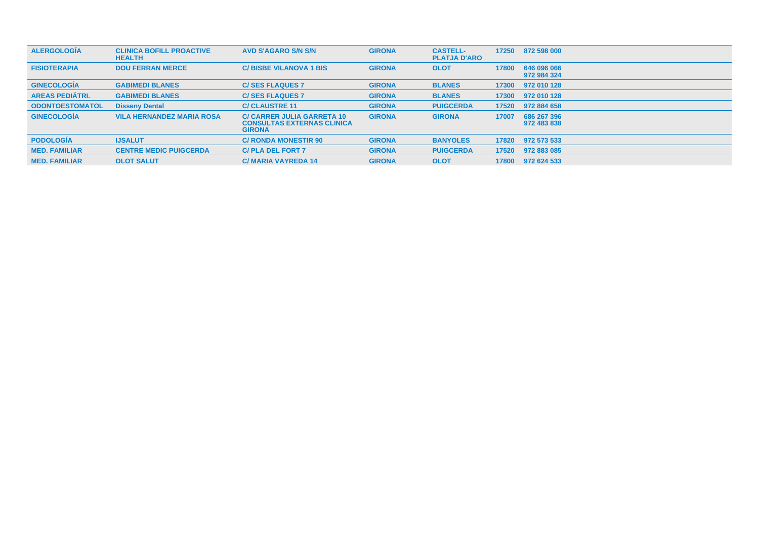| | | | | | | |
|---|---|---|---|---|---|---|
| ALERGOLOGÍA | CLINICA BOFILL PROACTIVE HEALTH | AVD S'AGARO S/N S/N | GIRONA | CASTELL-PLATJA D'ARO | 17250 | 872 598 000 |
| FISIOTERAPIA | DOU FERRAN MERCE | C/ BISBE VILANOVA 1 BIS | GIRONA | OLOT | 17800 | 646 096 066 972 984 324 |
| GINECOLOGÍA | GABIMEDI BLANES | C/ SES FLAQUES 7 | GIRONA | BLANES | 17300 | 972 010 128 |
| AREAS PEDIÁTRI. | GABIMEDI BLANES | C/ SES FLAQUES 7 | GIRONA | BLANES | 17300 | 972 010 128 |
| ODONTOESTOMATOL | Disseny Dental | C/ CLAUSTRE 11 | GIRONA | PUIGCERDA | 17520 | 972 884 658 |
| GINECOLOGÍA | VILA HERNANDEZ MARIA ROSA | C/ CARRER JULIA GARRETA 10 CONSULTAS EXTERNAS CLINICA GIRONA | GIRONA | GIRONA | 17007 | 686 267 396 972 483 838 |
| PODOLOGÍA | IJSALUT | C/ RONDA MONESTIR 90 | GIRONA | BANYOLES | 17820 | 972 573 533 |
| MED. FAMILIAR | CENTRE MEDIC PUIGCERDA | C/ PLA DEL FORT 7 | GIRONA | PUIGCERDA | 17520 | 972 883 085 |
| MED. FAMILIAR | OLOT SALUT | C/ MARIA VAYREDA 14 | GIRONA | OLOT | 17800 | 972 624 533 |